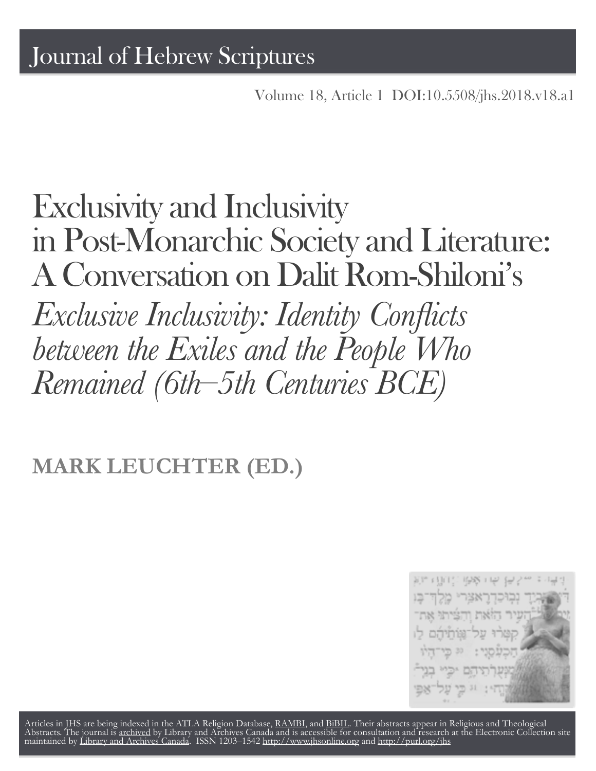# Journal of Hebrew Scriptures

Volume 18, Article 1 DOI:10.5508/jhs.2018.v18.a1

# Exclusivity and Inclusivity in Post-Monarchic Society and Literature: A Conversation on Dalit Rom-Shiloni's *Exclusive Inclusivity: Identity Conflicts between the Exiles and the People Who Remained (6th–5th Centuries BCE)*

**MARK LEUCHTER (ED.)**

Articles in JHS are being indexed in the ATLA Religion Database, RAMBI, and BiBIL. Their abstracts appear in Religious and Theological Abstracts. The journal is archived by Library and Archives Canada and is accessible for consultation and research at the Electronic Collection site maintained by Library and Archives Canada. ISSN 1203–1542 http://www.jhsonline.org and http://purl.org/jhs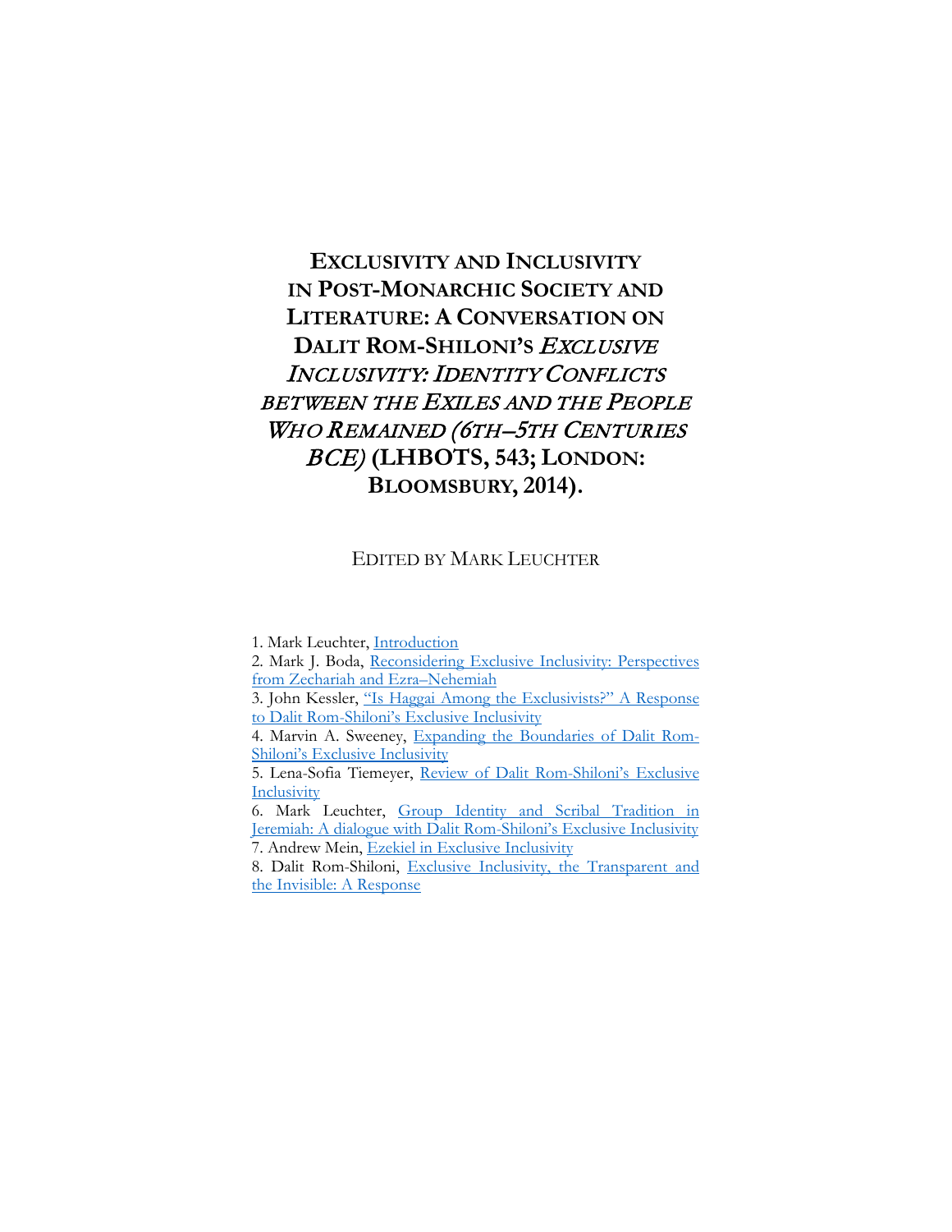# EXCLUSIVITY AND INCLUSIVITY IN POST-MONARCHIC SOCIETY AND LITERATURE: A CONVERSATION ON DALIT ROM-SHILONI'S *EXCLUSIVE INCLUSIVITY: IDENTITY CONFLICTS BETWEEN THE EXILES AND THE PEOPLE WHO REMAINED (6TH–5TH CENTURIES BCE)* (LHBOTS, 543; LONDON: BLOOMSBURY, 2014).

EDITED BY MARK LEUCHTER

1. Mark Leuchter, Introduction
2. Mark J. Boda, Reconsidering Exclusive Inclusivity: Perspectives from Zechariah and Ezra–Nehemiah
3. John Kessler, "Is Haggai Among the Exclusivists?" A Response to Dalit Rom-Shiloni's Exclusive Inclusivity
4. Marvin A. Sweeney, Expanding the Boundaries of Dalit Rom-Shiloni's Exclusive Inclusivity
5. Lena-Sofia Tiemeyer, Review of Dalit Rom-Shiloni's Exclusive Inclusivity
6. Mark Leuchter, Group Identity and Scribal Tradition in Jeremiah: A dialogue with Dalit Rom-Shiloni's Exclusive Inclusivity
7. Andrew Mein, Ezekiel in Exclusive Inclusivity
8. Dalit Rom-Shiloni, Exclusive Inclusivity, the Transparent and the Invisible: A Response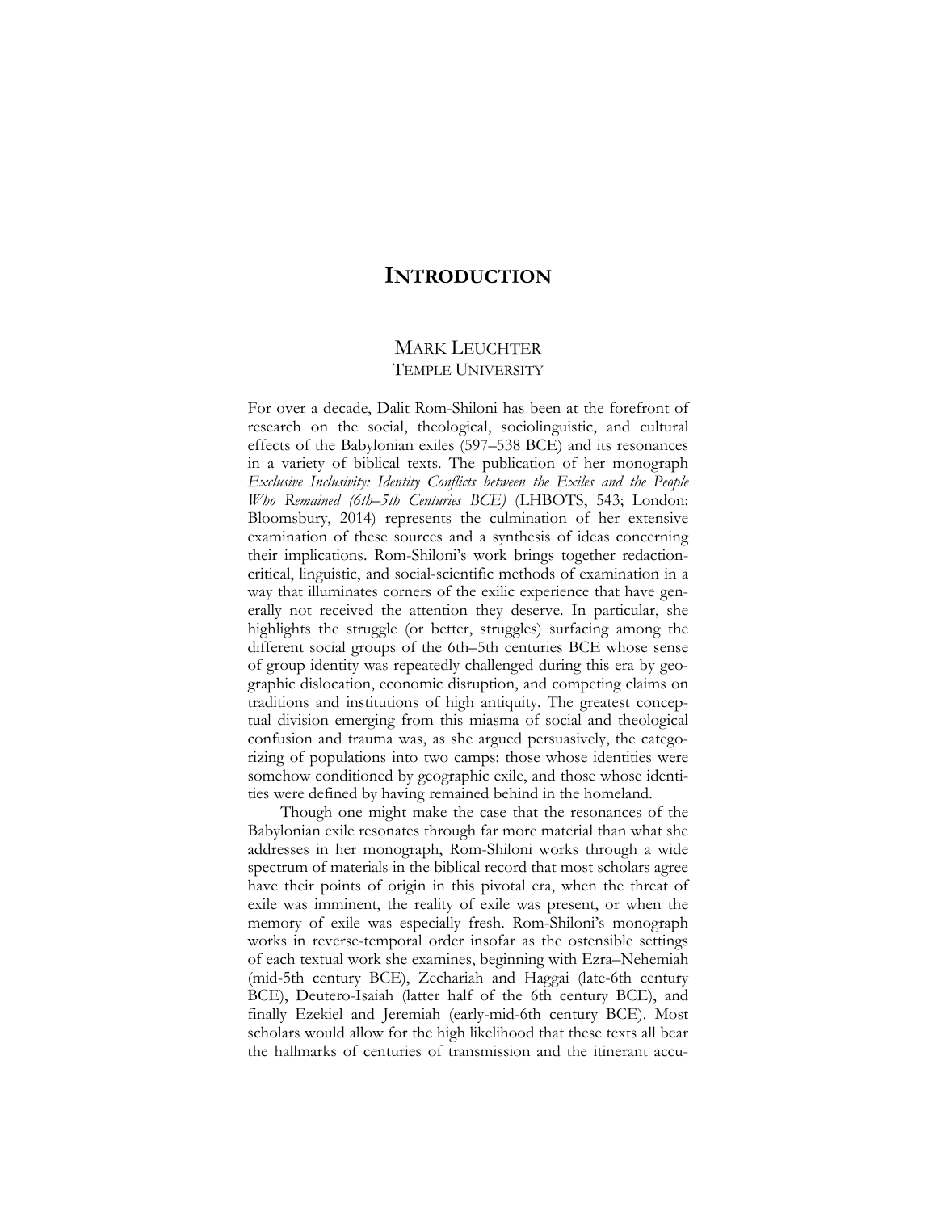# INTRODUCTION

MARK LEUCHTER
TEMPLE UNIVERSITY

For over a decade, Dalit Rom-Shiloni has been at the forefront of research on the social, theological, sociolinguistic, and cultural effects of the Babylonian exiles (597–538 BCE) and its resonances in a variety of biblical texts. The publication of her monograph *Exclusive Inclusivity: Identity Conflicts between the Exiles and the People Who Remained (6th–5th Centuries BCE)* (LHBOTS, 543; London: Bloomsbury, 2014) represents the culmination of her extensive examination of these sources and a synthesis of ideas concerning their implications. Rom-Shiloni's work brings together redaction-critical, linguistic, and social-scientific methods of examination in a way that illuminates corners of the exilic experience that have generally not received the attention they deserve. In particular, she highlights the struggle (or better, struggles) surfacing among the different social groups of the 6th–5th centuries BCE whose sense of group identity was repeatedly challenged during this era by geographic dislocation, economic disruption, and competing claims on traditions and institutions of high antiquity. The greatest conceptual division emerging from this miasma of social and theological confusion and trauma was, as she argued persuasively, the categorizing of populations into two camps: those whose identities were somehow conditioned by geographic exile, and those whose identities were defined by having remained behind in the homeland.

Though one might make the case that the resonances of the Babylonian exile resonates through far more material than what she addresses in her monograph, Rom-Shiloni works through a wide spectrum of materials in the biblical record that most scholars agree have their points of origin in this pivotal era, when the threat of exile was imminent, the reality of exile was present, or when the memory of exile was especially fresh. Rom-Shiloni's monograph works in reverse-temporal order insofar as the ostensible settings of each textual work she examines, beginning with Ezra–Nehemiah (mid-5th century BCE), Zechariah and Haggai (late-6th century BCE), Deutero-Isaiah (latter half of the 6th century BCE), and finally Ezekiel and Jeremiah (early-mid-6th century BCE). Most scholars would allow for the high likelihood that these texts all bear the hallmarks of centuries of transmission and the itinerant accu-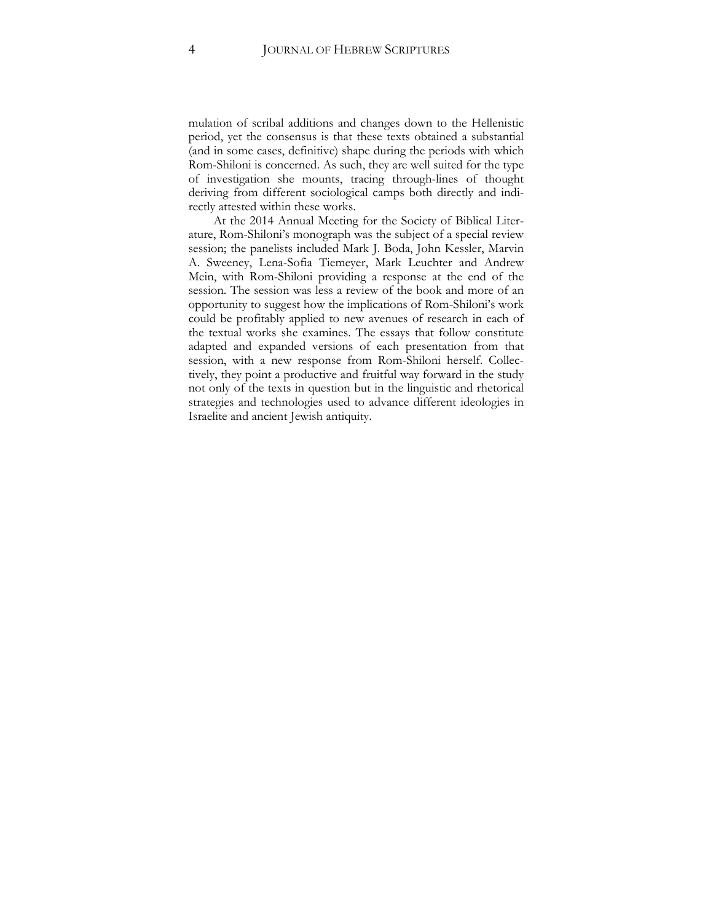mulation of scribal additions and changes down to the Hellenistic period, yet the consensus is that these texts obtained a substantial (and in some cases, definitive) shape during the periods with which Rom-Shiloni is concerned. As such, they are well suited for the type of investigation she mounts, tracing through-lines of thought deriving from different sociological camps both directly and indirectly attested within these works.

At the 2014 Annual Meeting for the Society of Biblical Literature, Rom-Shiloni's monograph was the subject of a special review session; the panelists included Mark J. Boda, John Kessler, Marvin A. Sweeney, Lena-Sofia Tiemeyer, Mark Leuchter and Andrew Mein, with Rom-Shiloni providing a response at the end of the session. The session was less a review of the book and more of an opportunity to suggest how the implications of Rom-Shiloni's work could be profitably applied to new avenues of research in each of the textual works she examines. The essays that follow constitute adapted and expanded versions of each presentation from that session, with a new response from Rom-Shiloni herself. Collectively, they point a productive and fruitful way forward in the study not only of the texts in question but in the linguistic and rhetorical strategies and technologies used to advance different ideologies in Israelite and ancient Jewish antiquity.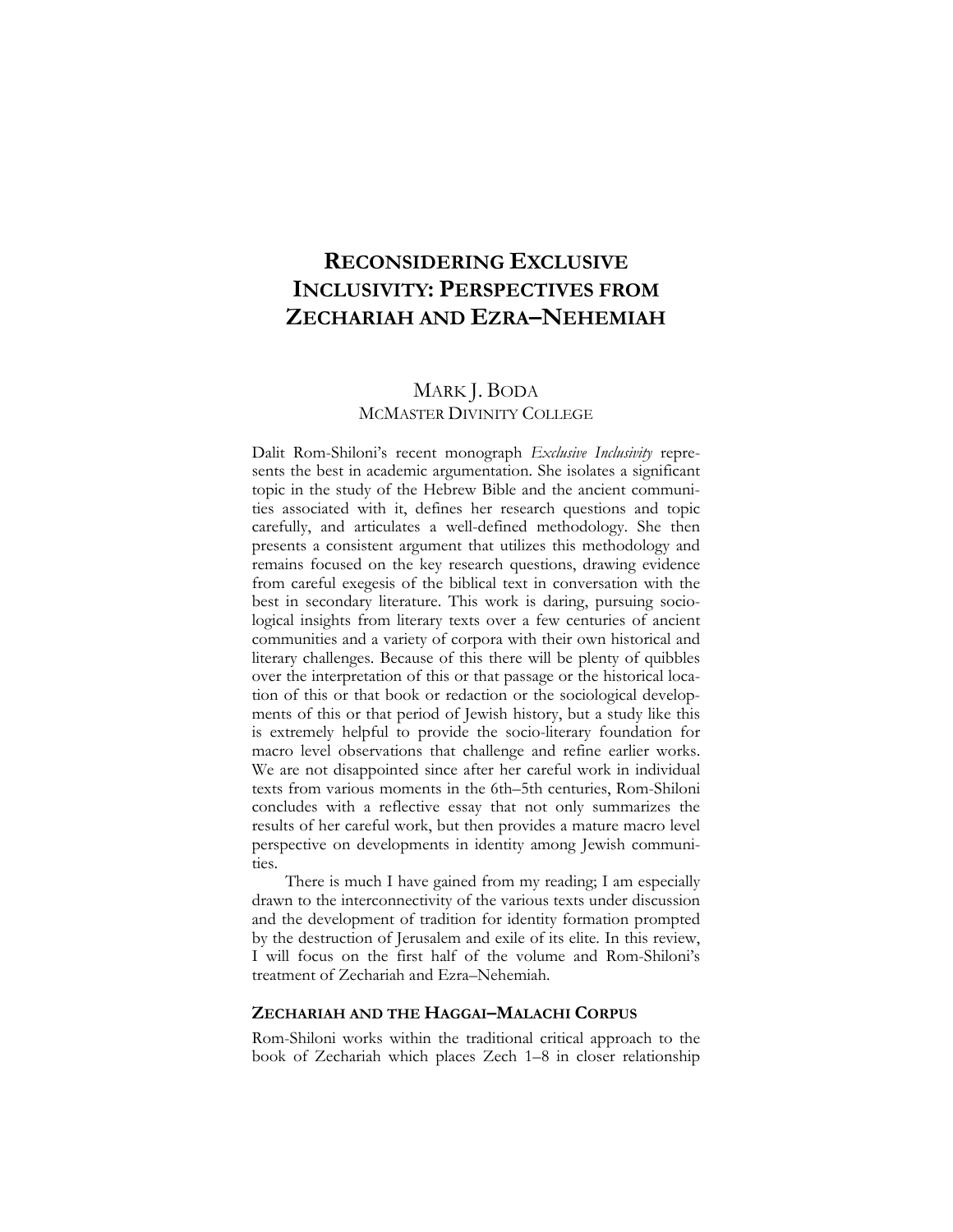# Reconsidering Exclusive Inclusivity: Perspectives from Zechariah and Ezra–Nehemiah

Mark J. Boda
McMaster Divinity College

Dalit Rom-Shiloni's recent monograph *Exclusive Inclusivity* represents the best in academic argumentation. She isolates a significant topic in the study of the Hebrew Bible and the ancient communities associated with it, defines her research questions and topic carefully, and articulates a well-defined methodology. She then presents a consistent argument that utilizes this methodology and remains focused on the key research questions, drawing evidence from careful exegesis of the biblical text in conversation with the best in secondary literature. This work is daring, pursuing sociological insights from literary texts over a few centuries of ancient communities and a variety of corpora with their own historical and literary challenges. Because of this there will be plenty of quibbles over the interpretation of this or that passage or the historical location of this or that book or redaction or the sociological developments of this or that period of Jewish history, but a study like this is extremely helpful to provide the socio-literary foundation for macro level observations that challenge and refine earlier works. We are not disappointed since after her careful work in individual texts from various moments in the 6th–5th centuries, Rom-Shiloni concludes with a reflective essay that not only summarizes the results of her careful work, but then provides a mature macro level perspective on developments in identity among Jewish communities.

There is much I have gained from my reading; I am especially drawn to the interconnectivity of the various texts under discussion and the development of tradition for identity formation prompted by the destruction of Jerusalem and exile of its elite. In this review, I will focus on the first half of the volume and Rom-Shiloni's treatment of Zechariah and Ezra–Nehemiah.

## Zechariah and the Haggai–Malachi Corpus

Rom-Shiloni works within the traditional critical approach to the book of Zechariah which places Zech 1–8 in closer relationship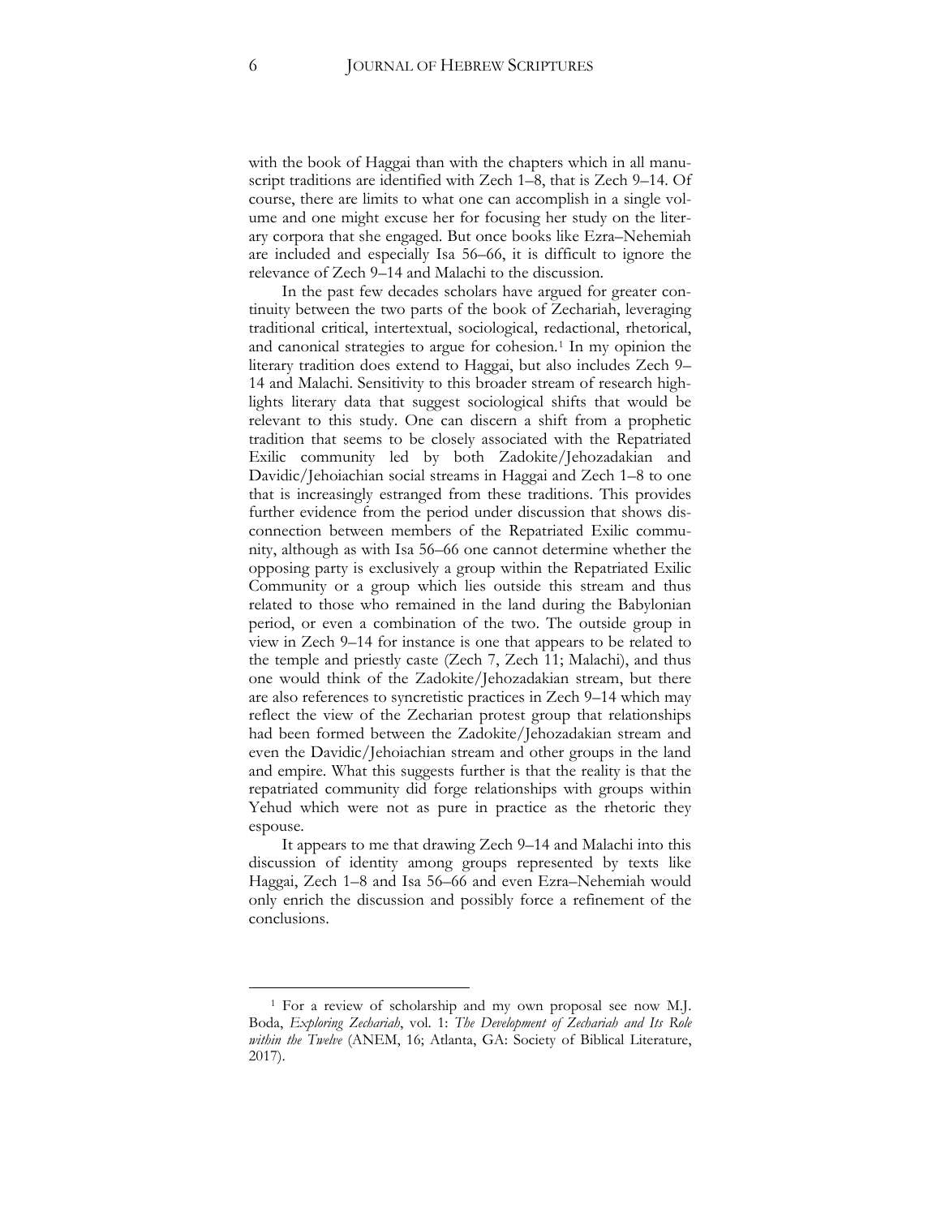with the book of Haggai than with the chapters which in all manuscript traditions are identified with Zech 1–8, that is Zech 9–14. Of course, there are limits to what one can accomplish in a single volume and one might excuse her for focusing her study on the literary corpora that she engaged. But once books like Ezra–Nehemiah are included and especially Isa 56–66, it is difficult to ignore the relevance of Zech 9–14 and Malachi to the discussion.

In the past few decades scholars have argued for greater continuity between the two parts of the book of Zechariah, leveraging traditional critical, intertextual, sociological, redactional, rhetorical, and canonical strategies to argue for cohesion.[1] In my opinion the literary tradition does extend to Haggai, but also includes Zech 9–14 and Malachi. Sensitivity to this broader stream of research highlights literary data that suggest sociological shifts that would be relevant to this study. One can discern a shift from a prophetic tradition that seems to be closely associated with the Repatriated Exilic community led by both Zadokite/Jehozadakian and Davidic/Jehoiachian social streams in Haggai and Zech 1–8 to one that is increasingly estranged from these traditions. This provides further evidence from the period under discussion that shows disconnection between members of the Repatriated Exilic community, although as with Isa 56–66 one cannot determine whether the opposing party is exclusively a group within the Repatriated Exilic Community or a group which lies outside this stream and thus related to those who remained in the land during the Babylonian period, or even a combination of the two. The outside group in view in Zech 9–14 for instance is one that appears to be related to the temple and priestly caste (Zech 7, Zech 11; Malachi), and thus one would think of the Zadokite/Jehozadakian stream, but there are also references to syncretistic practices in Zech 9–14 which may reflect the view of the Zecharian protest group that relationships had been formed between the Zadokite/Jehozadakian stream and even the Davidic/Jehoiachian stream and other groups in the land and empire. What this suggests further is that the reality is that the repatriated community did forge relationships with groups within Yehud which were not as pure in practice as the rhetoric they espouse.

It appears to me that drawing Zech 9–14 and Malachi into this discussion of identity among groups represented by texts like Haggai, Zech 1–8 and Isa 56–66 and even Ezra–Nehemiah would only enrich the discussion and possibly force a refinement of the conclusions.

---

[1] For a review of scholarship and my own proposal see now M.J. Boda, *Exploring Zechariah*, vol. 1: *The Development of Zechariah and Its Role within the Twelve* (ANEM, 16; Atlanta, GA: Society of Biblical Literature, 2017).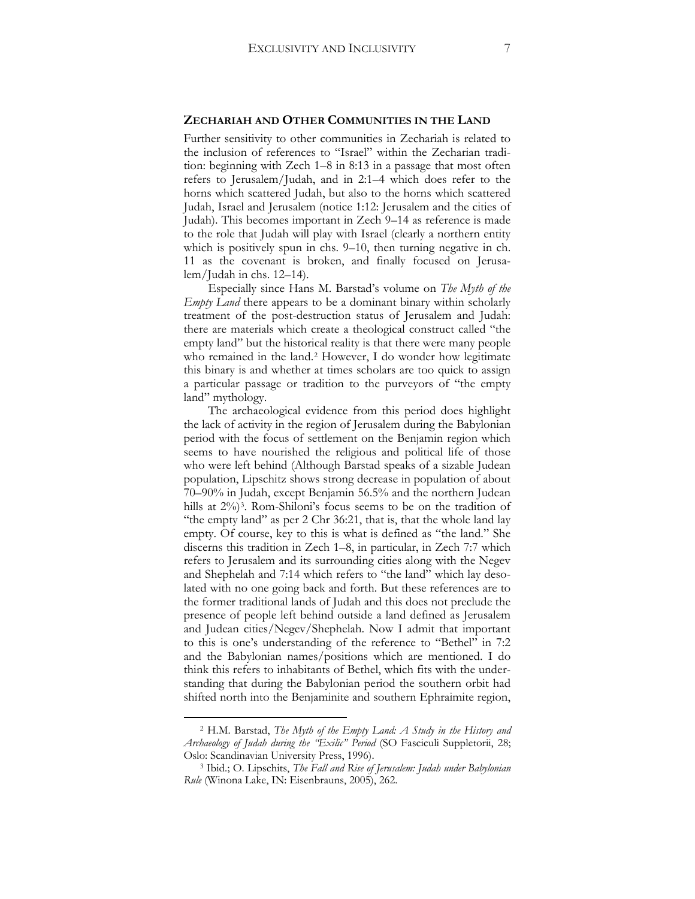## ZECHARIAH AND OTHER COMMUNITIES IN THE LAND

Further sensitivity to other communities in Zechariah is related to the inclusion of references to "Israel" within the Zecharian tradition: beginning with Zech 1–8 in 8:13 in a passage that most often refers to Jerusalem/Judah, and in 2:1–4 which does refer to the horns which scattered Judah, but also to the horns which scattered Judah, Israel and Jerusalem (notice 1:12: Jerusalem and the cities of Judah). This becomes important in Zech 9–14 as reference is made to the role that Judah will play with Israel (clearly a northern entity which is positively spun in chs. 9–10, then turning negative in ch. 11 as the covenant is broken, and finally focused on Jerusalem/Judah in chs. 12–14).

Especially since Hans M. Barstad's volume on *The Myth of the Empty Land* there appears to be a dominant binary within scholarly treatment of the post-destruction status of Jerusalem and Judah: there are materials which create a theological construct called "the empty land" but the historical reality is that there were many people who remained in the land.[2] However, I do wonder how legitimate this binary is and whether at times scholars are too quick to assign a particular passage or tradition to the purveyors of "the empty land" mythology.

The archaeological evidence from this period does highlight the lack of activity in the region of Jerusalem during the Babylonian period with the focus of settlement on the Benjamin region which seems to have nourished the religious and political life of those who were left behind (Although Barstad speaks of a sizable Judean population, Lipschitz shows strong decrease in population of about 70–90% in Judah, except Benjamin 56.5% and the northern Judean hills at 2%)[3]. Rom-Shiloni's focus seems to be on the tradition of "the empty land" as per 2 Chr 36:21, that is, that the whole land lay empty. Of course, key to this is what is defined as "the land." She discerns this tradition in Zech 1–8, in particular, in Zech 7:7 which refers to Jerusalem and its surrounding cities along with the Negev and Shephelah and 7:14 which refers to "the land" which lay desolated with no one going back and forth. But these references are to the former traditional lands of Judah and this does not preclude the presence of people left behind outside a land defined as Jerusalem and Judean cities/Negev/Shephelah. Now I admit that important to this is one's understanding of the reference to "Bethel" in 7:2 and the Babylonian names/positions which are mentioned. I do think this refers to inhabitants of Bethel, which fits with the understanding that during the Babylonian period the southern orbit had shifted north into the Benjaminite and southern Ephraimite region,

---

[2] H.M. Barstad, *The Myth of the Empty Land: A Study in the History and Archaeology of Judah during the "Exilic" Period* (SO Fasciculi Suppletorii, 28; Oslo: Scandinavian University Press, 1996).

[3] Ibid.; O. Lipschits, *The Fall and Rise of Jerusalem: Judah under Babylonian Rule* (Winona Lake, IN: Eisenbrauns, 2005), 262.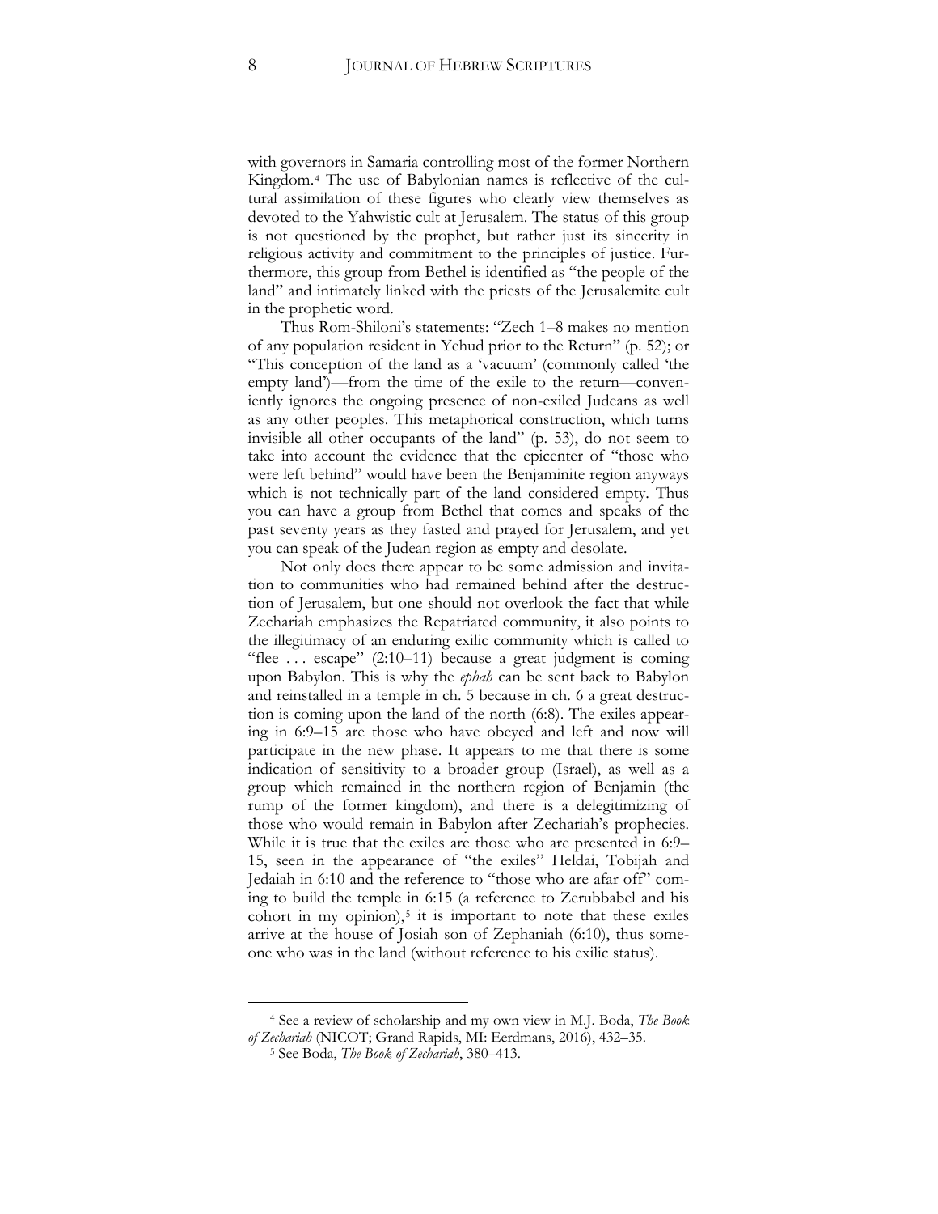with governors in Samaria controlling most of the former Northern Kingdom.[4] The use of Babylonian names is reflective of the cultural assimilation of these figures who clearly view themselves as devoted to the Yahwistic cult at Jerusalem. The status of this group is not questioned by the prophet, but rather just its sincerity in religious activity and commitment to the principles of justice. Furthermore, this group from Bethel is identified as "the people of the land" and intimately linked with the priests of the Jerusalemite cult in the prophetic word.

Thus Rom-Shiloni's statements: "Zech 1–8 makes no mention of any population resident in Yehud prior to the Return" (p. 52); or "This conception of the land as a 'vacuum' (commonly called 'the empty land')—from the time of the exile to the return—conveniently ignores the ongoing presence of non-exiled Judeans as well as any other peoples. This metaphorical construction, which turns invisible all other occupants of the land" (p. 53), do not seem to take into account the evidence that the epicenter of "those who were left behind" would have been the Benjaminite region anyways which is not technically part of the land considered empty. Thus you can have a group from Bethel that comes and speaks of the past seventy years as they fasted and prayed for Jerusalem, and yet you can speak of the Judean region as empty and desolate.

Not only does there appear to be some admission and invitation to communities who had remained behind after the destruction of Jerusalem, but one should not overlook the fact that while Zechariah emphasizes the Repatriated community, it also points to the illegitimacy of an enduring exilic community which is called to "flee . . . escape" (2:10–11) because a great judgment is coming upon Babylon. This is why the *ephah* can be sent back to Babylon and reinstalled in a temple in ch. 5 because in ch. 6 a great destruction is coming upon the land of the north (6:8). The exiles appearing in 6:9–15 are those who have obeyed and left and now will participate in the new phase. It appears to me that there is some indication of sensitivity to a broader group (Israel), as well as a group which remained in the northern region of Benjamin (the rump of the former kingdom), and there is a delegitimizing of those who would remain in Babylon after Zechariah's prophecies. While it is true that the exiles are those who are presented in 6:9–15, seen in the appearance of "the exiles" Heldai, Tobijah and Jedaiah in 6:10 and the reference to "those who are afar off" coming to build the temple in 6:15 (a reference to Zerubbabel and his cohort in my opinion),[5] it is important to note that these exiles arrive at the house of Josiah son of Zephaniah (6:10), thus someone who was in the land (without reference to his exilic status).

---

[4] See a review of scholarship and my own view in M.J. Boda, *The Book of Zechariah* (NICOT; Grand Rapids, MI: Eerdmans, 2016), 432–35.

[5] See Boda, *The Book of Zechariah*, 380–413.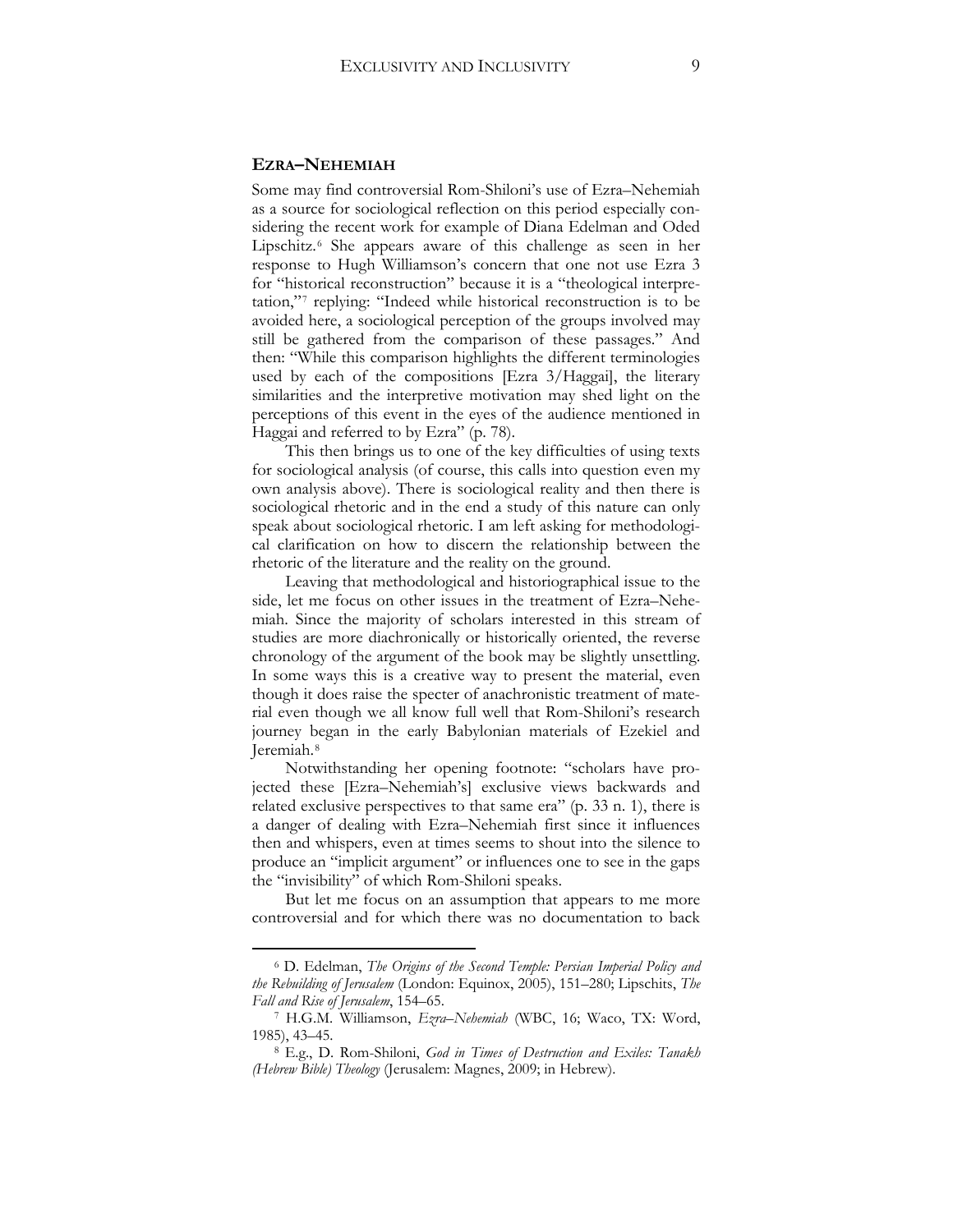## EZRA–NEHEMIAH

Some may find controversial Rom-Shiloni's use of Ezra–Nehemiah as a source for sociological reflection on this period especially considering the recent work for example of Diana Edelman and Oded Lipschitz.[6] She appears aware of this challenge as seen in her response to Hugh Williamson's concern that one not use Ezra 3 for "historical reconstruction" because it is a "theological interpretation,"[7] replying: "Indeed while historical reconstruction is to be avoided here, a sociological perception of the groups involved may still be gathered from the comparison of these passages." And then: "While this comparison highlights the different terminologies used by each of the compositions [Ezra 3/Haggai], the literary similarities and the interpretive motivation may shed light on the perceptions of this event in the eyes of the audience mentioned in Haggai and referred to by Ezra" (p. 78).

This then brings us to one of the key difficulties of using texts for sociological analysis (of course, this calls into question even my own analysis above). There is sociological reality and then there is sociological rhetoric and in the end a study of this nature can only speak about sociological rhetoric. I am left asking for methodological clarification on how to discern the relationship between the rhetoric of the literature and the reality on the ground.

Leaving that methodological and historiographical issue to the side, let me focus on other issues in the treatment of Ezra–Nehemiah. Since the majority of scholars interested in this stream of studies are more diachronically or historically oriented, the reverse chronology of the argument of the book may be slightly unsettling. In some ways this is a creative way to present the material, even though it does raise the specter of anachronistic treatment of material even though we all know full well that Rom-Shiloni's research journey began in the early Babylonian materials of Ezekiel and Jeremiah.[8]

Notwithstanding her opening footnote: "scholars have projected these [Ezra–Nehemiah's] exclusive views backwards and related exclusive perspectives to that same era" (p. 33 n. 1), there is a danger of dealing with Ezra–Nehemiah first since it influences then and whispers, even at times seems to shout into the silence to produce an "implicit argument" or influences one to see in the gaps the "invisibility" of which Rom-Shiloni speaks.

But let me focus on an assumption that appears to me more controversial and for which there was no documentation to back

---

[6] D. Edelman, *The Origins of the Second Temple: Persian Imperial Policy and the Rebuilding of Jerusalem* (London: Equinox, 2005), 151–280; Lipschits, *The Fall and Rise of Jerusalem*, 154–65.

[7] H.G.M. Williamson, *Ezra–Nehemiah* (WBC, 16; Waco, TX: Word, 1985), 43–45.

[8] E.g., D. Rom-Shiloni, *God in Times of Destruction and Exiles: Tanakh (Hebrew Bible) Theology* (Jerusalem: Magnes, 2009; in Hebrew).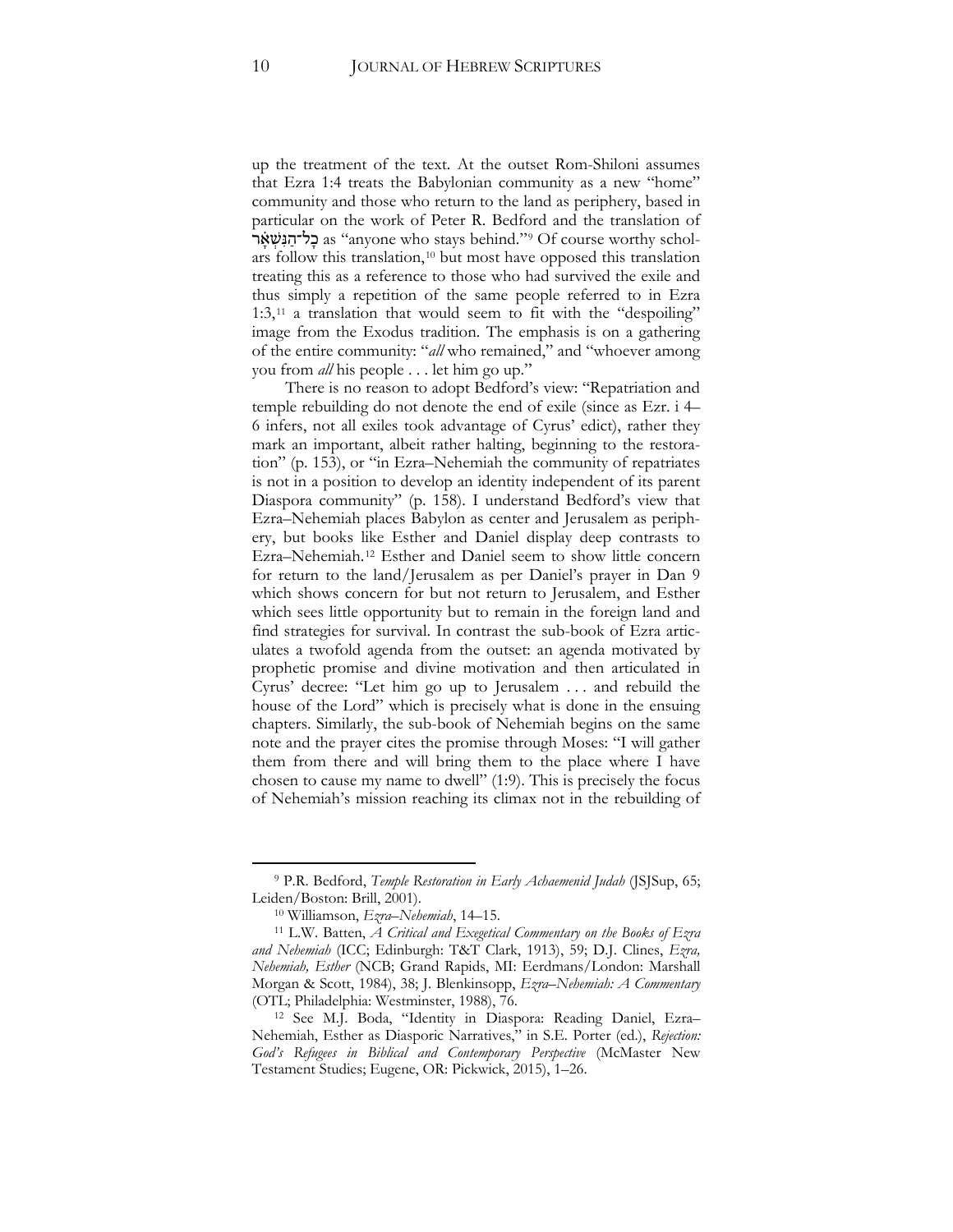up the treatment of the text. At the outset Rom-Shiloni assumes that Ezra 1:4 treats the Babylonian community as a new "home" community and those who return to the land as periphery, based in particular on the work of Peter R. Bedford and the translation of כָל־הַנִּשְׁאָר as "anyone who stays behind."[9] Of course worthy scholars follow this translation,[10] but most have opposed this translation treating this as a reference to those who had survived the exile and thus simply a repetition of the same people referred to in Ezra 1:3,[11] a translation that would seem to fit with the "despoiling" image from the Exodus tradition. The emphasis is on a gathering of the entire community: "*all* who remained," and "whoever among you from *all* his people . . . let him go up."

There is no reason to adopt Bedford's view: "Repatriation and temple rebuilding do not denote the end of exile (since as Ezr. i 4–6 infers, not all exiles took advantage of Cyrus' edict), rather they mark an important, albeit rather halting, beginning to the restoration" (p. 153), or "in Ezra–Nehemiah the community of repatriates is not in a position to develop an identity independent of its parent Diaspora community" (p. 158). I understand Bedford's view that Ezra–Nehemiah places Babylon as center and Jerusalem as periphery, but books like Esther and Daniel display deep contrasts to Ezra–Nehemiah.[12] Esther and Daniel seem to show little concern for return to the land/Jerusalem as per Daniel's prayer in Dan 9 which shows concern for but not return to Jerusalem, and Esther which sees little opportunity but to remain in the foreign land and find strategies for survival. In contrast the sub-book of Ezra articulates a twofold agenda from the outset: an agenda motivated by prophetic promise and divine motivation and then articulated in Cyrus' decree: "Let him go up to Jerusalem . . . and rebuild the house of the Lord" which is precisely what is done in the ensuing chapters. Similarly, the sub-book of Nehemiah begins on the same note and the prayer cites the promise through Moses: "I will gather them from there and will bring them to the place where I have chosen to cause my name to dwell" (1:9). This is precisely the focus of Nehemiah's mission reaching its climax not in the rebuilding of

---

[9] P.R. Bedford, *Temple Restoration in Early Achaemenid Judah* (JSJSup, 65; Leiden/Boston: Brill, 2001).

[10] Williamson, *Ezra–Nehemiah*, 14–15.

[11] L.W. Batten, *A Critical and Exegetical Commentary on the Books of Ezra and Nehemiah* (ICC; Edinburgh: T&T Clark, 1913), 59; D.J. Clines, *Ezra, Nehemiah, Esther* (NCB; Grand Rapids, MI: Eerdmans/London: Marshall Morgan & Scott, 1984), 38; J. Blenkinsopp, *Ezra–Nehemiah: A Commentary* (OTL; Philadelphia: Westminster, 1988), 76.

[12] See M.J. Boda, "Identity in Diaspora: Reading Daniel, Ezra–Nehemiah, Esther as Diasporic Narratives," in S.E. Porter (ed.), *Rejection: God's Refugees in Biblical and Contemporary Perspective* (McMaster New Testament Studies; Eugene, OR: Pickwick, 2015), 1–26.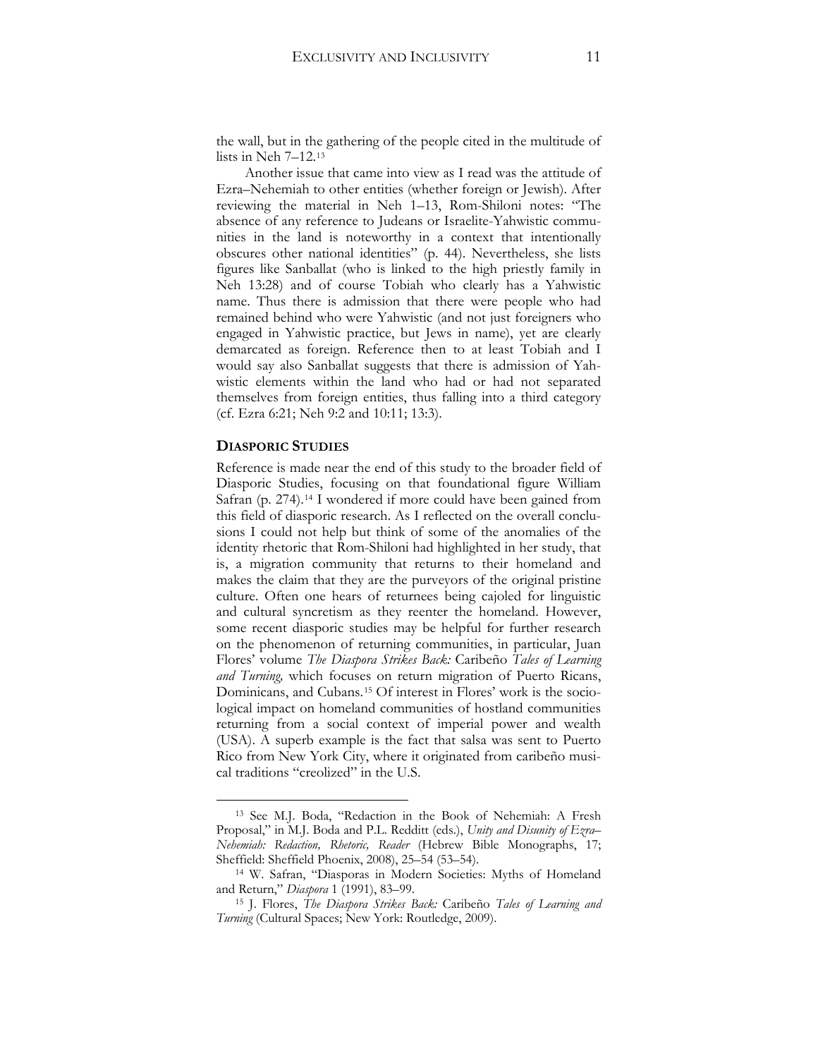the wall, but in the gathering of the people cited in the multitude of lists in Neh 7–12.[13]

Another issue that came into view as I read was the attitude of Ezra–Nehemiah to other entities (whether foreign or Jewish). After reviewing the material in Neh 1–13, Rom-Shiloni notes: "The absence of any reference to Judeans or Israelite-Yahwistic communities in the land is noteworthy in a context that intentionally obscures other national identities" (p. 44). Nevertheless, she lists figures like Sanballat (who is linked to the high priestly family in Neh 13:28) and of course Tobiah who clearly has a Yahwistic name. Thus there is admission that there were people who had remained behind who were Yahwistic (and not just foreigners who engaged in Yahwistic practice, but Jews in name), yet are clearly demarcated as foreign. Reference then to at least Tobiah and I would say also Sanballat suggests that there is admission of Yahwistic elements within the land who had or had not separated themselves from foreign entities, thus falling into a third category (cf. Ezra 6:21; Neh 9:2 and 10:11; 13:3).

## DIASPORIC STUDIES

Reference is made near the end of this study to the broader field of Diasporic Studies, focusing on that foundational figure William Safran (p. 274).[14] I wondered if more could have been gained from this field of diasporic research. As I reflected on the overall conclusions I could not help but think of some of the anomalies of the identity rhetoric that Rom-Shiloni had highlighted in her study, that is, a migration community that returns to their homeland and makes the claim that they are the purveyors of the original pristine culture. Often one hears of returnees being cajoled for linguistic and cultural syncretism as they reenter the homeland. However, some recent diasporic studies may be helpful for further research on the phenomenon of returning communities, in particular, Juan Flores' volume *The Diaspora Strikes Back:* Caribeño *Tales of Learning and Turning,* which focuses on return migration of Puerto Ricans, Dominicans, and Cubans.[15] Of interest in Flores' work is the sociological impact on homeland communities of hostland communities returning from a social context of imperial power and wealth (USA). A superb example is the fact that salsa was sent to Puerto Rico from New York City, where it originated from caribeño musical traditions "creolized" in the U.S.

---

[13] See M.J. Boda, "Redaction in the Book of Nehemiah: A Fresh Proposal," in M.J. Boda and P.L. Redditt (eds.), *Unity and Disunity of Ezra–Nehemiah: Redaction, Rhetoric, Reader* (Hebrew Bible Monographs, 17; Sheffield: Sheffield Phoenix, 2008), 25–54 (53–54).

[14] W. Safran, "Diasporas in Modern Societies: Myths of Homeland and Return," *Diaspora* 1 (1991), 83–99.

[15] J. Flores, *The Diaspora Strikes Back:* Caribeño *Tales of Learning and Turning* (Cultural Spaces; New York: Routledge, 2009).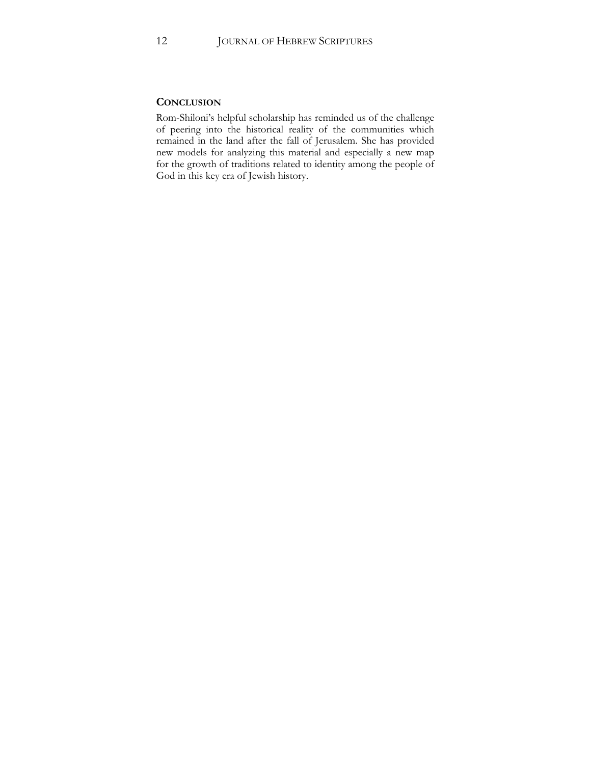## Conclusion

Rom-Shiloni's helpful scholarship has reminded us of the challenge of peering into the historical reality of the communities which remained in the land after the fall of Jerusalem. She has provided new models for analyzing this material and especially a new map for the growth of traditions related to identity among the people of God in this key era of Jewish history.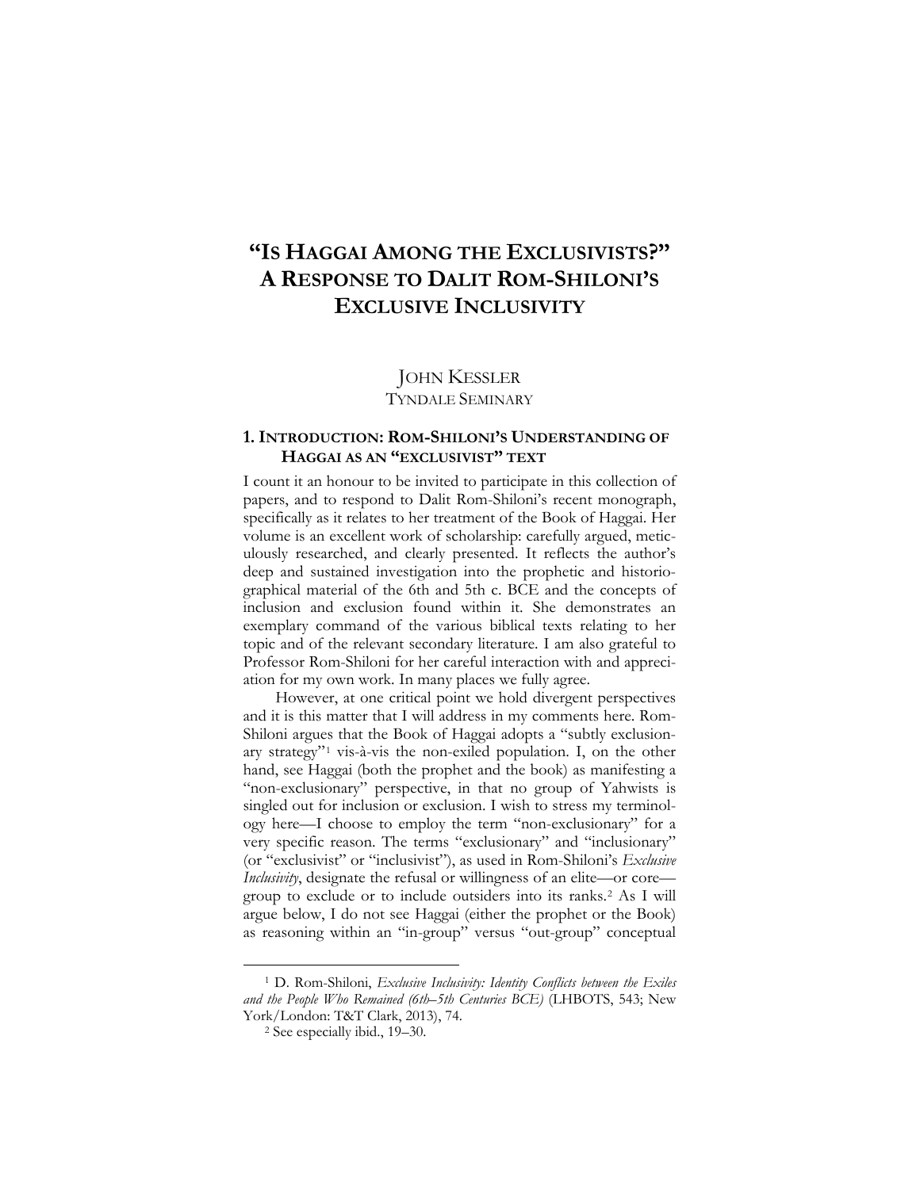# "IS HAGGAI AMONG THE EXCLUSIVISTS?" A RESPONSE TO DALIT ROM-SHILONI'S EXCLUSIVE INCLUSIVITY

JOHN KESSLER
TYNDALE SEMINARY

## 1. INTRODUCTION: ROM-SHILONI'S UNDERSTANDING OF HAGGAI AS AN "EXCLUSIVIST" TEXT

I count it an honour to be invited to participate in this collection of papers, and to respond to Dalit Rom-Shiloni's recent monograph, specifically as it relates to her treatment of the Book of Haggai. Her volume is an excellent work of scholarship: carefully argued, meticulously researched, and clearly presented. It reflects the author's deep and sustained investigation into the prophetic and historiographical material of the 6th and 5th c. BCE and the concepts of inclusion and exclusion found within it. She demonstrates an exemplary command of the various biblical texts relating to her topic and of the relevant secondary literature. I am also grateful to Professor Rom-Shiloni for her careful interaction with and appreciation for my own work. In many places we fully agree.

However, at one critical point we hold divergent perspectives and it is this matter that I will address in my comments here. Rom-Shiloni argues that the Book of Haggai adopts a "subtly exclusionary strategy"[1] vis-à-vis the non-exiled population. I, on the other hand, see Haggai (both the prophet and the book) as manifesting a "non-exclusionary" perspective, in that no group of Yahwists is singled out for inclusion or exclusion. I wish to stress my terminology here—I choose to employ the term "non-exclusionary" for a very specific reason. The terms "exclusionary" and "inclusionary" (or "exclusivist" or "inclusivist"), as used in Rom-Shiloni's *Exclusive Inclusivity*, designate the refusal or willingness of an elite—or core—group to exclude or to include outsiders into its ranks.[2] As I will argue below, I do not see Haggai (either the prophet or the Book) as reasoning within an "in-group" versus "out-group" conceptual

---

[1] D. Rom-Shiloni, *Exclusive Inclusivity: Identity Conflicts between the Exiles and the People Who Remained (6th–5th Centuries BCE)* (LHBOTS, 543; New York/London: T&T Clark, 2013), 74.

[2] See especially ibid., 19–30.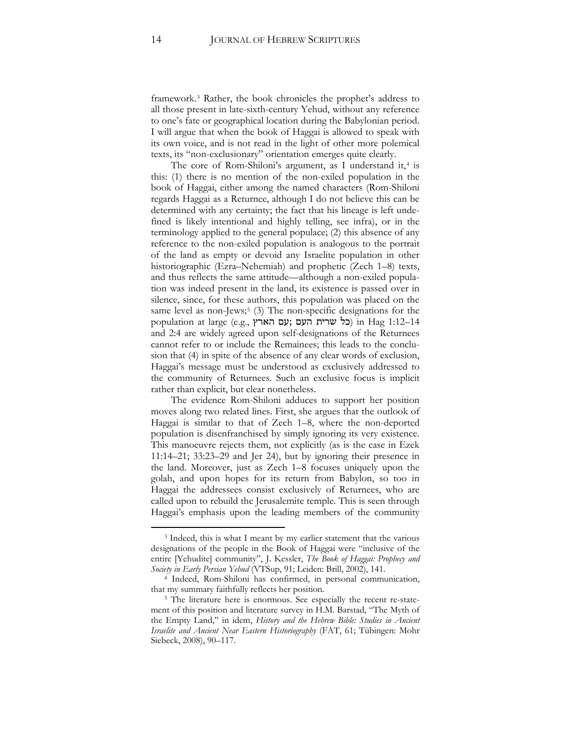framework.[3] Rather, the book chronicles the prophet's address to all those present in late-sixth-century Yehud, without any reference to one's fate or geographical location during the Babylonian period. I will argue that when the book of Haggai is allowed to speak with its own voice, and is not read in the light of other more polemical texts, its "non-exclusionary" orientation emerges quite clearly.

The core of Rom-Shiloni's argument, as I understand it,[4] is this: (1) there is no mention of the non-exiled population in the book of Haggai, either among the named characters (Rom-Shiloni regards Haggai as a Returnee, although I do not believe this can be determined with any certainty; the fact that his lineage is left undefined is likely intentional and highly telling, see infra), or in the terminology applied to the general populace; (2) this absence of any reference to the non-exiled population is analogous to the portrait of the land as empty or devoid any Israelite population in other historiographic (Ezra–Nehemiah) and prophetic (Zech 1–8) texts, and thus reflects the same attitude—although a non-exiled population was indeed present in the land, its existence is passed over in silence, since, for these authors, this population was placed on the same level as non-Jews;[5] (3) The non-specific designations for the population at large (e.g., כל שרית העם; עם הארץ) in Hag 1:12–14 and 2:4 are widely agreed upon self-designations of the Returnees cannot refer to or include the Remainees; this leads to the conclusion that (4) in spite of the absence of any clear words of exclusion, Haggai's message must be understood as exclusively addressed to the community of Returnees. Such an exclusive focus is implicit rather than explicit, but clear nonetheless.

The evidence Rom-Shiloni adduces to support her position moves along two related lines. First, she argues that the outlook of Haggai is similar to that of Zech 1–8, where the non-deported population is disenfranchised by simply ignoring its very existence. This manoeuvre rejects them, not explicitly (as is the case in Ezek 11:14–21; 33:23–29 and Jer 24), but by ignoring their presence in the land. Moreover, just as Zech 1–8 focuses uniquely upon the golah, and upon hopes for its return from Babylon, so too in Haggai the addressees consist exclusively of Returnees, who are called upon to rebuild the Jerusalemite temple. This is seen through Haggai's emphasis upon the leading members of the community

---

[3] Indeed, this is what I meant by my earlier statement that the various designations of the people in the Book of Haggai were "inclusive of the entire [Yehudite] community", J. Kessler, *The Book of Haggai: Prophecy and Society in Early Persian Yehud* (VTSup, 91; Leiden: Brill, 2002), 141.

[4] Indeed, Rom-Shiloni has confirmed, in personal communication, that my summary faithfully reflects her position.

[5] The literature here is enormous. See especially the recent re-statement of this position and literature survey in H.M. Barstad, "The Myth of the Empty Land," in idem, *History and the Hebrew Bible: Studies in Ancient Israelite and Ancient Near Eastern Historiography* (FAT, 61; Tübingen: Mohr Siebeck, 2008), 90–117.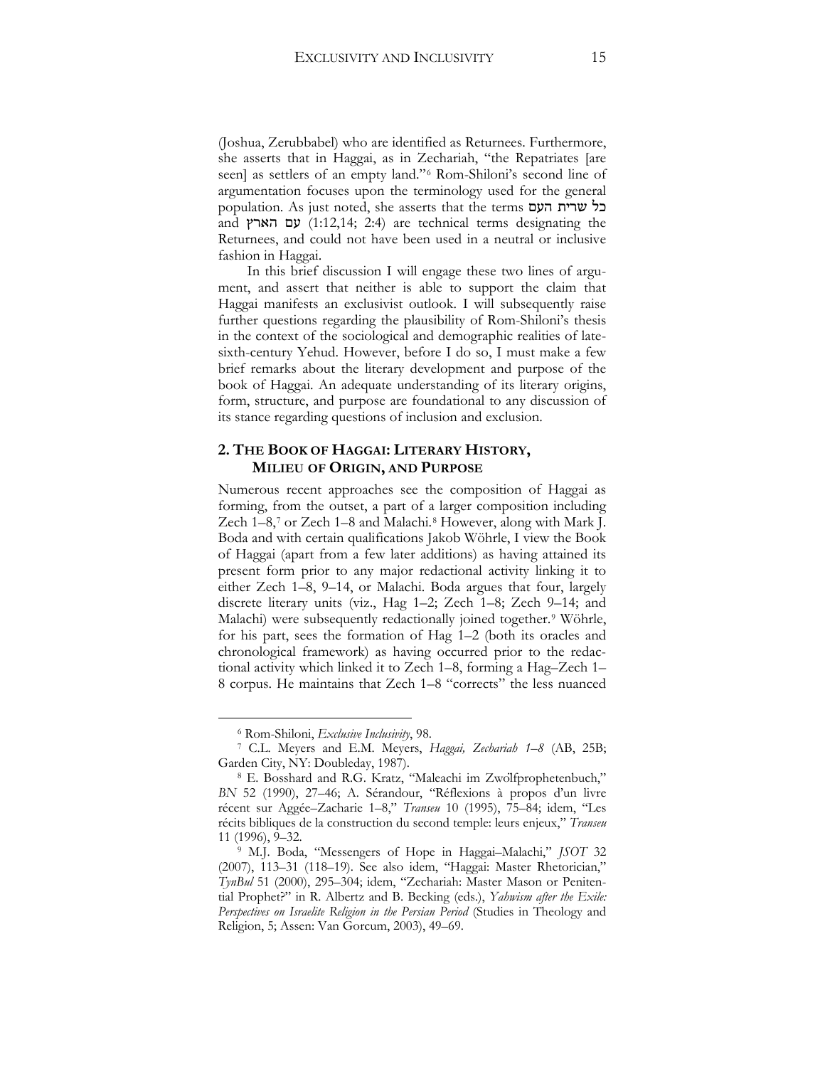(Joshua, Zerubbabel) who are identified as Returnees. Furthermore, she asserts that in Haggai, as in Zechariah, "the Repatriates [are seen] as settlers of an empty land."[6] Rom-Shiloni's second line of argumentation focuses upon the terminology used for the general population. As just noted, she asserts that the terms כל שרית העם and עם הארץ (1:12,14; 2:4) are technical terms designating the Returnees, and could not have been used in a neutral or inclusive fashion in Haggai.

In this brief discussion I will engage these two lines of argument, and assert that neither is able to support the claim that Haggai manifests an exclusivist outlook. I will subsequently raise further questions regarding the plausibility of Rom-Shiloni's thesis in the context of the sociological and demographic realities of late-sixth-century Yehud. However, before I do so, I must make a few brief remarks about the literary development and purpose of the book of Haggai. An adequate understanding of its literary origins, form, structure, and purpose are foundational to any discussion of its stance regarding questions of inclusion and exclusion.

## 2. The Book of Haggai: Literary History, Milieu of Origin, and Purpose

Numerous recent approaches see the composition of Haggai as forming, from the outset, a part of a larger composition including Zech 1–8,[7] or Zech 1–8 and Malachi.[8] However, along with Mark J. Boda and with certain qualifications Jakob Wöhrle, I view the Book of Haggai (apart from a few later additions) as having attained its present form prior to any major redactional activity linking it to either Zech 1–8, 9–14, or Malachi. Boda argues that four, largely discrete literary units (viz., Hag 1–2; Zech 1–8; Zech 9–14; and Malachi) were subsequently redactionally joined together.[9] Wöhrle, for his part, sees the formation of Hag 1–2 (both its oracles and chronological framework) as having occurred prior to the redactional activity which linked it to Zech 1–8, forming a Hag–Zech 1–8 corpus. He maintains that Zech 1–8 "corrects" the less nuanced

---

[6] Rom-Shiloni, *Exclusive Inclusivity*, 98.

[7] C.L. Meyers and E.M. Meyers, *Haggai, Zechariah 1–8* (AB, 25B; Garden City, NY: Doubleday, 1987).

[8] E. Bosshard and R.G. Kratz, "Maleachi im Zwölfprophetenbuch," *BN* 52 (1990), 27–46; A. Sérandour, "Réflexions à propos d'un livre récent sur Aggée–Zacharie 1–8," *Transeu* 10 (1995), 75–84; idem, "Les récits bibliques de la construction du second temple: leurs enjeux," *Transeu* 11 (1996), 9–32.

[9] M.J. Boda, "Messengers of Hope in Haggai–Malachi," *JSOT* 32 (2007), 113–31 (118–19). See also idem, "Haggai: Master Rhetorician," *TynBul* 51 (2000), 295–304; idem, "Zechariah: Master Mason or Penitential Prophet?" in R. Albertz and B. Becking (eds.), *Yahwism after the Exile: Perspectives on Israelite Religion in the Persian Period* (Studies in Theology and Religion, 5; Assen: Van Gorcum, 2003), 49–69.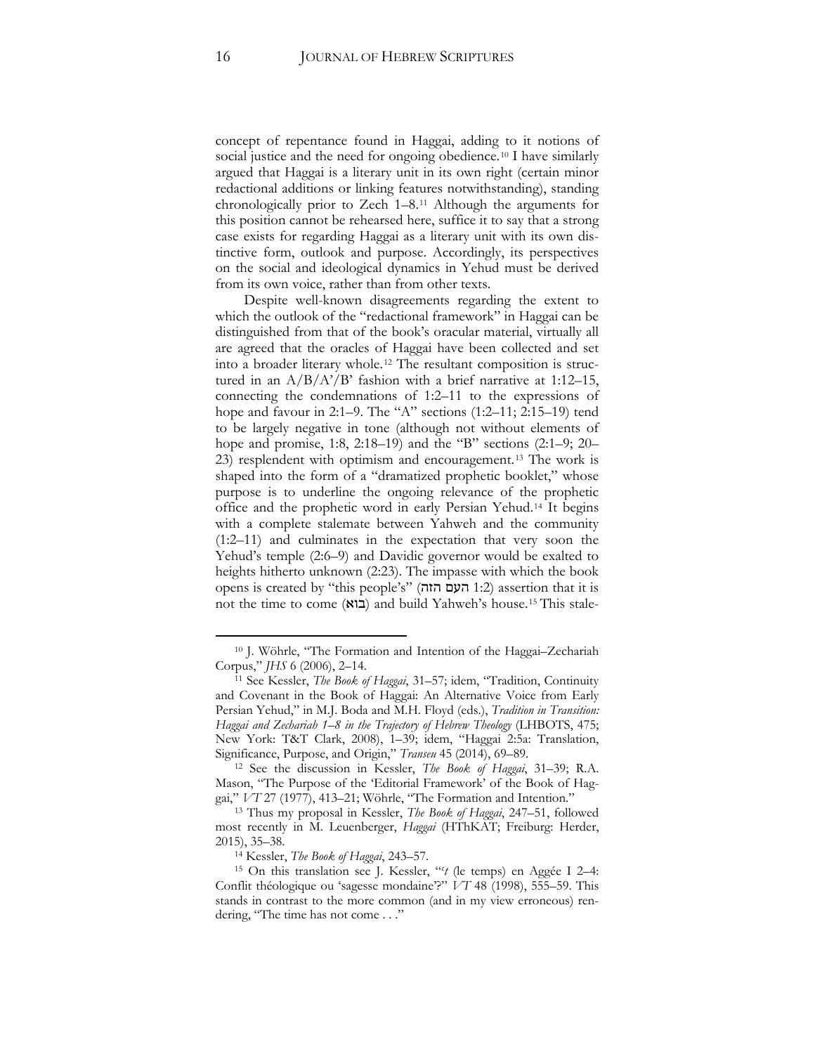concept of repentance found in Haggai, adding to it notions of social justice and the need for ongoing obedience.[10] I have similarly argued that Haggai is a literary unit in its own right (certain minor redactional additions or linking features notwithstanding), standing chronologically prior to Zech 1–8.[11] Although the arguments for this position cannot be rehearsed here, suffice it to say that a strong case exists for regarding Haggai as a literary unit with its own distinctive form, outlook and purpose. Accordingly, its perspectives on the social and ideological dynamics in Yehud must be derived from its own voice, rather than from other texts.

Despite well-known disagreements regarding the extent to which the outlook of the "redactional framework" in Haggai can be distinguished from that of the book's oracular material, virtually all are agreed that the oracles of Haggai have been collected and set into a broader literary whole.[12] The resultant composition is structured in an A/B/A'/B' fashion with a brief narrative at 1:12–15, connecting the condemnations of 1:2–11 to the expressions of hope and favour in 2:1–9. The "A" sections (1:2–11; 2:15–19) tend to be largely negative in tone (although not without elements of hope and promise, 1:8, 2:18–19) and the "B" sections (2:1–9; 20–23) resplendent with optimism and encouragement.[13] The work is shaped into the form of a "dramatized prophetic booklet," whose purpose is to underline the ongoing relevance of the prophetic office and the prophetic word in early Persian Yehud.[14] It begins with a complete stalemate between Yahweh and the community (1:2–11) and culminates in the expectation that very soon the Yehud's temple (2:6–9) and Davidic governor would be exalted to heights hitherto unknown (2:23). The impasse with which the book opens is created by "this people's" (העם הזה 1:2) assertion that it is not the time to come (בוא) and build Yahweh's house.[15] This stale-

---

[10] J. Wöhrle, "The Formation and Intention of the Haggai–Zechariah Corpus," *JHS* 6 (2006), 2–14.

[11] See Kessler, *The Book of Haggai*, 31–57; idem, "Tradition, Continuity and Covenant in the Book of Haggai: An Alternative Voice from Early Persian Yehud," in M.J. Boda and M.H. Floyd (eds.), *Tradition in Transition: Haggai and Zechariah 1–8 in the Trajectory of Hebrew Theology* (LHBOTS, 475; New York: T&T Clark, 2008), 1–39; idem, "Haggai 2:5a: Translation, Significance, Purpose, and Origin," *Transeu* 45 (2014), 69–89.

[12] See the discussion in Kessler, *The Book of Haggai*, 31–39; R.A. Mason, "The Purpose of the 'Editorial Framework' of the Book of Haggai," *VT* 27 (1977), 413–21; Wöhrle, "The Formation and Intention."

[13] Thus my proposal in Kessler, *The Book of Haggai*, 247–51, followed most recently in M. Leuenberger, *Haggai* (HThKAT; Freiburg: Herder, 2015), 35–38.

[14] Kessler, *The Book of Haggai*, 243–57.

[15] On this translation see J. Kessler, "'*t* (le temps) en Aggée I 2–4: Conflit théologique ou 'sagesse mondaine'?" *VT* 48 (1998), 555–59. This stands in contrast to the more common (and in my view erroneous) rendering, "The time has not come . . ."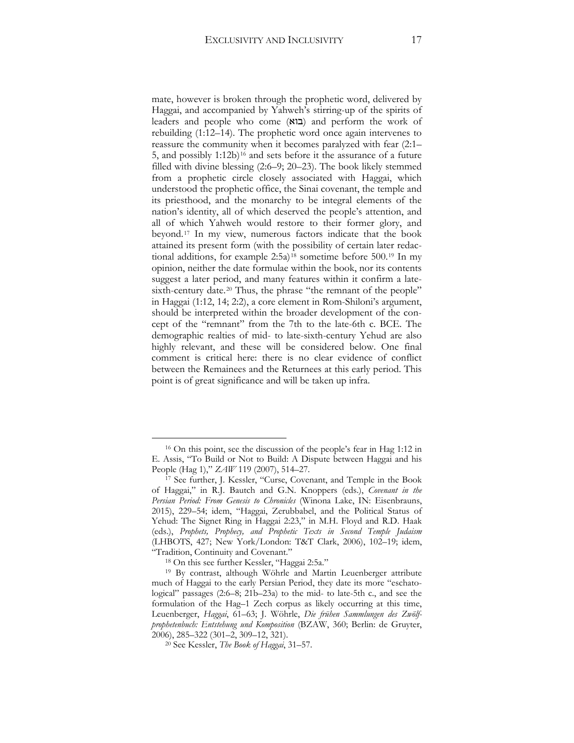mate, however is broken through the prophetic word, delivered by Haggai, and accompanied by Yahweh's stirring-up of the spirits of leaders and people who come (בוא) and perform the work of rebuilding (1:12–14). The prophetic word once again intervenes to reassure the community when it becomes paralyzed with fear (2:1–5, and possibly 1:12b)[16] and sets before it the assurance of a future filled with divine blessing (2:6–9; 20–23). The book likely stemmed from a prophetic circle closely associated with Haggai, which understood the prophetic office, the Sinai covenant, the temple and its priesthood, and the monarchy to be integral elements of the nation's identity, all of which deserved the people's attention, and all of which Yahweh would restore to their former glory, and beyond.[17] In my view, numerous factors indicate that the book attained its present form (with the possibility of certain later redactional additions, for example 2:5a)[18] sometime before 500.[19] In my opinion, neither the date formulae within the book, nor its contents suggest a later period, and many features within it confirm a late-sixth-century date.[20] Thus, the phrase "the remnant of the people" in Haggai (1:12, 14; 2:2), a core element in Rom-Shiloni's argument, should be interpreted within the broader development of the concept of the "remnant" from the 7th to the late-6th c. BCE. The demographic realties of mid- to late-sixth-century Yehud are also highly relevant, and these will be considered below. One final comment is critical here: there is no clear evidence of conflict between the Remainees and the Returnees at this early period. This point is of great significance and will be taken up infra.

---

[16] On this point, see the discussion of the people's fear in Hag 1:12 in E. Assis, "To Build or Not to Build: A Dispute between Haggai and his People (Hag 1)," *ZAW* 119 (2007), 514–27.

[17] See further, J. Kessler, "Curse, Covenant, and Temple in the Book of Haggai," in R.J. Bautch and G.N. Knoppers (eds.), *Covenant in the Persian Period: From Genesis to Chronicles* (Winona Lake, IN: Eisenbrauns, 2015), 229–54; idem, "Haggai, Zerubbabel, and the Political Status of Yehud: The Signet Ring in Haggai 2:23," in M.H. Floyd and R.D. Haak (eds.), *Prophets, Prophecy, and Prophetic Texts in Second Temple Judaism* (LHBOTS, 427; New York/London: T&T Clark, 2006), 102–19; idem, "Tradition, Continuity and Covenant."

[18] On this see further Kessler, "Haggai 2:5a."

[19] By contrast, although Wöhrle and Martin Leuenberger attribute much of Haggai to the early Persian Period, they date its more "eschatological" passages (2:6–8; 21b–23a) to the mid- to late-5th c., and see the formulation of the Hag–1 Zech corpus as likely occurring at this time, Leuenberger, *Haggai*, 61–63; J. Wöhrle, *Die frühen Sammlungen des Zwölfprophetenbuch: Entstehung und Komposition* (BZAW, 360; Berlin: de Gruyter, 2006), 285–322 (301–2, 309–12, 321).

[20] See Kessler, *The Book of Haggai*, 31–57.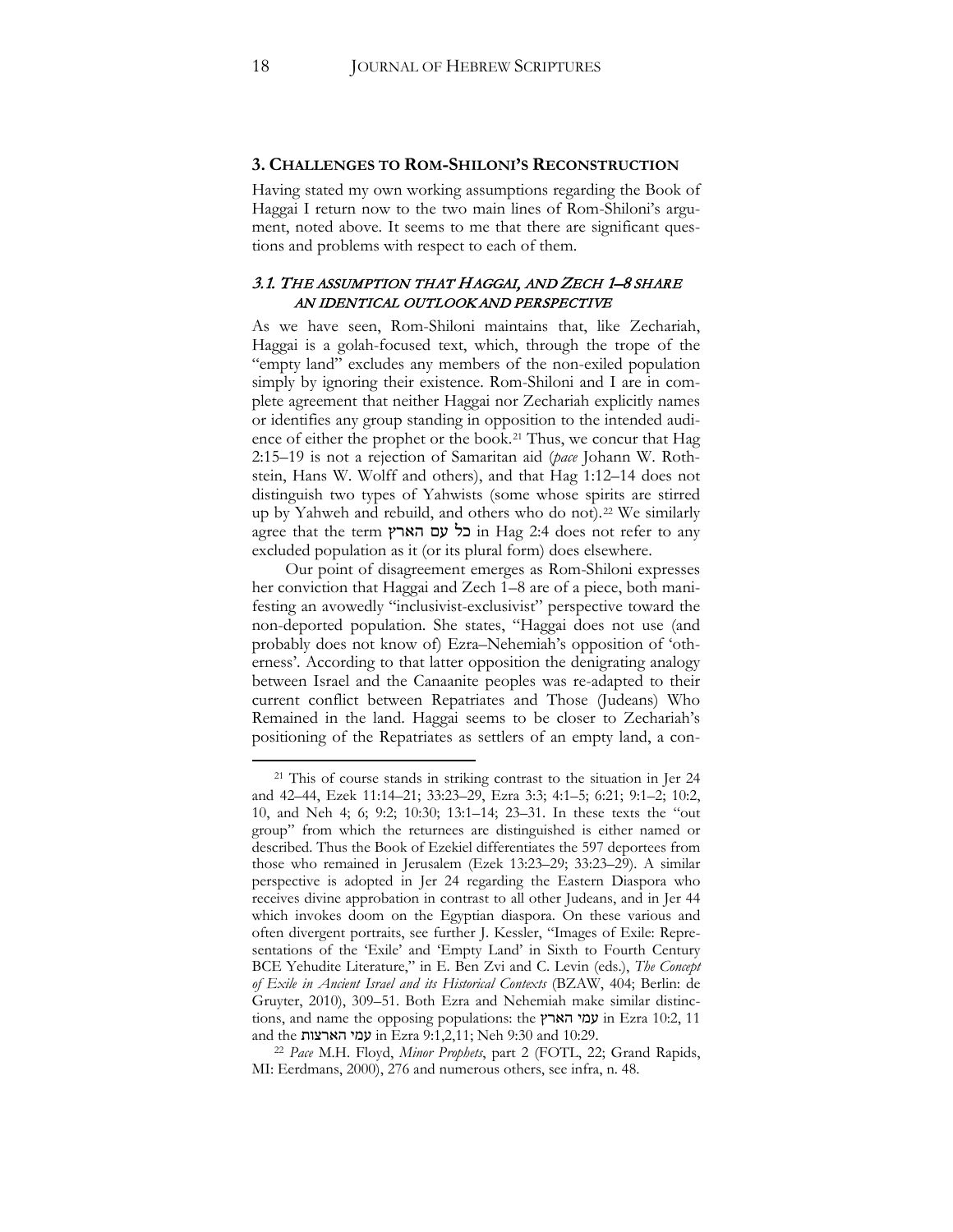## 3. CHALLENGES TO ROM-SHILONI'S RECONSTRUCTION

Having stated my own working assumptions regarding the Book of Haggai I return now to the two main lines of Rom-Shiloni's argument, noted above. It seems to me that there are significant questions and problems with respect to each of them.

### *3.1. THE ASSUMPTION THAT HAGGAI, AND ZECH 1–8 SHARE AN IDENTICAL OUTLOOK AND PERSPECTIVE*

As we have seen, Rom-Shiloni maintains that, like Zechariah, Haggai is a golah-focused text, which, through the trope of the "empty land" excludes any members of the non-exiled population simply by ignoring their existence. Rom-Shiloni and I are in complete agreement that neither Haggai nor Zechariah explicitly names or identifies any group standing in opposition to the intended audience of either the prophet or the book.[21] Thus, we concur that Hag 2:15–19 is not a rejection of Samaritan aid (*pace* Johann W. Rothstein, Hans W. Wolff and others), and that Hag 1:12–14 does not distinguish two types of Yahwists (some whose spirits are stirred up by Yahweh and rebuild, and others who do not).[22] We similarly agree that the term כל עם הארץ in Hag 2:4 does not refer to any excluded population as it (or its plural form) does elsewhere.

Our point of disagreement emerges as Rom-Shiloni expresses her conviction that Haggai and Zech 1–8 are of a piece, both manifesting an avowedly "inclusivist-exclusivist" perspective toward the non-deported population. She states, "Haggai does not use (and probably does not know of) Ezra–Nehemiah's opposition of 'otherness'. According to that latter opposition the denigrating analogy between Israel and the Canaanite peoples was re-adapted to their current conflict between Repatriates and Those (Judeans) Who Remained in the land. Haggai seems to be closer to Zechariah's positioning of the Repatriates as settlers of an empty land, a con-

---

[21] This of course stands in striking contrast to the situation in Jer 24 and 42–44, Ezek 11:14–21; 33:23–29, Ezra 3:3; 4:1–5; 6:21; 9:1–2; 10:2, 10, and Neh 4; 6; 9:2; 10:30; 13:1–14; 23–31. In these texts the "out group" from which the returnees are distinguished is either named or described. Thus the Book of Ezekiel differentiates the 597 deportees from those who remained in Jerusalem (Ezek 13:23–29; 33:23–29). A similar perspective is adopted in Jer 24 regarding the Eastern Diaspora who receives divine approbation in contrast to all other Judeans, and in Jer 44 which invokes doom on the Egyptian diaspora. On these various and often divergent portraits, see further J. Kessler, "Images of Exile: Representations of the 'Exile' and 'Empty Land' in Sixth to Fourth Century BCE Yehudite Literature," in E. Ben Zvi and C. Levin (eds.), *The Concept of Exile in Ancient Israel and its Historical Contexts* (BZAW, 404; Berlin: de Gruyter, 2010), 309–51. Both Ezra and Nehemiah make similar distinctions, and name the opposing populations: the עמי הארץ in Ezra 10:2, 11 and the עמי הארצות in Ezra 9:1,2,11; Neh 9:30 and 10:29.

[22] *Pace* M.H. Floyd, *Minor Prophets*, part 2 (FOTL, 22; Grand Rapids, MI: Eerdmans, 2000), 276 and numerous others, see infra, n. 48.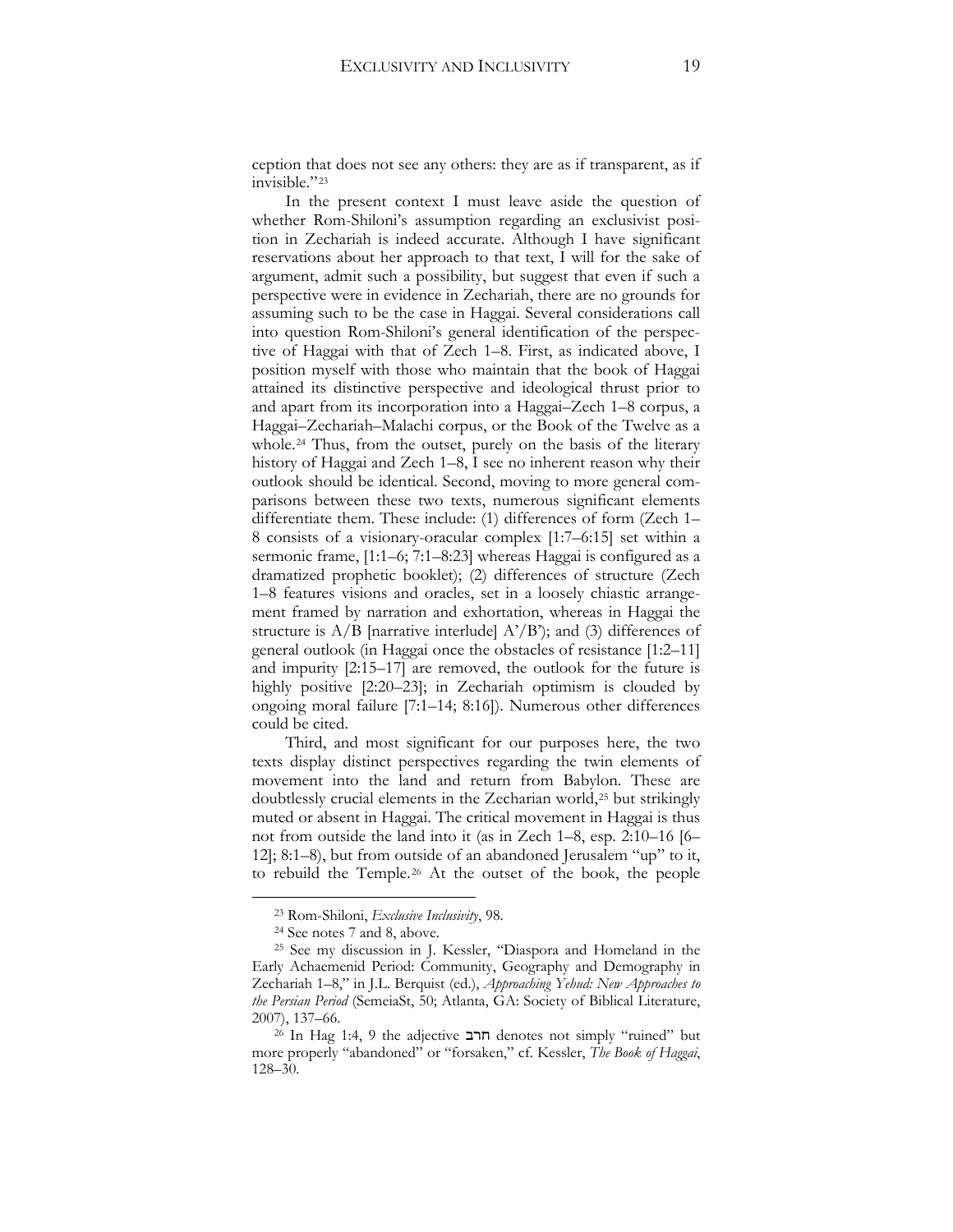ception that does not see any others: they are as if transparent, as if invisible."[23]

In the present context I must leave aside the question of whether Rom-Shiloni's assumption regarding an exclusivist position in Zechariah is indeed accurate. Although I have significant reservations about her approach to that text, I will for the sake of argument, admit such a possibility, but suggest that even if such a perspective were in evidence in Zechariah, there are no grounds for assuming such to be the case in Haggai. Several considerations call into question Rom-Shiloni's general identification of the perspective of Haggai with that of Zech 1–8. First, as indicated above, I position myself with those who maintain that the book of Haggai attained its distinctive perspective and ideological thrust prior to and apart from its incorporation into a Haggai–Zech 1–8 corpus, a Haggai–Zechariah–Malachi corpus, or the Book of the Twelve as a whole.[24] Thus, from the outset, purely on the basis of the literary history of Haggai and Zech 1–8, I see no inherent reason why their outlook should be identical. Second, moving to more general comparisons between these two texts, numerous significant elements differentiate them. These include: (1) differences of form (Zech 1–8 consists of a visionary-oracular complex [1:7–6:15] set within a sermonic frame, [1:1–6; 7:1–8:23] whereas Haggai is configured as a dramatized prophetic booklet); (2) differences of structure (Zech 1–8 features visions and oracles, set in a loosely chiastic arrangement framed by narration and exhortation, whereas in Haggai the structure is A/B [narrative interlude] A'/B'); and (3) differences of general outlook (in Haggai once the obstacles of resistance [1:2–11] and impurity [2:15–17] are removed, the outlook for the future is highly positive [2:20–23]; in Zechariah optimism is clouded by ongoing moral failure [7:1–14; 8:16]). Numerous other differences could be cited.

Third, and most significant for our purposes here, the two texts display distinct perspectives regarding the twin elements of movement into the land and return from Babylon. These are doubtlessly crucial elements in the Zecharian world,[25] but strikingly muted or absent in Haggai. The critical movement in Haggai is thus not from outside the land into it (as in Zech 1–8, esp. 2:10–16 [6–12]; 8:1–8), but from outside of an abandoned Jerusalem "up" to it, to rebuild the Temple.[26] At the outset of the book, the people

---

[23] Rom-Shiloni, *Exclusive Inclusivity*, 98.

[24] See notes 7 and 8, above.

[25] See my discussion in J. Kessler, "Diaspora and Homeland in the Early Achaemenid Period: Community, Geography and Demography in Zechariah 1–8," in J.L. Berquist (ed.), *Approaching Yehud: New Approaches to the Persian Period* (SemeiaSt, 50; Atlanta, GA: Society of Biblical Literature, 2007), 137–66.

[26] In Hag 1:4, 9 the adjective חרב denotes not simply "ruined" but more properly "abandoned" or "forsaken," cf. Kessler, *The Book of Haggai*, 128–30.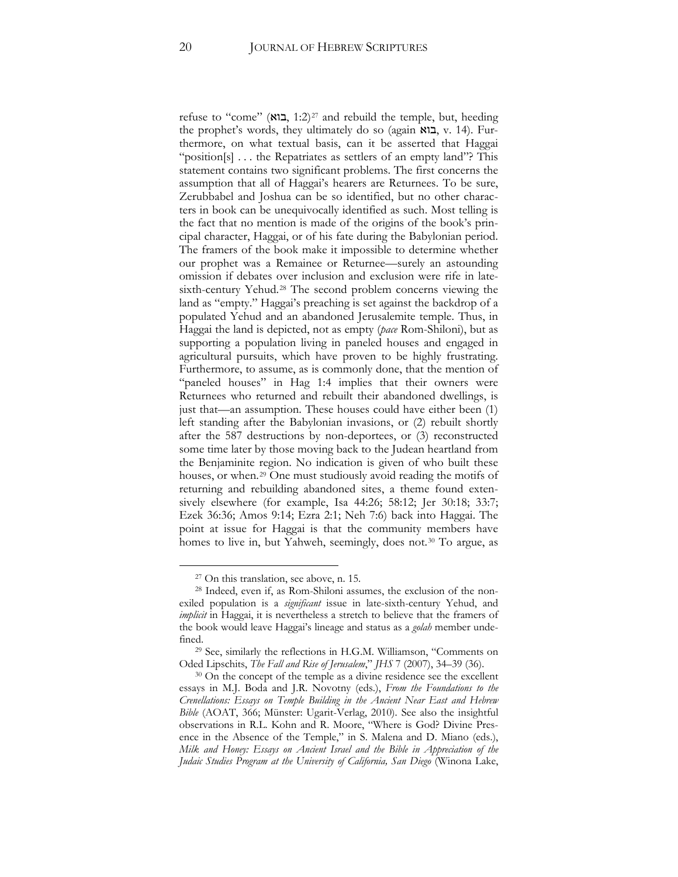refuse to "come" (בוא, 1:2)[27] and rebuild the temple, but, heeding the prophet's words, they ultimately do so (again בוא, v. 14). Furthermore, on what textual basis, can it be asserted that Haggai "position[s] . . . the Repatriates as settlers of an empty land"? This statement contains two significant problems. The first concerns the assumption that all of Haggai's hearers are Returnees. To be sure, Zerubbabel and Joshua can be so identified, but no other characters in book can be unequivocally identified as such. Most telling is the fact that no mention is made of the origins of the book's principal character, Haggai, or of his fate during the Babylonian period. The framers of the book make it impossible to determine whether our prophet was a Remainee or Returnee—surely an astounding omission if debates over inclusion and exclusion were rife in late-sixth-century Yehud.[28] The second problem concerns viewing the land as "empty." Haggai's preaching is set against the backdrop of a populated Yehud and an abandoned Jerusalemite temple. Thus, in Haggai the land is depicted, not as empty (*pace* Rom-Shiloni), but as supporting a population living in paneled houses and engaged in agricultural pursuits, which have proven to be highly frustrating. Furthermore, to assume, as is commonly done, that the mention of "paneled houses" in Hag 1:4 implies that their owners were Returnees who returned and rebuilt their abandoned dwellings, is just that—an assumption. These houses could have either been (1) left standing after the Babylonian invasions, or (2) rebuilt shortly after the 587 destructions by non-deportees, or (3) reconstructed some time later by those moving back to the Judean heartland from the Benjaminite region. No indication is given of who built these houses, or when.[29] One must studiously avoid reading the motifs of returning and rebuilding abandoned sites, a theme found extensively elsewhere (for example, Isa 44:26; 58:12; Jer 30:18; 33:7; Ezek 36:36; Amos 9:14; Ezra 2:1; Neh 7:6) back into Haggai. The point at issue for Haggai is that the community members have homes to live in, but Yahweh, seemingly, does not.[30] To argue, as

---

[27] On this translation, see above, n. 15.

[28] Indeed, even if, as Rom-Shiloni assumes, the exclusion of the non-exiled population is a *significant* issue in late-sixth-century Yehud, and *implicit* in Haggai, it is nevertheless a stretch to believe that the framers of the book would leave Haggai's lineage and status as a *golah* member undefined.

[29] See, similarly the reflections in H.G.M. Williamson, "Comments on Oded Lipschits, *The Fall and Rise of Jerusalem*," *JHS* 7 (2007), 34–39 (36).

[30] On the concept of the temple as a divine residence see the excellent essays in M.J. Boda and J.R. Novotny (eds.), *From the Foundations to the Crenellations: Essays on Temple Building in the Ancient Near East and Hebrew Bible* (AOAT, 366; Münster: Ugarit-Verlag, 2010). See also the insightful observations in R.L. Kohn and R. Moore, "Where is God? Divine Presence in the Absence of the Temple," in S. Malena and D. Miano (eds.), *Milk and Honey: Essays on Ancient Israel and the Bible in Appreciation of the Judaic Studies Program at the University of California, San Diego* (Winona Lake,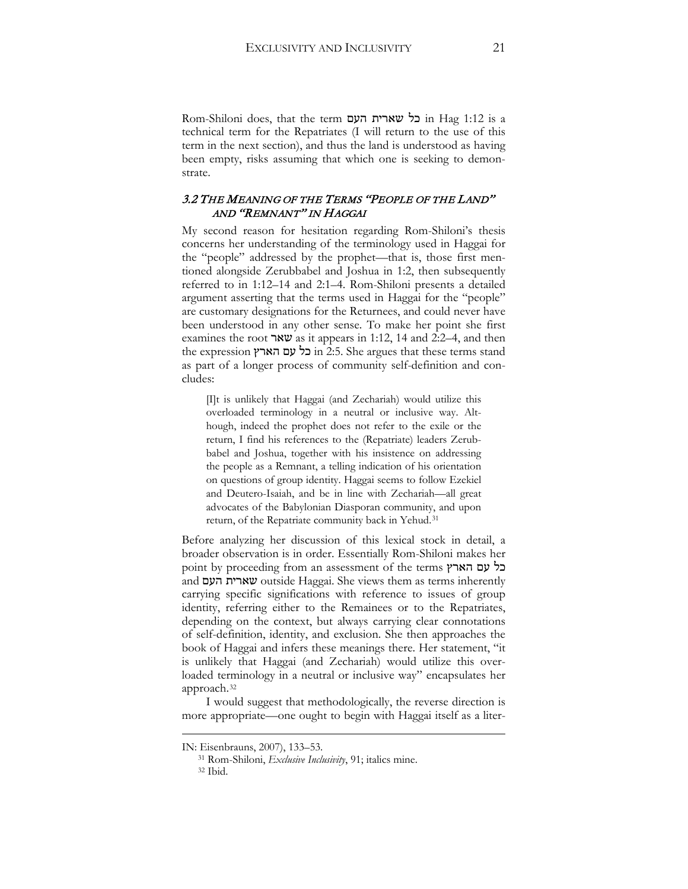Rom-Shiloni does, that the term כל שארית העם in Hag 1:12 is a technical term for the Repatriates (I will return to the use of this term in the next section), and thus the land is understood as having been empty, risks assuming that which one is seeking to demonstrate.

### *3.2 The Meaning of the Terms "People of the Land" and "Remnant" in Haggai*

My second reason for hesitation regarding Rom-Shiloni's thesis concerns her understanding of the terminology used in Haggai for the "people" addressed by the prophet—that is, those first mentioned alongside Zerubbabel and Joshua in 1:2, then subsequently referred to in 1:12–14 and 2:1–4. Rom-Shiloni presents a detailed argument asserting that the terms used in Haggai for the "people" are customary designations for the Returnees, and could never have been understood in any other sense. To make her point she first examines the root שאר as it appears in 1:12, 14 and 2:2–4, and then the expression כל עם הארץ in 2:5. She argues that these terms stand as part of a longer process of community self-definition and concludes:

> [I]t is unlikely that Haggai (and Zechariah) would utilize this overloaded terminology in a neutral or inclusive way. Although, indeed the prophet does not refer to the exile or the return, I find his references to the (Repatriate) leaders Zerubbabel and Joshua, together with his insistence on addressing the people as a Remnant, a telling indication of his orientation on questions of group identity. Haggai seems to follow Ezekiel and Deutero-Isaiah, and be in line with Zechariah—all great advocates of the Babylonian Diasporan community, and upon return, of the Repatriate community back in Yehud.[31]

Before analyzing her discussion of this lexical stock in detail, a broader observation is in order. Essentially Rom-Shiloni makes her point by proceeding from an assessment of the terms כל עם הארץ and שארית העם outside Haggai. She views them as terms inherently carrying specific significations with reference to issues of group identity, referring either to the Remainees or to the Repatriates, depending on the context, but always carrying clear connotations of self-definition, identity, and exclusion. She then approaches the book of Haggai and infers these meanings there. Her statement, "it is unlikely that Haggai (and Zechariah) would utilize this overloaded terminology in a neutral or inclusive way" encapsulates her approach.[32]

I would suggest that methodologically, the reverse direction is more appropriate—one ought to begin with Haggai itself as a liter-

---

IN: Eisenbrauns, 2007), 133–53.

[31] Rom-Shiloni, *Exclusive Inclusivity*, 91; italics mine.

[32] Ibid.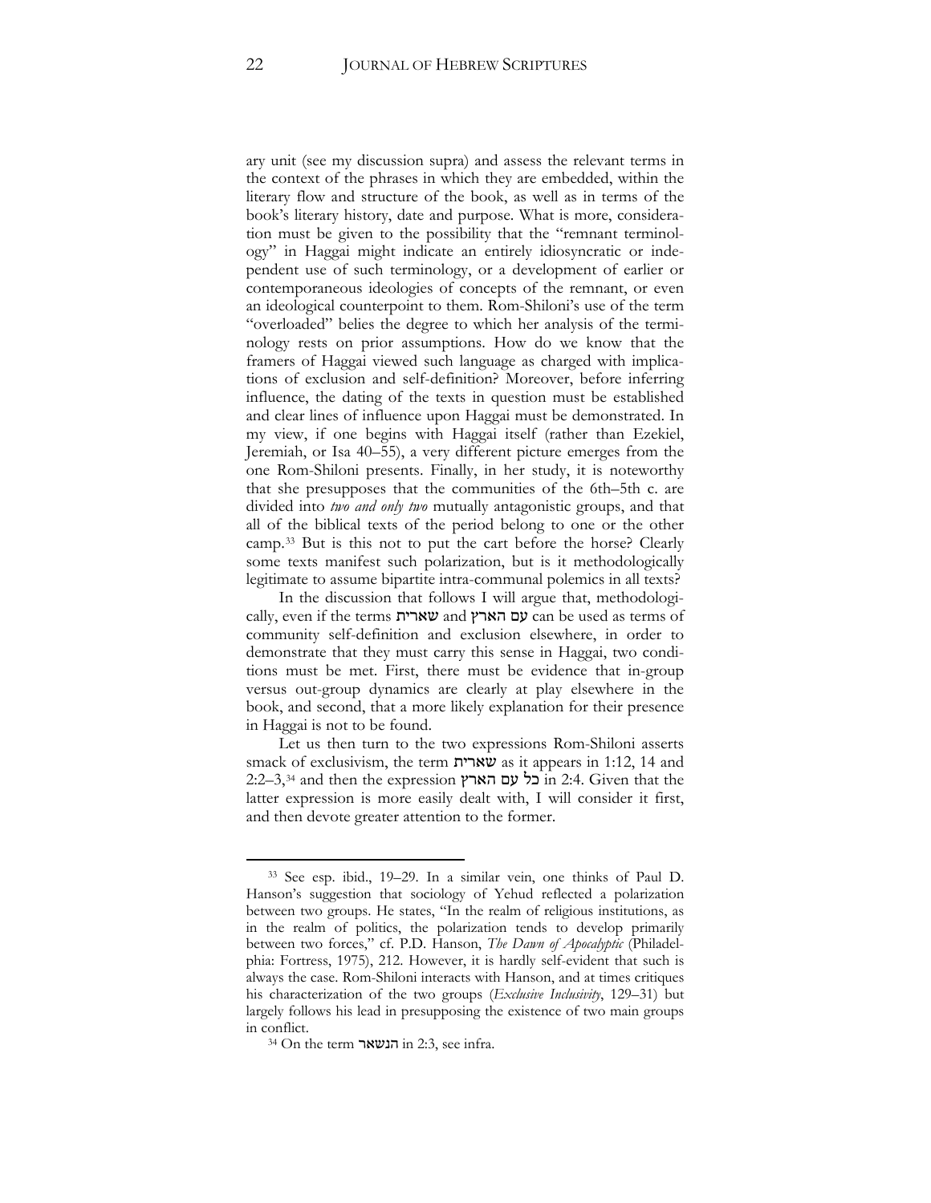ary unit (see my discussion supra) and assess the relevant terms in the context of the phrases in which they are embedded, within the literary flow and structure of the book, as well as in terms of the book's literary history, date and purpose. What is more, consideration must be given to the possibility that the "remnant terminology" in Haggai might indicate an entirely idiosyncratic or independent use of such terminology, or a development of earlier or contemporaneous ideologies of concepts of the remnant, or even an ideological counterpoint to them. Rom-Shiloni's use of the term "overloaded" belies the degree to which her analysis of the terminology rests on prior assumptions. How do we know that the framers of Haggai viewed such language as charged with implications of exclusion and self-definition? Moreover, before inferring influence, the dating of the texts in question must be established and clear lines of influence upon Haggai must be demonstrated. In my view, if one begins with Haggai itself (rather than Ezekiel, Jeremiah, or Isa 40–55), a very different picture emerges from the one Rom-Shiloni presents. Finally, in her study, it is noteworthy that she presupposes that the communities of the 6th–5th c. are divided into *two and only two* mutually antagonistic groups, and that all of the biblical texts of the period belong to one or the other camp.[33] But is this not to put the cart before the horse? Clearly some texts manifest such polarization, but is it methodologically legitimate to assume bipartite intra-communal polemics in all texts?

In the discussion that follows I will argue that, methodologically, even if the terms שארית and עם הארץ can be used as terms of community self-definition and exclusion elsewhere, in order to demonstrate that they must carry this sense in Haggai, two conditions must be met. First, there must be evidence that in-group versus out-group dynamics are clearly at play elsewhere in the book, and second, that a more likely explanation for their presence in Haggai is not to be found.

Let us then turn to the two expressions Rom-Shiloni asserts smack of exclusivism, the term שארית as it appears in 1:12, 14 and 2:2–3,[34] and then the expression כל עם הארץ in 2:4. Given that the latter expression is more easily dealt with, I will consider it first, and then devote greater attention to the former.

---

[33] See esp. ibid., 19–29. In a similar vein, one thinks of Paul D. Hanson's suggestion that sociology of Yehud reflected a polarization between two groups. He states, "In the realm of religious institutions, as in the realm of politics, the polarization tends to develop primarily between two forces," cf. P.D. Hanson, *The Dawn of Apocalyptic* (Philadelphia: Fortress, 1975), 212. However, it is hardly self-evident that such is always the case. Rom-Shiloni interacts with Hanson, and at times critiques his characterization of the two groups (*Exclusive Inclusivity*, 129–31) but largely follows his lead in presupposing the existence of two main groups in conflict.

[34] On the term הנשאר in 2:3, see infra.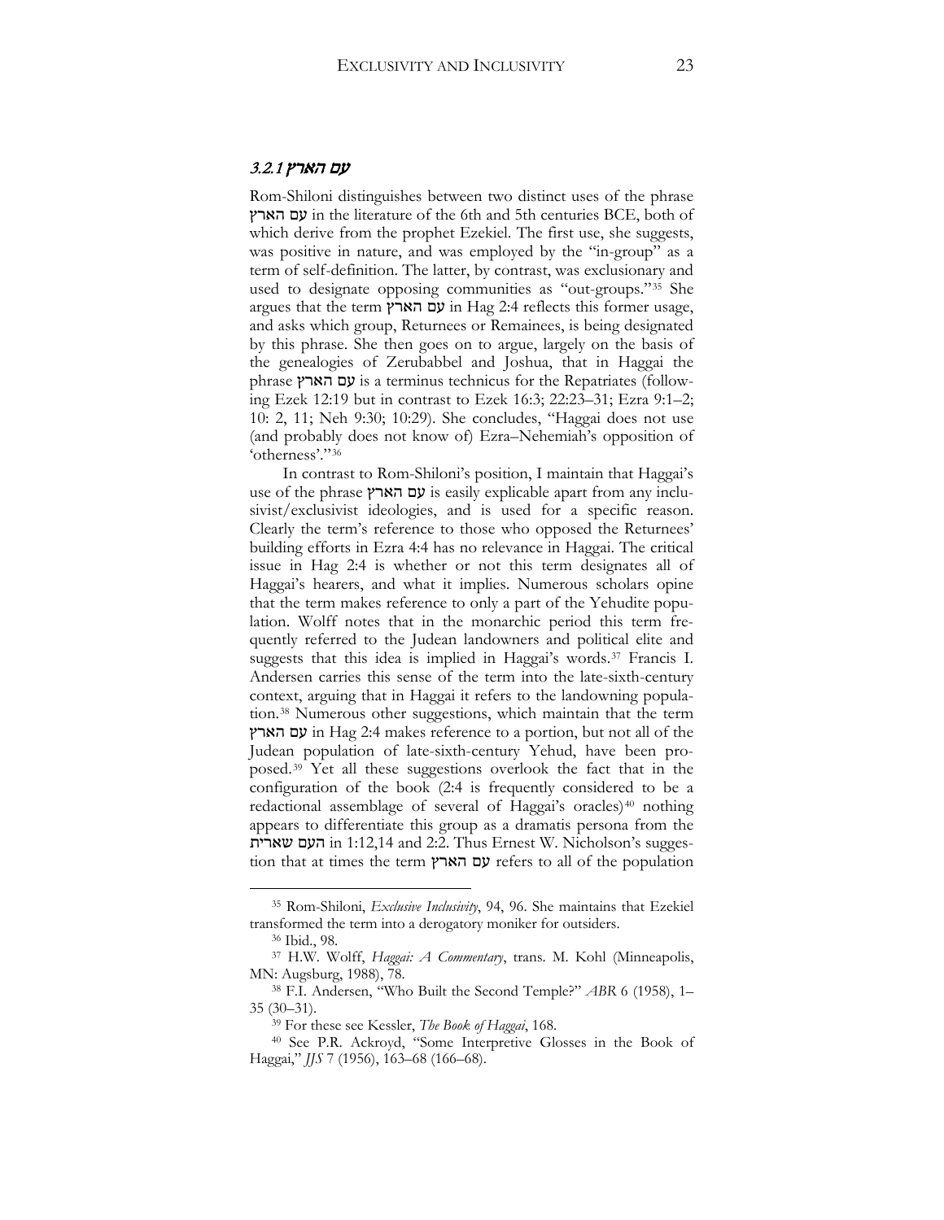### 3.2.1 עם הארץ

Rom-Shiloni distinguishes between two distinct uses of the phrase עם הארץ in the literature of the 6th and 5th centuries BCE, both of which derive from the prophet Ezekiel. The first use, she suggests, was positive in nature, and was employed by the "in-group" as a term of self-definition. The latter, by contrast, was exclusionary and used to designate opposing communities as "out-groups."[35] She argues that the term עם הארץ in Hag 2:4 reflects this former usage, and asks which group, Returnees or Remainees, is being designated by this phrase. She then goes on to argue, largely on the basis of the genealogies of Zerubabbel and Joshua, that in Haggai the phrase עם הארץ is a terminus technicus for the Repatriates (following Ezek 12:19 but in contrast to Ezek 16:3; 22:23–31; Ezra 9:1–2; 10: 2, 11; Neh 9:30; 10:29). She concludes, "Haggai does not use (and probably does not know of) Ezra–Nehemiah's opposition of 'otherness'."[36]

In contrast to Rom-Shiloni's position, I maintain that Haggai's use of the phrase עם הארץ is easily explicable apart from any inclusivist/exclusivist ideologies, and is used for a specific reason. Clearly the term's reference to those who opposed the Returnees' building efforts in Ezra 4:4 has no relevance in Haggai. The critical issue in Hag 2:4 is whether or not this term designates all of Haggai's hearers, and what it implies. Numerous scholars opine that the term makes reference to only a part of the Yehudite population. Wolff notes that in the monarchic period this term frequently referred to the Judean landowners and political elite and suggests that this idea is implied in Haggai's words.[37] Francis I. Andersen carries this sense of the term into the late-sixth-century context, arguing that in Haggai it refers to the landowning population.[38] Numerous other suggestions, which maintain that the term עם הארץ in Hag 2:4 makes reference to a portion, but not all of the Judean population of late-sixth-century Yehud, have been proposed.[39] Yet all these suggestions overlook the fact that in the configuration of the book (2:4 is frequently considered to be a redactional assemblage of several of Haggai's oracles)[40] nothing appears to differentiate this group as a dramatis persona from the העם שארית in 1:12,14 and 2:2. Thus Ernest W. Nicholson's suggestion that at times the term עם הארץ refers to all of the population

---

[35] Rom-Shiloni, *Exclusive Inclusivity*, 94, 96. She maintains that Ezekiel transformed the term into a derogatory moniker for outsiders.

[36] Ibid., 98.

[37] H.W. Wolff, *Haggai: A Commentary*, trans. M. Kohl (Minneapolis, MN: Augsburg, 1988), 78.

[38] F.I. Andersen, "Who Built the Second Temple?" *ABR* 6 (1958), 1–35 (30–31).

[39] For these see Kessler, *The Book of Haggai*, 168.

[40] See P.R. Ackroyd, "Some Interpretive Glosses in the Book of Haggai," *JJS* 7 (1956), 163–68 (166–68).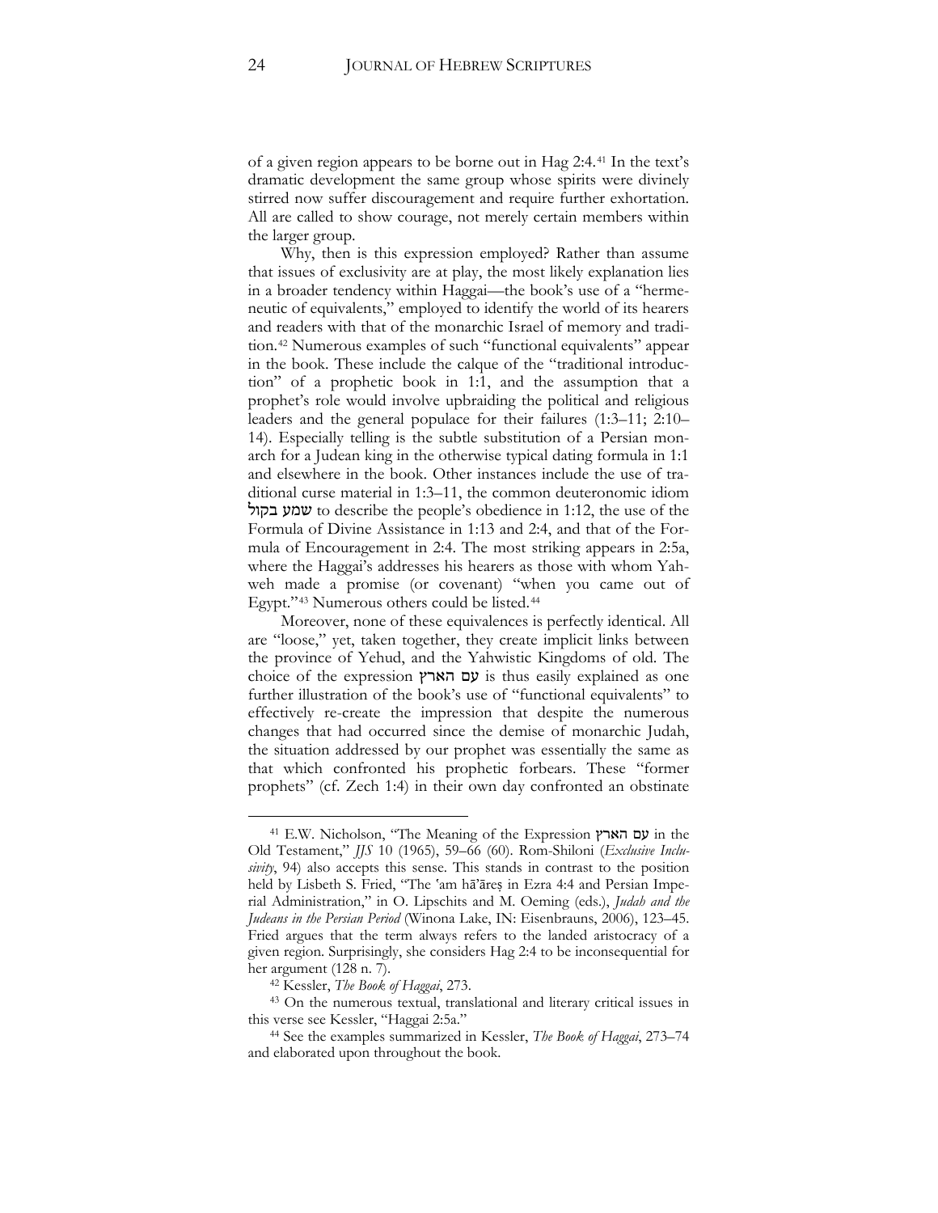of a given region appears to be borne out in Hag 2:4.[41] In the text's dramatic development the same group whose spirits were divinely stirred now suffer discouragement and require further exhortation. All are called to show courage, not merely certain members within the larger group.

Why, then is this expression employed? Rather than assume that issues of exclusivity are at play, the most likely explanation lies in a broader tendency within Haggai—the book's use of a "hermeneutic of equivalents," employed to identify the world of its hearers and readers with that of the monarchic Israel of memory and tradition.[42] Numerous examples of such "functional equivalents" appear in the book. These include the calque of the "traditional introduction" of a prophetic book in 1:1, and the assumption that a prophet's role would involve upbraiding the political and religious leaders and the general populace for their failures (1:3–11; 2:10–14). Especially telling is the subtle substitution of a Persian monarch for a Judean king in the otherwise typical dating formula in 1:1 and elsewhere in the book. Other instances include the use of traditional curse material in 1:3–11, the common deuteronomic idiom שמע בקול to describe the people's obedience in 1:12, the use of the Formula of Divine Assistance in 1:13 and 2:4, and that of the Formula of Encouragement in 2:4. The most striking appears in 2:5a, where the Haggai's addresses his hearers as those with whom Yahweh made a promise (or covenant) "when you came out of Egypt."[43] Numerous others could be listed.[44]

Moreover, none of these equivalences is perfectly identical. All are "loose," yet, taken together, they create implicit links between the province of Yehud, and the Yahwistic Kingdoms of old. The choice of the expression עם הארץ is thus easily explained as one further illustration of the book's use of "functional equivalents" to effectively re-create the impression that despite the numerous changes that had occurred since the demise of monarchic Judah, the situation addressed by our prophet was essentially the same as that which confronted his prophetic forbears. These "former prophets" (cf. Zech 1:4) in their own day confronted an obstinate

---

[41] E.W. Nicholson, "The Meaning of the Expression עם הארץ in the Old Testament," *JJS* 10 (1965), 59–66 (60). Rom-Shiloni (*Exclusive Inclusivity*, 94) also accepts this sense. This stands in contrast to the position held by Lisbeth S. Fried, "The ʿam hāʾāreṣ in Ezra 4:4 and Persian Imperial Administration," in O. Lipschits and M. Oeming (eds.), *Judah and the Judeans in the Persian Period* (Winona Lake, IN: Eisenbrauns, 2006), 123–45. Fried argues that the term always refers to the landed aristocracy of a given region. Surprisingly, she considers Hag 2:4 to be inconsequential for her argument (128 n. 7).

[42] Kessler, *The Book of Haggai*, 273.

[43] On the numerous textual, translational and literary critical issues in this verse see Kessler, "Haggai 2:5a."

[44] See the examples summarized in Kessler, *The Book of Haggai*, 273–74 and elaborated upon throughout the book.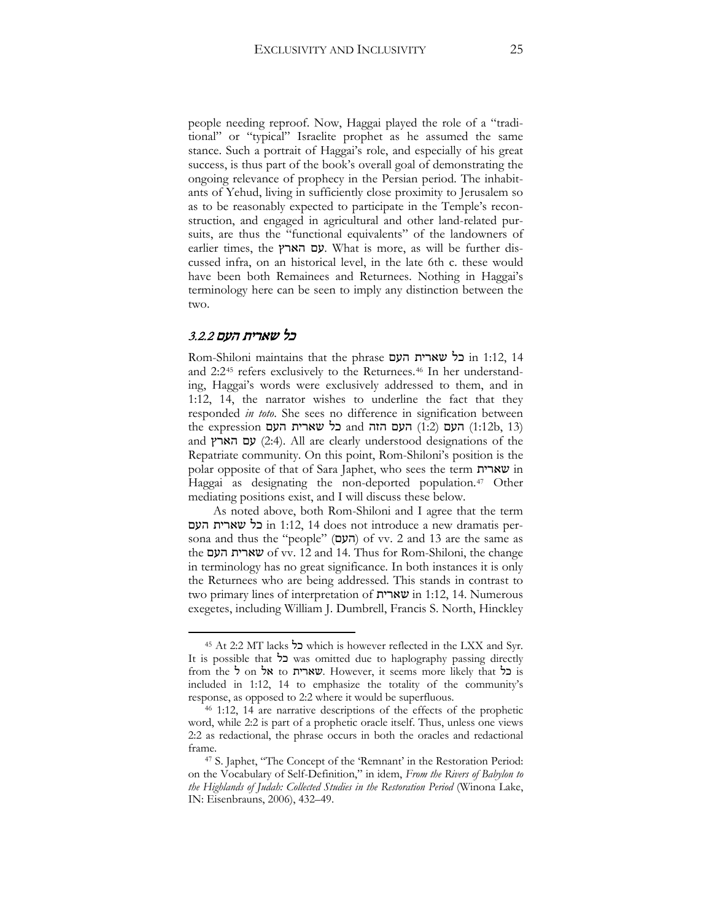people needing reproof. Now, Haggai played the role of a "traditional" or "typical" Israelite prophet as he assumed the same stance. Such a portrait of Haggai's role, and especially of his great success, is thus part of the book's overall goal of demonstrating the ongoing relevance of prophecy in the Persian period. The inhabitants of Yehud, living in sufficiently close proximity to Jerusalem so as to be reasonably expected to participate in the Temple's reconstruction, and engaged in agricultural and other land-related pursuits, are thus the "functional equivalents" of the landowners of earlier times, the עם הארץ. What is more, as will be further discussed infra, on an historical level, in the late 6th c. these would have been both Remainees and Returnees. Nothing in Haggai's terminology here can be seen to imply any distinction between the two.

### *3.2.2 כל שארית העם*

Rom-Shiloni maintains that the phrase כל שארית העם in 1:12, 14 and 2:2[45] refers exclusively to the Returnees.[46] In her understanding, Haggai's words were exclusively addressed to them, and in 1:12, 14, the narrator wishes to underline the fact that they responded *in toto*. She sees no difference in signification between the expression כל שארית העם and העם הזה (1:2) העם (1:12b, 13) and עם הארץ (2:4). All are clearly understood designations of the Repatriate community. On this point, Rom-Shiloni's position is the polar opposite of that of Sara Japhet, who sees the term שארית in Haggai as designating the non-deported population.[47] Other mediating positions exist, and I will discuss these below.

As noted above, both Rom-Shiloni and I agree that the term כל שארית העם in 1:12, 14 does not introduce a new dramatis persona and thus the "people" (העם) of vv. 2 and 13 are the same as the שארית העם of vv. 12 and 14. Thus for Rom-Shiloni, the change in terminology has no great significance. In both instances it is only the Returnees who are being addressed. This stands in contrast to two primary lines of interpretation of שארית in 1:12, 14. Numerous exegetes, including William J. Dumbrell, Francis S. North, Hinckley

---

[45] At 2:2 MT lacks כל which is however reflected in the LXX and Syr. It is possible that כל was omitted due to haplography passing directly from the ל on אל to שארית. However, it seems more likely that כל is included in 1:12, 14 to emphasize the totality of the community's response, as opposed to 2:2 where it would be superfluous.

[46] 1:12, 14 are narrative descriptions of the effects of the prophetic word, while 2:2 is part of a prophetic oracle itself. Thus, unless one views 2:2 as redactional, the phrase occurs in both the oracles and redactional frame.

[47] S. Japhet, "The Concept of the 'Remnant' in the Restoration Period: on the Vocabulary of Self-Definition," in idem, *From the Rivers of Babylon to the Highlands of Judah: Collected Studies in the Restoration Period* (Winona Lake, IN: Eisenbrauns, 2006), 432–49.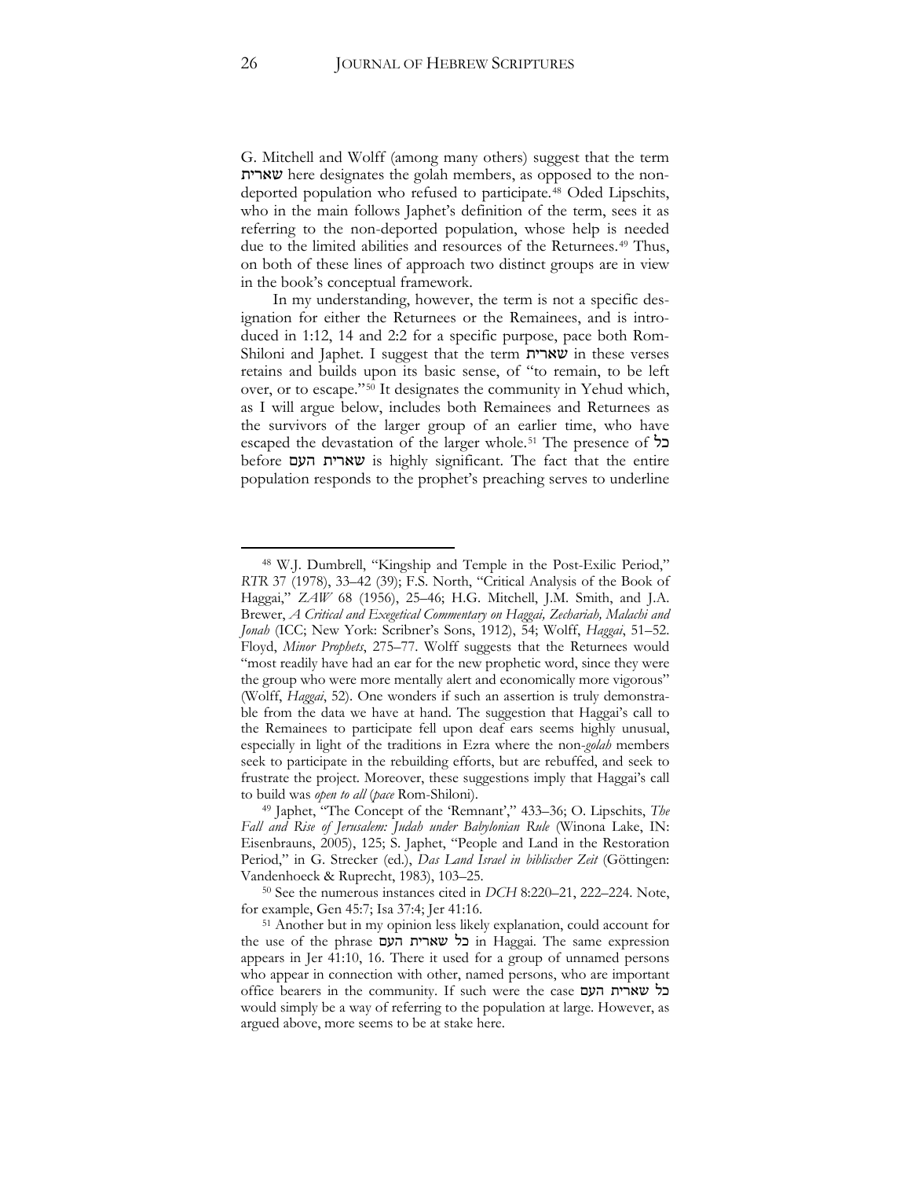G. Mitchell and Wolff (among many others) suggest that the term שארית here designates the golah members, as opposed to the non-deported population who refused to participate.[48] Oded Lipschits, who in the main follows Japhet's definition of the term, sees it as referring to the non-deported population, whose help is needed due to the limited abilities and resources of the Returnees.[49] Thus, on both of these lines of approach two distinct groups are in view in the book's conceptual framework.

In my understanding, however, the term is not a specific designation for either the Returnees or the Remainees, and is introduced in 1:12, 14 and 2:2 for a specific purpose, pace both Rom-Shiloni and Japhet. I suggest that the term שארית in these verses retains and builds upon its basic sense, of "to remain, to be left over, or to escape."[50] It designates the community in Yehud which, as I will argue below, includes both Remainees and Returnees as the survivors of the larger group of an earlier time, who have escaped the devastation of the larger whole.[51] The presence of כל before שארית העם is highly significant. The fact that the entire population responds to the prophet's preaching serves to underline

---

[48] W.J. Dumbrell, "Kingship and Temple in the Post-Exilic Period," *RTR* 37 (1978), 33–42 (39); F.S. North, "Critical Analysis of the Book of Haggai," *ZAW* 68 (1956), 25–46; H.G. Mitchell, J.M. Smith, and J.A. Brewer, *A Critical and Exegetical Commentary on Haggai, Zechariah, Malachi and Jonah* (ICC; New York: Scribner's Sons, 1912), 54; Wolff, *Haggai*, 51–52. Floyd, *Minor Prophets*, 275–77. Wolff suggests that the Returnees would "most readily have had an ear for the new prophetic word, since they were the group who were more mentally alert and economically more vigorous" (Wolff, *Haggai*, 52). One wonders if such an assertion is truly demonstrable from the data we have at hand. The suggestion that Haggai's call to the Remainees to participate fell upon deaf ears seems highly unusual, especially in light of the traditions in Ezra where the non-*golah* members seek to participate in the rebuilding efforts, but are rebuffed, and seek to frustrate the project. Moreover, these suggestions imply that Haggai's call to build was *open to all* (*pace* Rom-Shiloni).

[49] Japhet, "The Concept of the 'Remnant'," 433–36; O. Lipschits, *The Fall and Rise of Jerusalem: Judah under Babylonian Rule* (Winona Lake, IN: Eisenbrauns, 2005), 125; S. Japhet, "People and Land in the Restoration Period," in G. Strecker (ed.), *Das Land Israel in biblischer Zeit* (Göttingen: Vandenhoeck & Ruprecht, 1983), 103–25.

[50] See the numerous instances cited in *DCH* 8:220–21, 222–224. Note, for example, Gen 45:7; Isa 37:4; Jer 41:16.

[51] Another but in my opinion less likely explanation, could account for the use of the phrase כל שארית העם in Haggai. The same expression appears in Jer 41:10, 16. There it used for a group of unnamed persons who appear in connection with other, named persons, who are important office bearers in the community. If such were the case כל שארית העם would simply be a way of referring to the population at large. However, as argued above, more seems to be at stake here.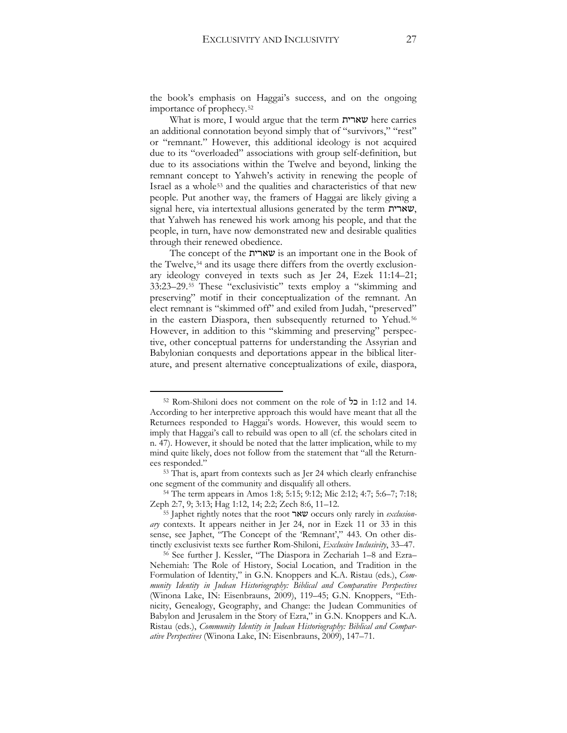the book's emphasis on Haggai's success, and on the ongoing importance of prophecy.[52]

What is more, I would argue that the term שארית here carries an additional connotation beyond simply that of "survivors," "rest" or "remnant." However, this additional ideology is not acquired due to its "overloaded" associations with group self-definition, but due to its associations within the Twelve and beyond, linking the remnant concept to Yahweh's activity in renewing the people of Israel as a whole[53] and the qualities and characteristics of that new people. Put another way, the framers of Haggai are likely giving a signal here, via intertextual allusions generated by the term שארית, that Yahweh has renewed his work among his people, and that the people, in turn, have now demonstrated new and desirable qualities through their renewed obedience.

The concept of the שארית is an important one in the Book of the Twelve,[54] and its usage there differs from the overtly exclusionary ideology conveyed in texts such as Jer 24, Ezek 11:14–21; 33:23–29.[55] These "exclusivistic" texts employ a "skimming and preserving" motif in their conceptualization of the remnant. An elect remnant is "skimmed off" and exiled from Judah, "preserved" in the eastern Diaspora, then subsequently returned to Yehud.[56] However, in addition to this "skimming and preserving" perspective, other conceptual patterns for understanding the Assyrian and Babylonian conquests and deportations appear in the biblical literature, and present alternative conceptualizations of exile, diaspora,

---

[52] Rom-Shiloni does not comment on the role of כל in 1:12 and 14. According to her interpretive approach this would have meant that all the Returnees responded to Haggai's words. However, this would seem to imply that Haggai's call to rebuild was open to all (cf. the scholars cited in n. 47). However, it should be noted that the latter implication, while to my mind quite likely, does not follow from the statement that "all the Returnees responded."

[53] That is, apart from contexts such as Jer 24 which clearly enfranchise one segment of the community and disqualify all others.

[54] The term appears in Amos 1:8; 5:15; 9:12; Mic 2:12; 4:7; 5:6–7; 7:18; Zeph 2:7, 9; 3:13; Hag 1:12, 14; 2:2; Zech 8:6, 11–12.

[55] Japhet rightly notes that the root שאר occurs only rarely in *exclusionary* contexts. It appears neither in Jer 24, nor in Ezek 11 or 33 in this sense, see Japhet, "The Concept of the 'Remnant'," 443. On other distinctly exclusivist texts see further Rom-Shiloni, *Exclusive Inclusivity*, 33–47.

[56] See further J. Kessler, "The Diaspora in Zechariah 1–8 and Ezra–Nehemiah: The Role of History, Social Location, and Tradition in the Formulation of Identity," in G.N. Knoppers and K.A. Ristau (eds.), *Community Identity in Judean Historiography: Biblical and Comparative Perspectives* (Winona Lake, IN: Eisenbrauns, 2009), 119–45; G.N. Knoppers, "Ethnicity, Genealogy, Geography, and Change: the Judean Communities of Babylon and Jerusalem in the Story of Ezra," in G.N. Knoppers and K.A. Ristau (eds.), *Community Identity in Judean Historiography: Biblical and Comparative Perspectives* (Winona Lake, IN: Eisenbrauns, 2009), 147–71.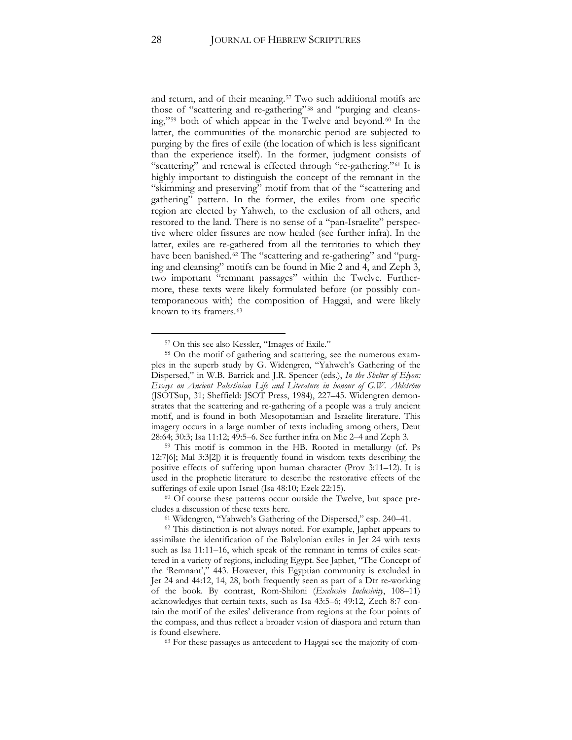and return, and of their meaning.[57] Two such additional motifs are those of "scattering and re-gathering"[58] and "purging and cleansing,"[59] both of which appear in the Twelve and beyond.[60] In the latter, the communities of the monarchic period are subjected to purging by the fires of exile (the location of which is less significant than the experience itself). In the former, judgment consists of "scattering" and renewal is effected through "re-gathering."[61] It is highly important to distinguish the concept of the remnant in the "skimming and preserving" motif from that of the "scattering and gathering" pattern. In the former, the exiles from one specific region are elected by Yahweh, to the exclusion of all others, and restored to the land. There is no sense of a "pan-Israelite" perspective where older fissures are now healed (see further infra). In the latter, exiles are re-gathered from all the territories to which they have been banished.[62] The "scattering and re-gathering" and "purging and cleansing" motifs can be found in Mic 2 and 4, and Zeph 3, two important "remnant passages" within the Twelve. Furthermore, these texts were likely formulated before (or possibly contemporaneous with) the composition of Haggai, and were likely known to its framers.[63]

---

[57] On this see also Kessler, "Images of Exile."

[58] On the motif of gathering and scattering, see the numerous examples in the superb study by G. Widengren, "Yahweh's Gathering of the Dispersed," in W.B. Barrick and J.R. Spencer (eds.), *In the Shelter of Elyon: Essays on Ancient Palestinian Life and Literature in honour of G.W. Ahlström* (JSOTSup, 31; Sheffield: JSOT Press, 1984), 227–45. Widengren demonstrates that the scattering and re-gathering of a people was a truly ancient motif, and is found in both Mesopotamian and Israelite literature. This imagery occurs in a large number of texts including among others, Deut 28:64; 30:3; Isa 11:12; 49:5–6. See further infra on Mic 2–4 and Zeph 3.

[59] This motif is common in the HB. Rooted in metallurgy (cf. Ps 12:7[6]; Mal 3:3[2]) it is frequently found in wisdom texts describing the positive effects of suffering upon human character (Prov 3:11–12). It is used in the prophetic literature to describe the restorative effects of the sufferings of exile upon Israel (Isa 48:10; Ezek 22:15).

[60] Of course these patterns occur outside the Twelve, but space precludes a discussion of these texts here.

[61] Widengren, "Yahweh's Gathering of the Dispersed," esp. 240–41.

[62] This distinction is not always noted. For example, Japhet appears to assimilate the identification of the Babylonian exiles in Jer 24 with texts such as Isa 11:11–16, which speak of the remnant in terms of exiles scattered in a variety of regions, including Egypt. See Japhet, "The Concept of the 'Remnant'," 443. However, this Egyptian community is excluded in Jer 24 and 44:12, 14, 28, both frequently seen as part of a Dtr re-working of the book. By contrast, Rom-Shiloni (*Exclusive Inclusivity*, 108–11) acknowledges that certain texts, such as Isa 43:5–6; 49:12, Zech 8:7 contain the motif of the exiles' deliverance from regions at the four points of the compass, and thus reflect a broader vision of diaspora and return than is found elsewhere.

[63] For these passages as antecedent to Haggai see the majority of com-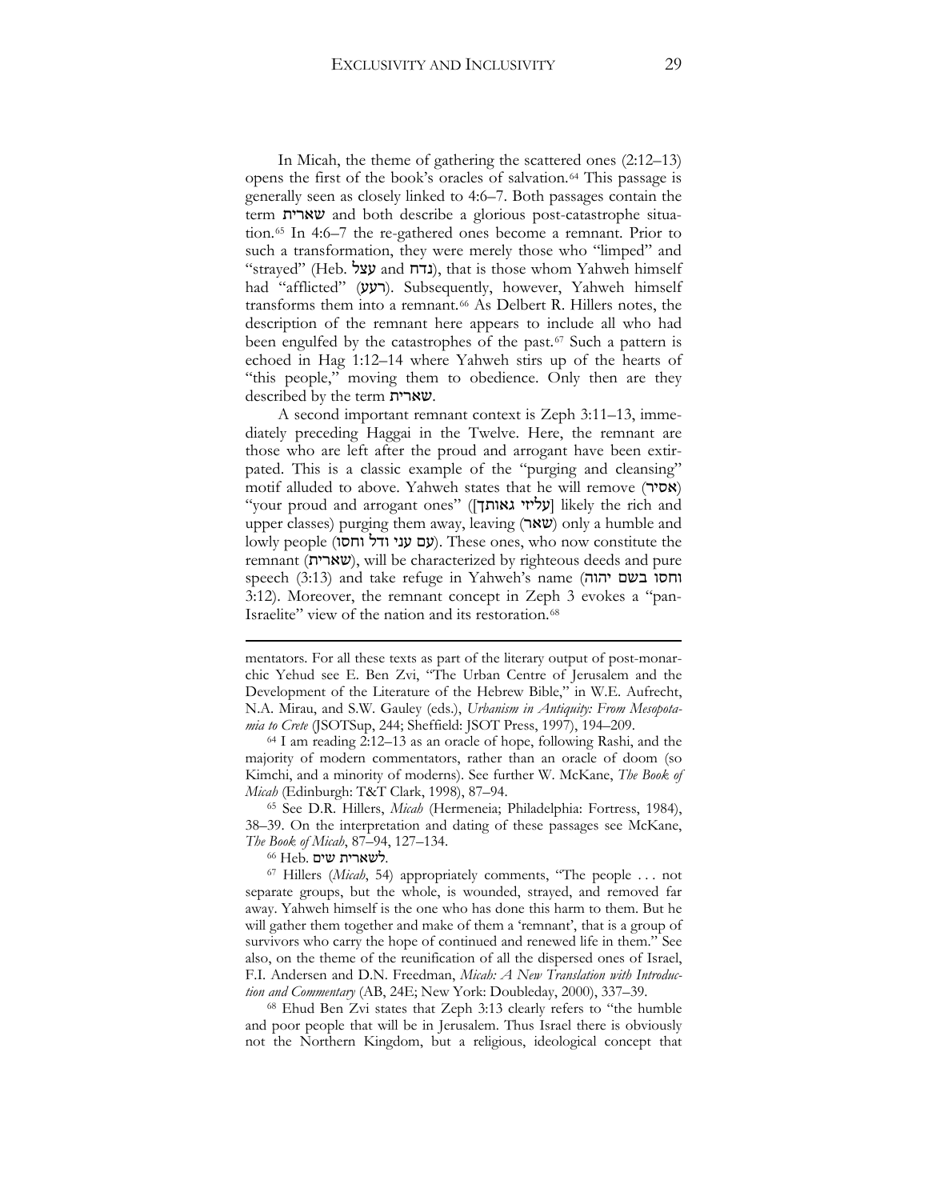In Micah, the theme of gathering the scattered ones (2:12–13) opens the first of the book's oracles of salvation.[64] This passage is generally seen as closely linked to 4:6–7. Both passages contain the term שארית and both describe a glorious post-catastrophe situation.[65] In 4:6–7 the re-gathered ones become a remnant. Prior to such a transformation, they were merely those who "limped" and "strayed" (Heb. צלע and נדח), that is those whom Yahweh himself had "afflicted" (רעע). Subsequently, however, Yahweh himself transforms them into a remnant.[66] As Delbert R. Hillers notes, the description of the remnant here appears to include all who had been engulfed by the catastrophes of the past.[67] Such a pattern is echoed in Hag 1:12–14 where Yahweh stirs up of the hearts of "this people," moving them to obedience. Only then are they described by the term שארית.

A second important remnant context is Zeph 3:11–13, immediately preceding Haggai in the Twelve. Here, the remnant are those who are left after the proud and arrogant have been extirpated. This is a classic example of the "purging and cleansing" motif alluded to above. Yahweh states that he will remove (אסיר) "your proud and arrogant ones" ([עליזי גאותך] likely the rich and upper classes) purging them away, leaving (שאר) only a humble and lowly people (עם עני ודל וחסו). These ones, who now constitute the remnant (שארית), will be characterized by righteous deeds and pure speech (3:13) and take refuge in Yahweh's name (וחסו בשם יהוה 3:12). Moreover, the remnant concept in Zeph 3 evokes a "pan-Israelite" view of the nation and its restoration.[68]

---

mentators. For all these texts as part of the literary output of post-monarchic Yehud see E. Ben Zvi, "The Urban Centre of Jerusalem and the Development of the Literature of the Hebrew Bible," in W.E. Aufrecht, N.A. Mirau, and S.W. Gauley (eds.), *Urbanism in Antiquity: From Mesopotamia to Crete* (JSOTSup, 244; Sheffield: JSOT Press, 1997), 194–209.

[64] I am reading 2:12–13 as an oracle of hope, following Rashi, and the majority of modern commentators, rather than an oracle of doom (so Kimchi, and a minority of moderns). See further W. McKane, *The Book of Micah* (Edinburgh: T&T Clark, 1998), 87–94.

[65] See D.R. Hillers, *Micah* (Hermeneia; Philadelphia: Fortress, 1984), 38–39. On the interpretation and dating of these passages see McKane, *The Book of Micah*, 87–94, 127–134.

[66] Heb. לשארית שים.

[67] Hillers (*Micah*, 54) appropriately comments, "The people . . . not separate groups, but the whole, is wounded, strayed, and removed far away. Yahweh himself is the one who has done this harm to them. But he will gather them together and make of them a 'remnant', that is a group of survivors who carry the hope of continued and renewed life in them." See also, on the theme of the reunification of all the dispersed ones of Israel, F.I. Andersen and D.N. Freedman, *Micah: A New Translation with Introduction and Commentary* (AB, 24E; New York: Doubleday, 2000), 337–39.

[68] Ehud Ben Zvi states that Zeph 3:13 clearly refers to "the humble and poor people that will be in Jerusalem. Thus Israel there is obviously not the Northern Kingdom, but a religious, ideological concept that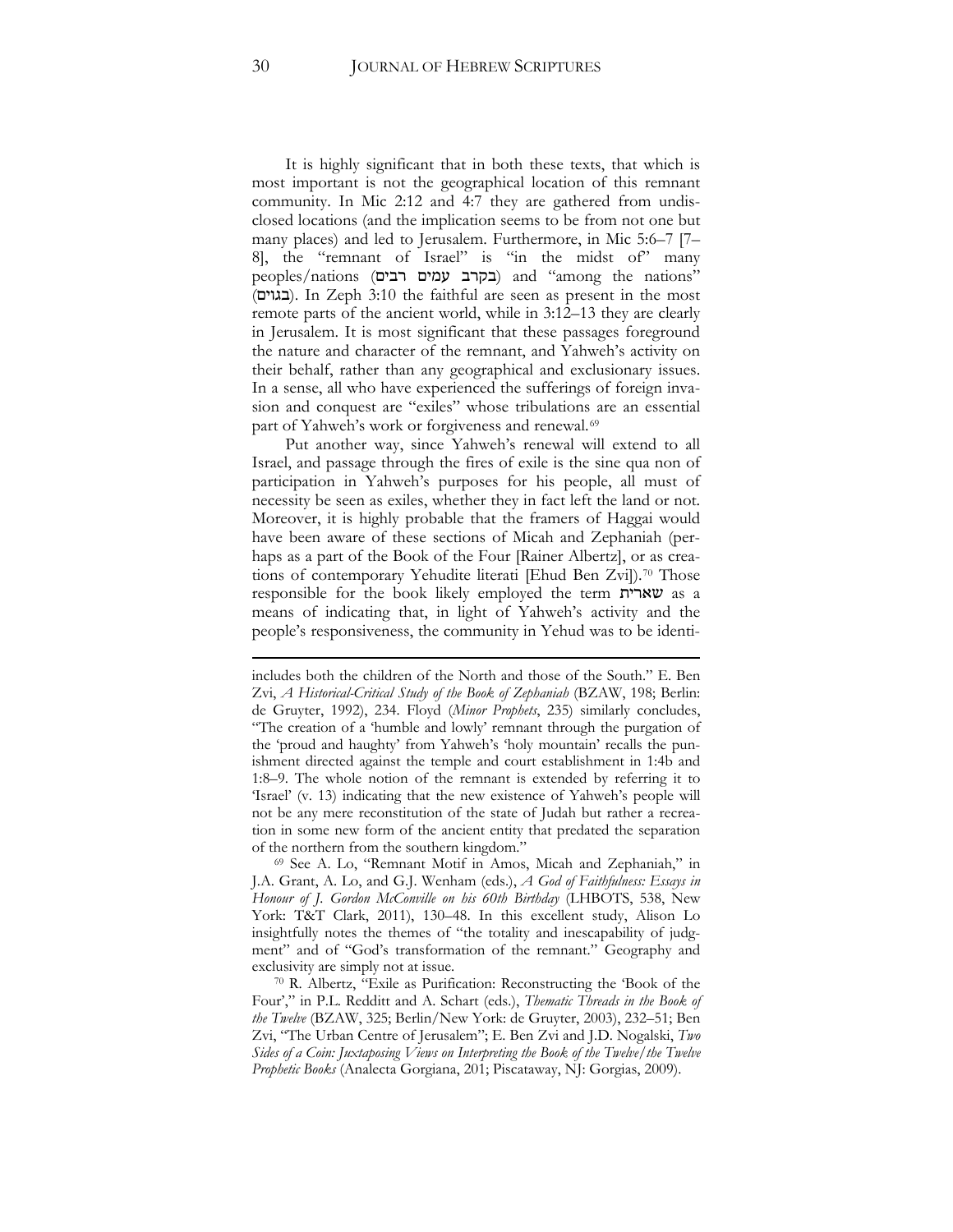It is highly significant that in both these texts, that which is most important is not the geographical location of this remnant community. In Mic 2:12 and 4:7 they are gathered from undisclosed locations (and the implication seems to be from not one but many places) and led to Jerusalem. Furthermore, in Mic 5:6–7 [7–8], the "remnant of Israel" is "in the midst of" many peoples/nations (בקרב עמים רבים) and "among the nations" (בגוים). In Zeph 3:10 the faithful are seen as present in the most remote parts of the ancient world, while in 3:12–13 they are clearly in Jerusalem. It is most significant that these passages foreground the nature and character of the remnant, and Yahweh's activity on their behalf, rather than any geographical and exclusionary issues. In a sense, all who have experienced the sufferings of foreign invasion and conquest are "exiles" whose tribulations are an essential part of Yahweh's work or forgiveness and renewal.[69]

Put another way, since Yahweh's renewal will extend to all Israel, and passage through the fires of exile is the sine qua non of participation in Yahweh's purposes for his people, all must of necessity be seen as exiles, whether they in fact left the land or not. Moreover, it is highly probable that the framers of Haggai would have been aware of these sections of Micah and Zephaniah (perhaps as a part of the Book of the Four [Rainer Albertz], or as creations of contemporary Yehudite literati [Ehud Ben Zvi]).[70] Those responsible for the book likely employed the term שארית as a means of indicating that, in light of Yahweh's activity and the people's responsiveness, the community in Yehud was to be identi-

---

includes both the children of the North and those of the South." E. Ben Zvi, *A Historical-Critical Study of the Book of Zephaniah* (BZAW, 198; Berlin: de Gruyter, 1992), 234. Floyd (*Minor Prophets*, 235) similarly concludes, "The creation of a 'humble and lowly' remnant through the purgation of the 'proud and haughty' from Yahweh's 'holy mountain' recalls the punishment directed against the temple and court establishment in 1:4b and 1:8–9. The whole notion of the remnant is extended by referring it to 'Israel' (v. 13) indicating that the new existence of Yahweh's people will not be any mere reconstitution of the state of Judah but rather a recreation in some new form of the ancient entity that predated the separation of the northern from the southern kingdom."

[69] See A. Lo, "Remnant Motif in Amos, Micah and Zephaniah," in J.A. Grant, A. Lo, and G.J. Wenham (eds.), *A God of Faithfulness: Essays in Honour of J. Gordon McConville on his 60th Birthday* (LHBOTS, 538, New York: T&T Clark, 2011), 130–48. In this excellent study, Alison Lo insightfully notes the themes of "the totality and inescapability of judgment" and of "God's transformation of the remnant." Geography and exclusivity are simply not at issue.

[70] R. Albertz, "Exile as Purification: Reconstructing the 'Book of the Four'," in P.L. Redditt and A. Schart (eds.), *Thematic Threads in the Book of the Twelve* (BZAW, 325; Berlin/New York: de Gruyter, 2003), 232–51; Ben Zvi, "The Urban Centre of Jerusalem"; E. Ben Zvi and J.D. Nogalski, *Two Sides of a Coin: Juxtaposing Views on Interpreting the Book of the Twelve/the Twelve Prophetic Books* (Analecta Gorgiana, 201; Piscataway, NJ: Gorgias, 2009).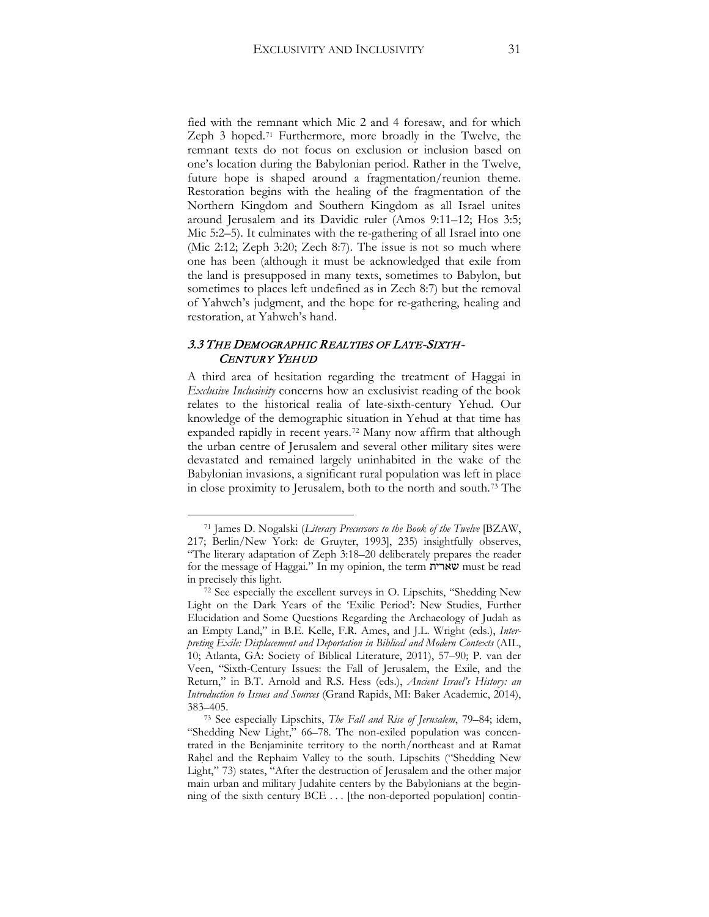fied with the remnant which Mic 2 and 4 foresaw, and for which Zeph 3 hoped.[71] Furthermore, more broadly in the Twelve, the remnant texts do not focus on exclusion or inclusion based on one's location during the Babylonian period. Rather in the Twelve, future hope is shaped around a fragmentation/reunion theme. Restoration begins with the healing of the fragmentation of the Northern Kingdom and Southern Kingdom as all Israel unites around Jerusalem and its Davidic ruler (Amos 9:11–12; Hos 3:5; Mic 5:2–5). It culminates with the re-gathering of all Israel into one (Mic 2:12; Zeph 3:20; Zech 8:7). The issue is not so much where one has been (although it must be acknowledged that exile from the land is presupposed in many texts, sometimes to Babylon, but sometimes to places left undefined as in Zech 8:7) but the removal of Yahweh's judgment, and the hope for re-gathering, healing and restoration, at Yahweh's hand.

### *3.3 The Demographic Realties of Late-Sixth-Century Yehud*

A third area of hesitation regarding the treatment of Haggai in *Exclusive Inclusivity* concerns how an exclusivist reading of the book relates to the historical realia of late-sixth-century Yehud. Our knowledge of the demographic situation in Yehud at that time has expanded rapidly in recent years.[72] Many now affirm that although the urban centre of Jerusalem and several other military sites were devastated and remained largely uninhabited in the wake of the Babylonian invasions, a significant rural population was left in place in close proximity to Jerusalem, both to the north and south.[73] The

---

[71] James D. Nogalski (*Literary Precursors to the Book of the Twelve* [BZAW, 217; Berlin/New York: de Gruyter, 1993], 235) insightfully observes, "The literary adaptation of Zeph 3:18–20 deliberately prepares the reader for the message of Haggai." In my opinion, the term שארית must be read in precisely this light.

[72] See especially the excellent surveys in O. Lipschits, "Shedding New Light on the Dark Years of the 'Exilic Period': New Studies, Further Elucidation and Some Questions Regarding the Archaeology of Judah as an Empty Land," in B.E. Kelle, F.R. Ames, and J.L. Wright (eds.), *Interpreting Exile: Displacement and Deportation in Biblical and Modern Contexts* (AIL, 10; Atlanta, GA: Society of Biblical Literature, 2011), 57–90; P. van der Veen, "Sixth-Century Issues: the Fall of Jerusalem, the Exile, and the Return," in B.T. Arnold and R.S. Hess (eds.), *Ancient Israel's History: an Introduction to Issues and Sources* (Grand Rapids, MI: Baker Academic, 2014), 383–405.

[73] See especially Lipschits, *The Fall and Rise of Jerusalem*, 79–84; idem, "Shedding New Light," 66–78. The non-exiled population was concentrated in the Benjaminite territory to the north/northeast and at Ramat Raḥel and the Rephaim Valley to the south. Lipschits ("Shedding New Light," 73) states, "After the destruction of Jerusalem and the other major main urban and military Judahite centers by the Babylonians at the beginning of the sixth century BCE . . . [the non-deported population] contin-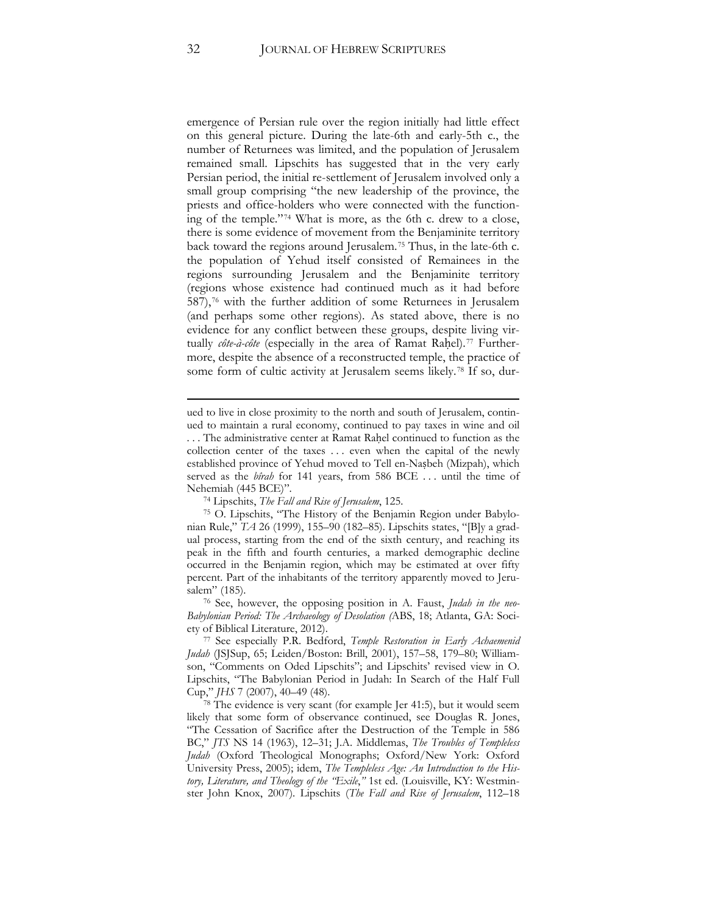emergence of Persian rule over the region initially had little effect on this general picture. During the late-6th and early-5th c., the number of Returnees was limited, and the population of Jerusalem remained small. Lipschits has suggested that in the very early Persian period, the initial re-settlement of Jerusalem involved only a small group comprising "the new leadership of the province, the priests and office-holders who were connected with the functioning of the temple."[74] What is more, as the 6th c. drew to a close, there is some evidence of movement from the Benjaminite territory back toward the regions around Jerusalem.[75] Thus, in the late-6th c. the population of Yehud itself consisted of Remainees in the regions surrounding Jerusalem and the Benjaminite territory (regions whose existence had continued much as it had before 587),[76] with the further addition of some Returnees in Jerusalem (and perhaps some other regions). As stated above, there is no evidence for any conflict between these groups, despite living virtually *côte-à-côte* (especially in the area of Ramat Raḥel).[77] Furthermore, despite the absence of a reconstructed temple, the practice of some form of cultic activity at Jerusalem seems likely.[78] If so, dur-

---

ued to live in close proximity to the north and south of Jerusalem, continued to maintain a rural economy, continued to pay taxes in wine and oil . . . The administrative center at Ramat Raḥel continued to function as the collection center of the taxes . . . even when the capital of the newly established province of Yehud moved to Tell en-Naṣbeh (Mizpah), which served as the *bîrah* for 141 years, from 586 BCE . . . until the time of Nehemiah (445 BCE)".

[74] Lipschits, *The Fall and Rise of Jerusalem*, 125.

[75] O. Lipschits, "The History of the Benjamin Region under Babylonian Rule," *TA* 26 (1999), 155–90 (182–85). Lipschits states, "[B]y a gradual process, starting from the end of the sixth century, and reaching its peak in the fifth and fourth centuries, a marked demographic decline occurred in the Benjamin region, which may be estimated at over fifty percent. Part of the inhabitants of the territory apparently moved to Jerusalem" (185).

[76] See, however, the opposing position in A. Faust, *Judah in the neo-Babylonian Period: The Archaeology of Desolation (*ABS, 18; Atlanta, GA: Society of Biblical Literature, 2012).

[77] See especially P.R. Bedford, *Temple Restoration in Early Achaemenid Judah* (JSJSup, 65; Leiden/Boston: Brill, 2001), 157–58, 179–80; Williamson, "Comments on Oded Lipschits"; and Lipschits' revised view in O. Lipschits, "The Babylonian Period in Judah: In Search of the Half Full Cup," *JHS* 7 (2007), 40–49 (48).

[78] The evidence is very scant (for example Jer 41:5), but it would seem likely that some form of observance continued, see Douglas R. Jones, "The Cessation of Sacrifice after the Destruction of the Temple in 586 BC," *JTS* NS 14 (1963), 12–31; J.A. Middlemas, *The Troubles of Templeless Judah* (Oxford Theological Monographs; Oxford/New York: Oxford University Press, 2005); idem, *The Templeless Age: An Introduction to the History, Literature, and Theology of the "Exile*,*"* 1st ed. (Louisville, KY: Westminster John Knox, 2007). Lipschits (*The Fall and Rise of Jerusalem*, 112–18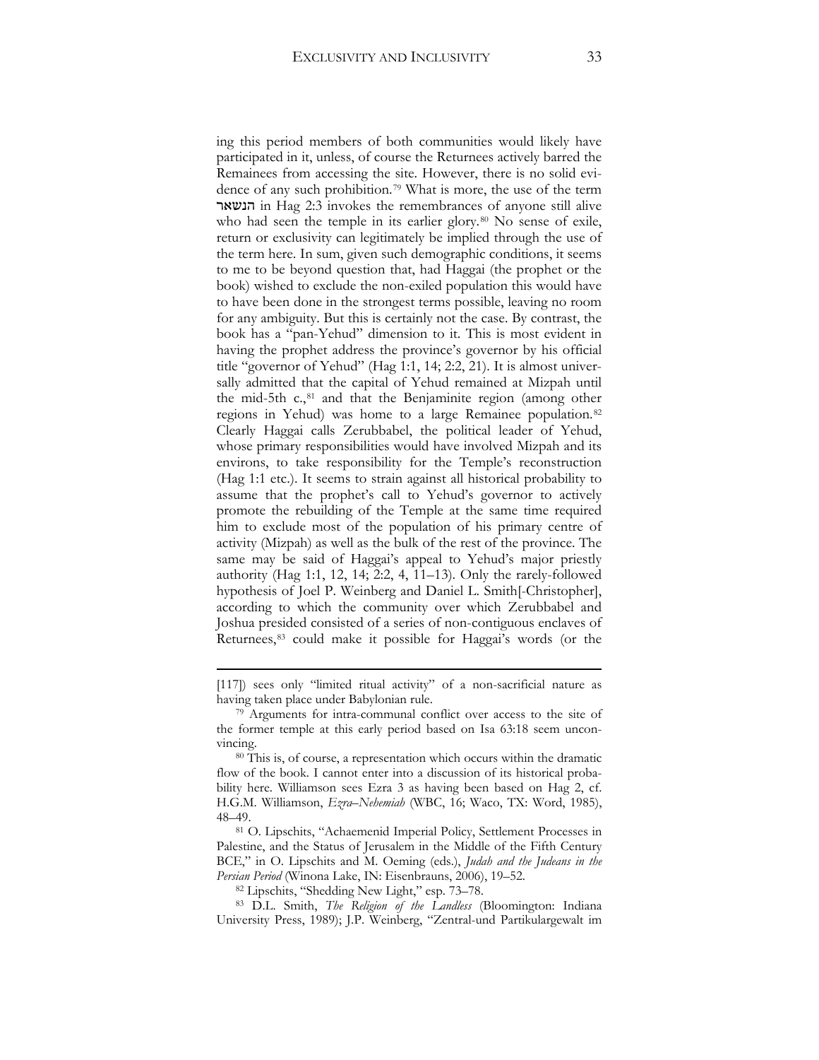ing this period members of both communities would likely have participated in it, unless, of course the Returnees actively barred the Remainees from accessing the site. However, there is no solid evidence of any such prohibition.[79] What is more, the use of the term הנשאר in Hag 2:3 invokes the remembrances of anyone still alive who had seen the temple in its earlier glory.[80] No sense of exile, return or exclusivity can legitimately be implied through the use of the term here. In sum, given such demographic conditions, it seems to me to be beyond question that, had Haggai (the prophet or the book) wished to exclude the non-exiled population this would have to have been done in the strongest terms possible, leaving no room for any ambiguity. But this is certainly not the case. By contrast, the book has a "pan-Yehud" dimension to it. This is most evident in having the prophet address the province's governor by his official title "governor of Yehud" (Hag 1:1, 14; 2:2, 21). It is almost universally admitted that the capital of Yehud remained at Mizpah until the mid-5th c.,[81] and that the Benjaminite region (among other regions in Yehud) was home to a large Remainee population.[82] Clearly Haggai calls Zerubbabel, the political leader of Yehud, whose primary responsibilities would have involved Mizpah and its environs, to take responsibility for the Temple's reconstruction (Hag 1:1 etc.). It seems to strain against all historical probability to assume that the prophet's call to Yehud's governor to actively promote the rebuilding of the Temple at the same time required him to exclude most of the population of his primary centre of activity (Mizpah) as well as the bulk of the rest of the province. The same may be said of Haggai's appeal to Yehud's major priestly authority (Hag 1:1, 12, 14; 2:2, 4, 11–13). Only the rarely-followed hypothesis of Joel P. Weinberg and Daniel L. Smith[-Christopher], according to which the community over which Zerubbabel and Joshua presided consisted of a series of non-contiguous enclaves of Returnees,[83] could make it possible for Haggai's words (or the

---

[117]) sees only "limited ritual activity" of a non-sacrificial nature as having taken place under Babylonian rule.

[79] Arguments for intra-communal conflict over access to the site of the former temple at this early period based on Isa 63:18 seem unconvincing.

[80] This is, of course, a representation which occurs within the dramatic flow of the book. I cannot enter into a discussion of its historical probability here. Williamson sees Ezra 3 as having been based on Hag 2, cf. H.G.M. Williamson, *Ezra–Nehemiah* (WBC, 16; Waco, TX: Word, 1985), 48–49.

[81] O. Lipschits, "Achaemenid Imperial Policy, Settlement Processes in Palestine, and the Status of Jerusalem in the Middle of the Fifth Century BCE," in O. Lipschits and M. Oeming (eds.), *Judah and the Judeans in the Persian Period* (Winona Lake, IN: Eisenbrauns, 2006), 19–52.

[82] Lipschits, "Shedding New Light," esp. 73–78.

[83] D.L. Smith, *The Religion of the Landless* (Bloomington: Indiana University Press, 1989); J.P. Weinberg, "Zentral-und Partikulargewalt im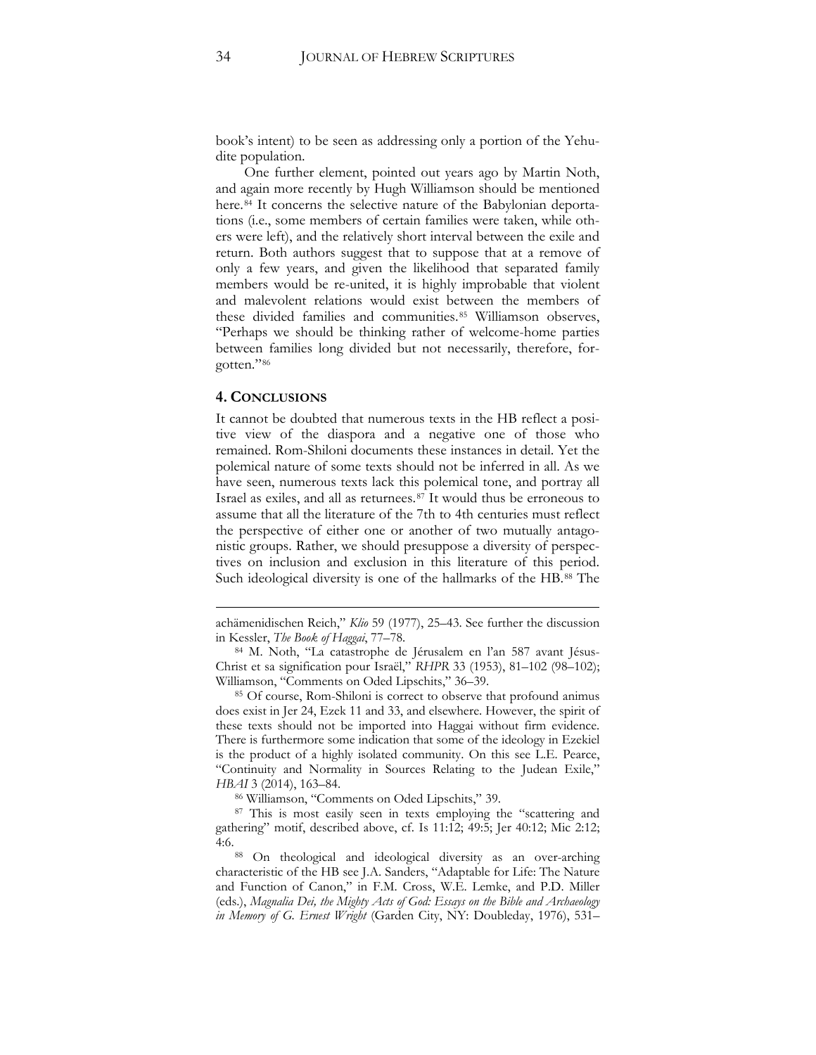book's intent) to be seen as addressing only a portion of the Yehudite population.

One further element, pointed out years ago by Martin Noth, and again more recently by Hugh Williamson should be mentioned here.[84] It concerns the selective nature of the Babylonian deportations (i.e., some members of certain families were taken, while others were left), and the relatively short interval between the exile and return. Both authors suggest that to suppose that at a remove of only a few years, and given the likelihood that separated family members would be re-united, it is highly improbable that violent and malevolent relations would exist between the members of these divided families and communities.[85] Williamson observes, "Perhaps we should be thinking rather of welcome-home parties between families long divided but not necessarily, therefore, forgotten."[86]

## 4. CONCLUSIONS

It cannot be doubted that numerous texts in the HB reflect a positive view of the diaspora and a negative one of those who remained. Rom-Shiloni documents these instances in detail. Yet the polemical nature of some texts should not be inferred in all. As we have seen, numerous texts lack this polemical tone, and portray all Israel as exiles, and all as returnees.[87] It would thus be erroneous to assume that all the literature of the 7th to 4th centuries must reflect the perspective of either one or another of two mutually antagonistic groups. Rather, we should presuppose a diversity of perspectives on inclusion and exclusion in this literature of this period. Such ideological diversity is one of the hallmarks of the HB.[88] The

---

achämenidischen Reich," *Klio* 59 (1977), 25–43. See further the discussion in Kessler, *The Book of Haggai*, 77–78.

[84] M. Noth, "La catastrophe de Jérusalem en l'an 587 avant Jésus-Christ et sa signification pour Israël," *RHPR* 33 (1953), 81–102 (98–102); Williamson, "Comments on Oded Lipschits," 36–39.

[85] Of course, Rom-Shiloni is correct to observe that profound animus does exist in Jer 24, Ezek 11 and 33, and elsewhere. However, the spirit of these texts should not be imported into Haggai without firm evidence. There is furthermore some indication that some of the ideology in Ezekiel is the product of a highly isolated community. On this see L.E. Pearce, "Continuity and Normality in Sources Relating to the Judean Exile," *HBAI* 3 (2014), 163–84.

[86] Williamson, "Comments on Oded Lipschits," 39.

[87] This is most easily seen in texts employing the "scattering and gathering" motif, described above, cf. Is 11:12; 49:5; Jer 40:12; Mic 2:12; 4:6.

[88] On theological and ideological diversity as an over-arching characteristic of the HB see J.A. Sanders, "Adaptable for Life: The Nature and Function of Canon," in F.M. Cross, W.E. Lemke, and P.D. Miller (eds.), *Magnalia Dei, the Mighty Acts of God: Essays on the Bible and Archaeology in Memory of G. Ernest Wright* (Garden City, NY: Doubleday, 1976), 531–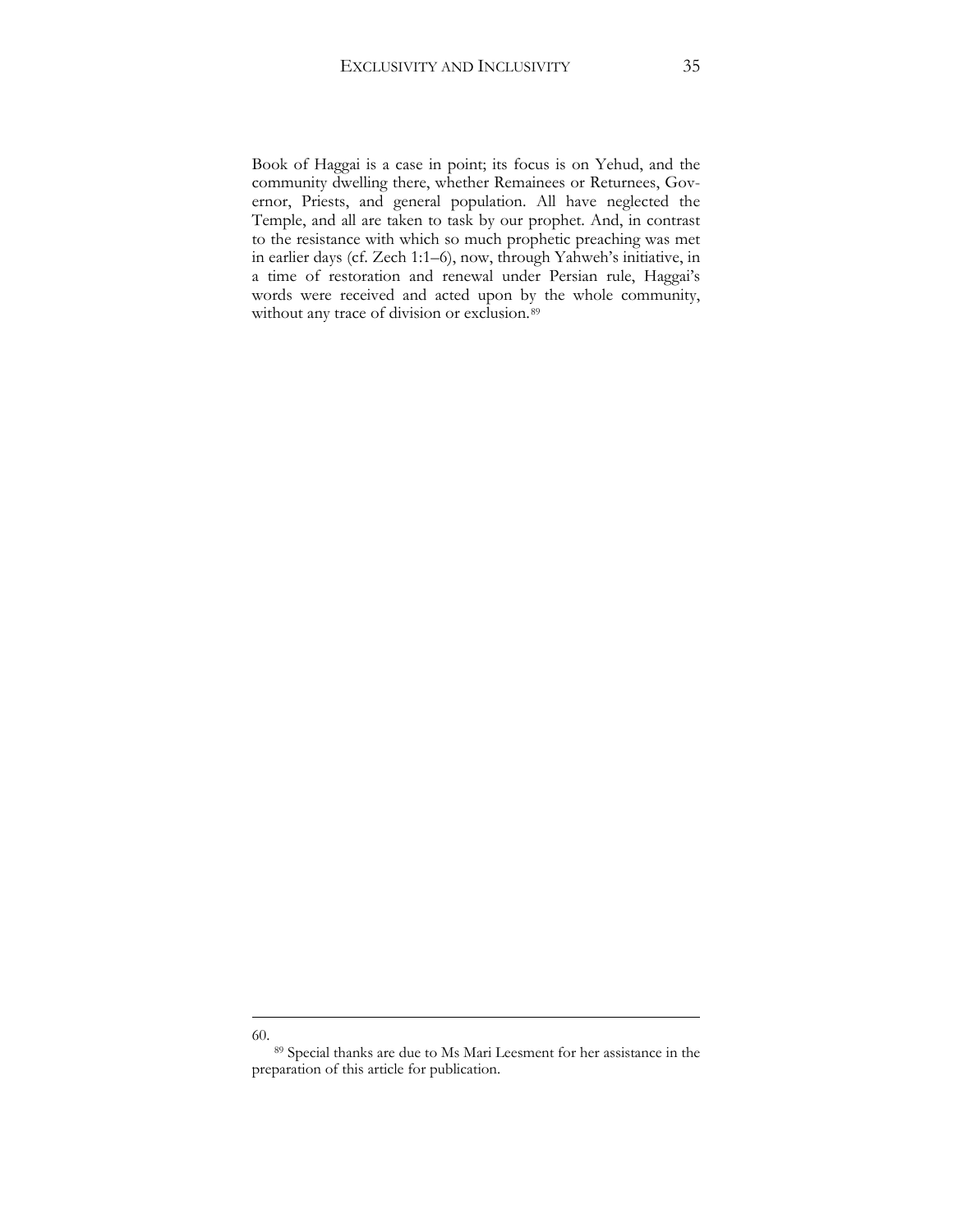Book of Haggai is a case in point; its focus is on Yehud, and the community dwelling there, whether Remainees or Returnees, Governor, Priests, and general population. All have neglected the Temple, and all are taken to task by our prophet. And, in contrast to the resistance with which so much prophetic preaching was met in earlier days (cf. Zech 1:1–6), now, through Yahweh's initiative, in a time of restoration and renewal under Persian rule, Haggai's words were received and acted upon by the whole community, without any trace of division or exclusion.[89]

---

60.

[89] Special thanks are due to Ms Mari Leesment for her assistance in the preparation of this article for publication.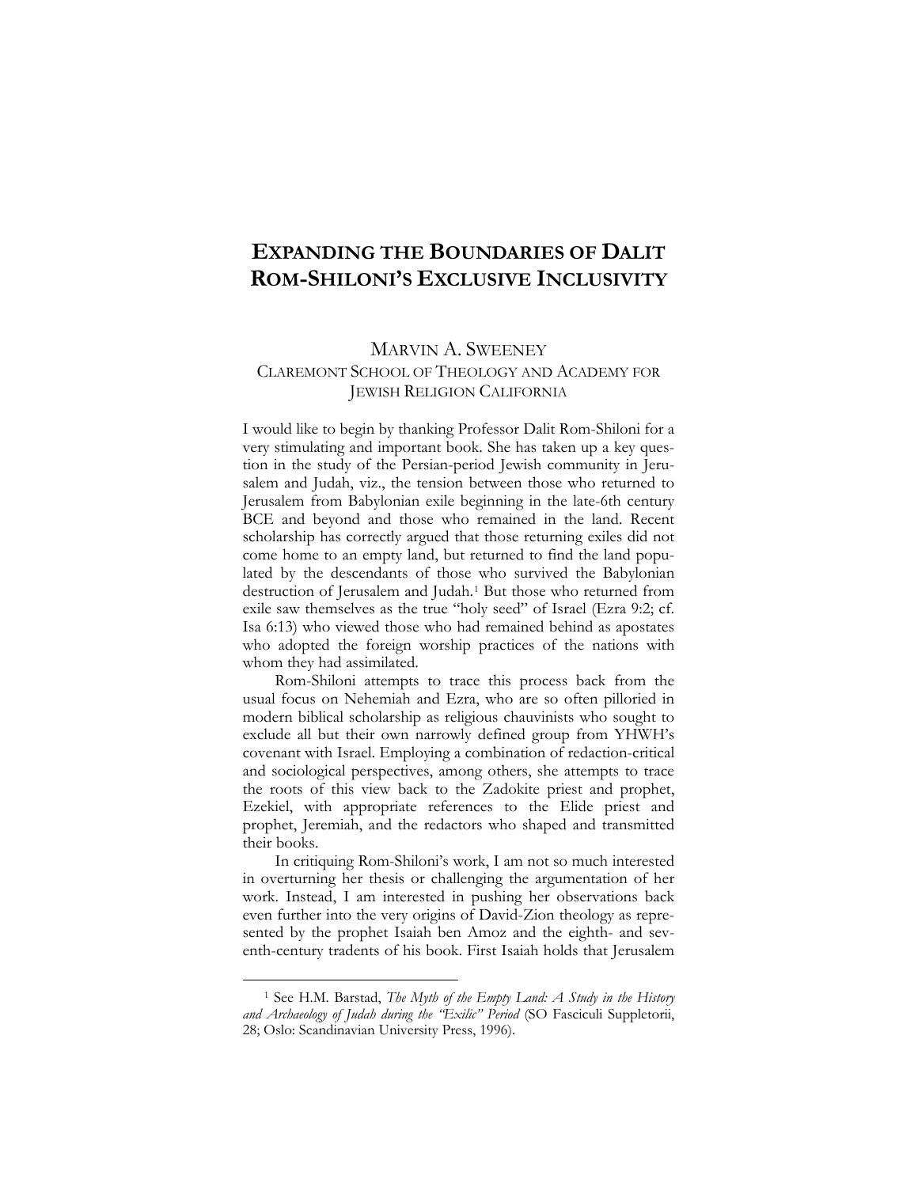# EXPANDING THE BOUNDARIES OF DALIT ROM-SHILONI'S EXCLUSIVE INCLUSIVITY

MARVIN A. SWEENEY
CLAREMONT SCHOOL OF THEOLOGY AND ACADEMY FOR JEWISH RELIGION CALIFORNIA

I would like to begin by thanking Professor Dalit Rom-Shiloni for a very stimulating and important book. She has taken up a key question in the study of the Persian-period Jewish community in Jerusalem and Judah, viz., the tension between those who returned to Jerusalem from Babylonian exile beginning in the late-6th century BCE and beyond and those who remained in the land. Recent scholarship has correctly argued that those returning exiles did not come home to an empty land, but returned to find the land populated by the descendants of those who survived the Babylonian destruction of Jerusalem and Judah.[1] But those who returned from exile saw themselves as the true "holy seed" of Israel (Ezra 9:2; cf. Isa 6:13) who viewed those who had remained behind as apostates who adopted the foreign worship practices of the nations with whom they had assimilated.

Rom-Shiloni attempts to trace this process back from the usual focus on Nehemiah and Ezra, who are so often pilloried in modern biblical scholarship as religious chauvinists who sought to exclude all but their own narrowly defined group from YHWH's covenant with Israel. Employing a combination of redaction-critical and sociological perspectives, among others, she attempts to trace the roots of this view back to the Zadokite priest and prophet, Ezekiel, with appropriate references to the Elide priest and prophet, Jeremiah, and the redactors who shaped and transmitted their books.

In critiquing Rom-Shiloni's work, I am not so much interested in overturning her thesis or challenging the argumentation of her work. Instead, I am interested in pushing her observations back even further into the very origins of David-Zion theology as represented by the prophet Isaiah ben Amoz and the eighth- and seventh-century tradents of his book. First Isaiah holds that Jerusalem

[1] See H.M. Barstad, *The Myth of the Empty Land: A Study in the History and Archaeology of Judah during the "Exilic" Period* (SO Fasciculi Suppletorii, 28; Oslo: Scandinavian University Press, 1996).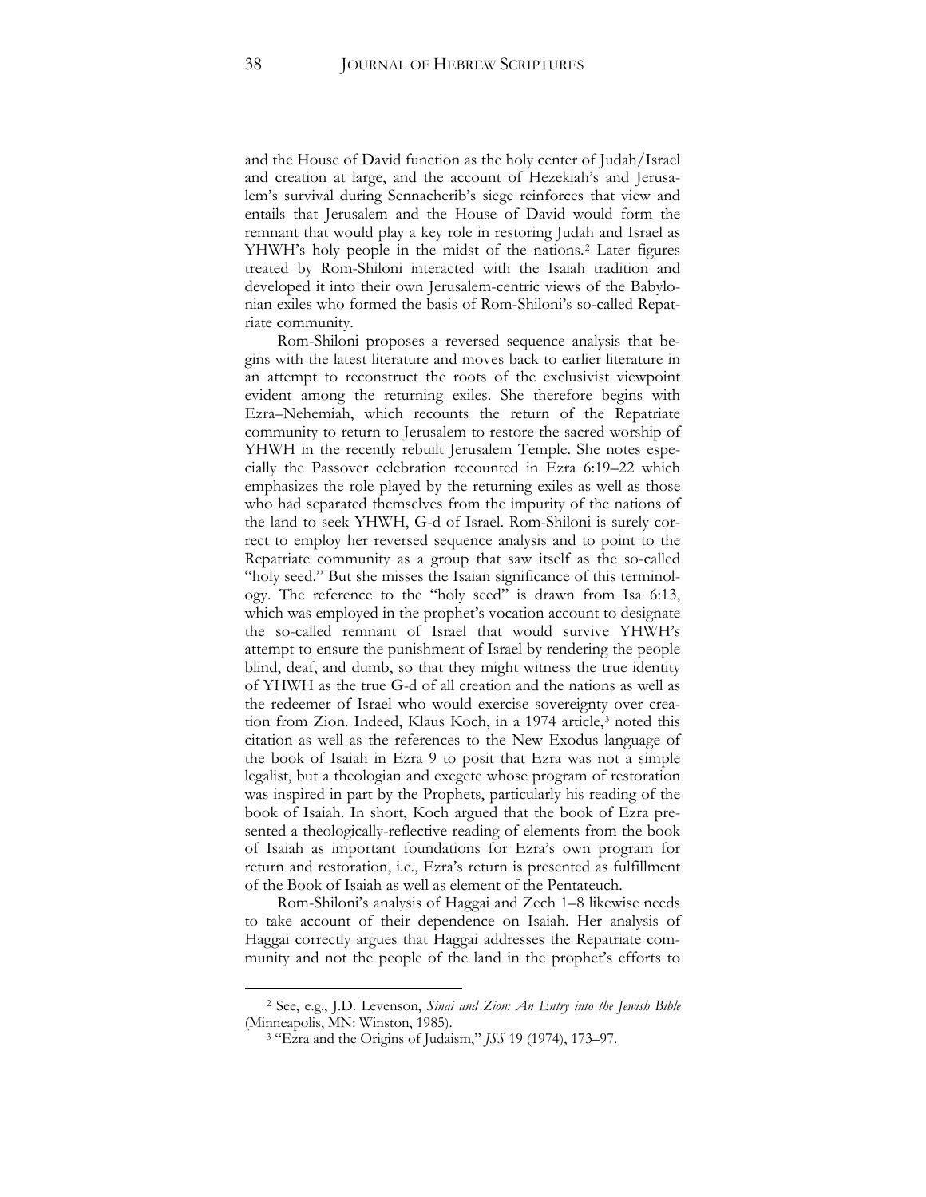and the House of David function as the holy center of Judah/Israel and creation at large, and the account of Hezekiah's and Jerusalem's survival during Sennacherib's siege reinforces that view and entails that Jerusalem and the House of David would form the remnant that would play a key role in restoring Judah and Israel as YHWH's holy people in the midst of the nations.[2] Later figures treated by Rom-Shiloni interacted with the Isaiah tradition and developed it into their own Jerusalem-centric views of the Babylonian exiles who formed the basis of Rom-Shiloni's so-called Repatriate community.

Rom-Shiloni proposes a reversed sequence analysis that begins with the latest literature and moves back to earlier literature in an attempt to reconstruct the roots of the exclusivist viewpoint evident among the returning exiles. She therefore begins with Ezra–Nehemiah, which recounts the return of the Repatriate community to return to Jerusalem to restore the sacred worship of YHWH in the recently rebuilt Jerusalem Temple. She notes especially the Passover celebration recounted in Ezra 6:19–22 which emphasizes the role played by the returning exiles as well as those who had separated themselves from the impurity of the nations of the land to seek YHWH, G-d of Israel. Rom-Shiloni is surely correct to employ her reversed sequence analysis and to point to the Repatriate community as a group that saw itself as the so-called "holy seed." But she misses the Isaian significance of this terminology. The reference to the "holy seed" is drawn from Isa 6:13, which was employed in the prophet's vocation account to designate the so-called remnant of Israel that would survive YHWH's attempt to ensure the punishment of Israel by rendering the people blind, deaf, and dumb, so that they might witness the true identity of YHWH as the true G-d of all creation and the nations as well as the redeemer of Israel who would exercise sovereignty over creation from Zion. Indeed, Klaus Koch, in a 1974 article,[3] noted this citation as well as the references to the New Exodus language of the book of Isaiah in Ezra 9 to posit that Ezra was not a simple legalist, but a theologian and exegete whose program of restoration was inspired in part by the Prophets, particularly his reading of the book of Isaiah. In short, Koch argued that the book of Ezra presented a theologically-reflective reading of elements from the book of Isaiah as important foundations for Ezra's own program for return and restoration, i.e., Ezra's return is presented as fulfillment of the Book of Isaiah as well as element of the Pentateuch.

Rom-Shiloni's analysis of Haggai and Zech 1–8 likewise needs to take account of their dependence on Isaiah. Her analysis of Haggai correctly argues that Haggai addresses the Repatriate community and not the people of the land in the prophet's efforts to

---

[2] See, e.g., J.D. Levenson, *Sinai and Zion: An Entry into the Jewish Bible* (Minneapolis, MN: Winston, 1985).

[3] "Ezra and the Origins of Judaism," *JSS* 19 (1974), 173–97.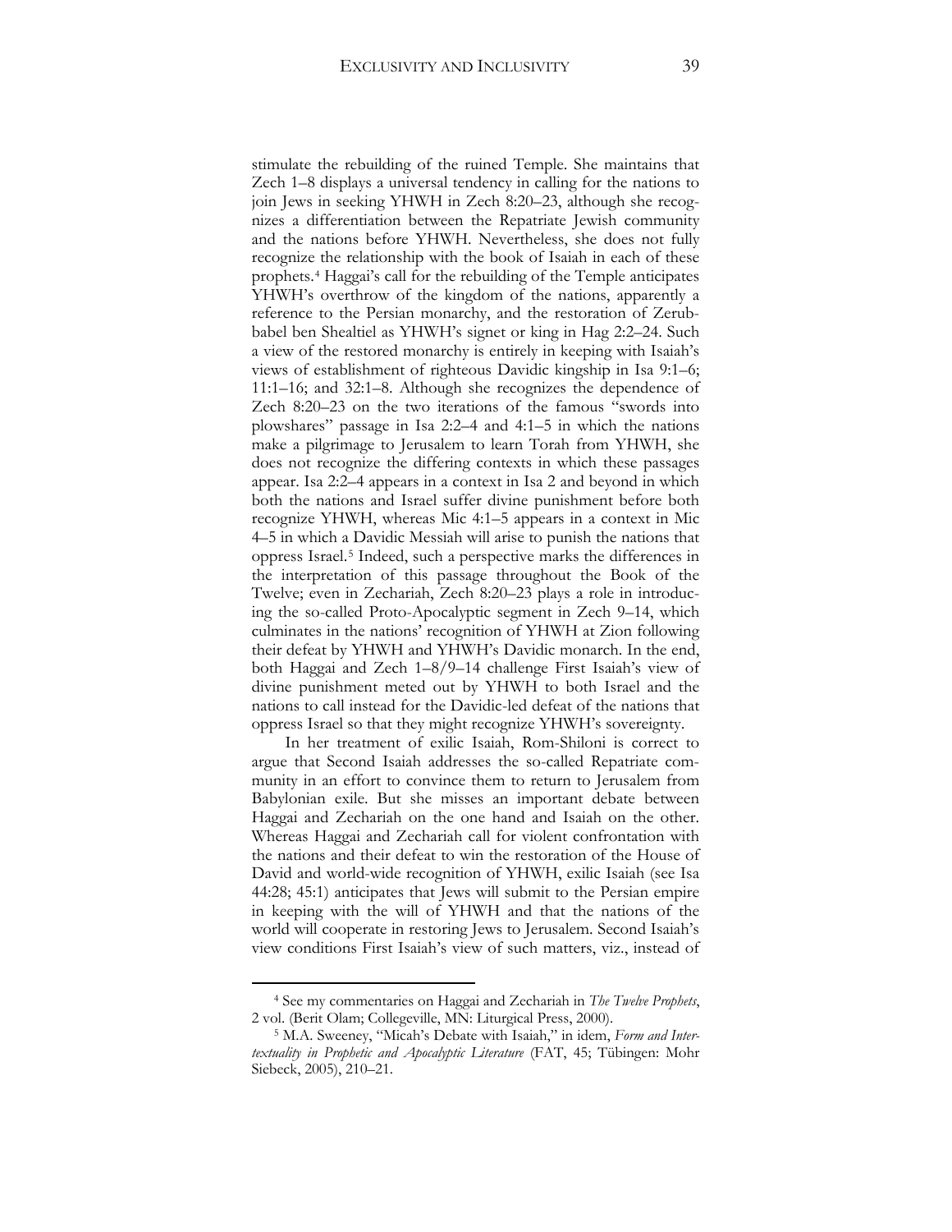stimulate the rebuilding of the ruined Temple. She maintains that Zech 1–8 displays a universal tendency in calling for the nations to join Jews in seeking YHWH in Zech 8:20–23, although she recognizes a differentiation between the Repatriate Jewish community and the nations before YHWH. Nevertheless, she does not fully recognize the relationship with the book of Isaiah in each of these prophets.[4] Haggai's call for the rebuilding of the Temple anticipates YHWH's overthrow of the kingdom of the nations, apparently a reference to the Persian monarchy, and the restoration of Zerubbabel ben Shealtiel as YHWH's signet or king in Hag 2:2–24. Such a view of the restored monarchy is entirely in keeping with Isaiah's views of establishment of righteous Davidic kingship in Isa 9:1–6; 11:1–16; and 32:1–8. Although she recognizes the dependence of Zech 8:20–23 on the two iterations of the famous "swords into plowshares" passage in Isa 2:2–4 and 4:1–5 in which the nations make a pilgrimage to Jerusalem to learn Torah from YHWH, she does not recognize the differing contexts in which these passages appear. Isa 2:2–4 appears in a context in Isa 2 and beyond in which both the nations and Israel suffer divine punishment before both recognize YHWH, whereas Mic 4:1–5 appears in a context in Mic 4–5 in which a Davidic Messiah will arise to punish the nations that oppress Israel.[5] Indeed, such a perspective marks the differences in the interpretation of this passage throughout the Book of the Twelve; even in Zechariah, Zech 8:20–23 plays a role in introducing the so-called Proto-Apocalyptic segment in Zech 9–14, which culminates in the nations' recognition of YHWH at Zion following their defeat by YHWH and YHWH's Davidic monarch. In the end, both Haggai and Zech 1–8/9–14 challenge First Isaiah's view of divine punishment meted out by YHWH to both Israel and the nations to call instead for the Davidic-led defeat of the nations that oppress Israel so that they might recognize YHWH's sovereignty.

In her treatment of exilic Isaiah, Rom-Shiloni is correct to argue that Second Isaiah addresses the so-called Repatriate community in an effort to convince them to return to Jerusalem from Babylonian exile. But she misses an important debate between Haggai and Zechariah on the one hand and Isaiah on the other. Whereas Haggai and Zechariah call for violent confrontation with the nations and their defeat to win the restoration of the House of David and world-wide recognition of YHWH, exilic Isaiah (see Isa 44:28; 45:1) anticipates that Jews will submit to the Persian empire in keeping with the will of YHWH and that the nations of the world will cooperate in restoring Jews to Jerusalem. Second Isaiah's view conditions First Isaiah's view of such matters, viz., instead of

---

[4] See my commentaries on Haggai and Zechariah in *The Twelve Prophets*, 2 vol. (Berit Olam; Collegeville, MN: Liturgical Press, 2000).

[5] M.A. Sweeney, "Micah's Debate with Isaiah," in idem, *Form and Intertextuality in Prophetic and Apocalyptic Literature* (FAT, 45; Tübingen: Mohr Siebeck, 2005), 210–21.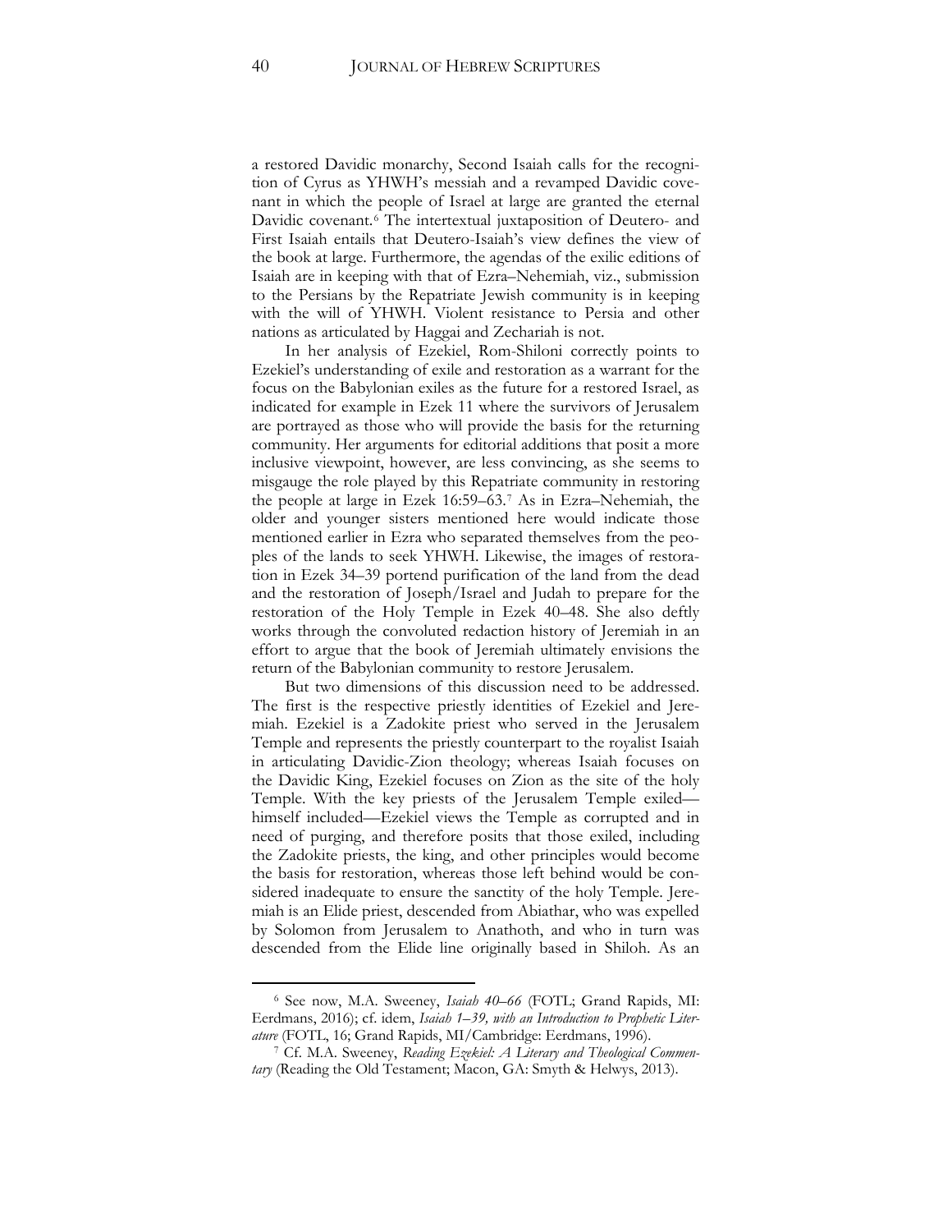a restored Davidic monarchy, Second Isaiah calls for the recognition of Cyrus as YHWH's messiah and a revamped Davidic covenant in which the people of Israel at large are granted the eternal Davidic covenant.[6] The intertextual juxtaposition of Deutero- and First Isaiah entails that Deutero-Isaiah's view defines the view of the book at large. Furthermore, the agendas of the exilic editions of Isaiah are in keeping with that of Ezra–Nehemiah, viz., submission to the Persians by the Repatriate Jewish community is in keeping with the will of YHWH. Violent resistance to Persia and other nations as articulated by Haggai and Zechariah is not.

In her analysis of Ezekiel, Rom-Shiloni correctly points to Ezekiel's understanding of exile and restoration as a warrant for the focus on the Babylonian exiles as the future for a restored Israel, as indicated for example in Ezek 11 where the survivors of Jerusalem are portrayed as those who will provide the basis for the returning community. Her arguments for editorial additions that posit a more inclusive viewpoint, however, are less convincing, as she seems to misgauge the role played by this Repatriate community in restoring the people at large in Ezek 16:59–63.[7] As in Ezra–Nehemiah, the older and younger sisters mentioned here would indicate those mentioned earlier in Ezra who separated themselves from the peoples of the lands to seek YHWH. Likewise, the images of restoration in Ezek 34–39 portend purification of the land from the dead and the restoration of Joseph/Israel and Judah to prepare for the restoration of the Holy Temple in Ezek 40–48. She also deftly works through the convoluted redaction history of Jeremiah in an effort to argue that the book of Jeremiah ultimately envisions the return of the Babylonian community to restore Jerusalem.

But two dimensions of this discussion need to be addressed. The first is the respective priestly identities of Ezekiel and Jeremiah. Ezekiel is a Zadokite priest who served in the Jerusalem Temple and represents the priestly counterpart to the royalist Isaiah in articulating Davidic-Zion theology; whereas Isaiah focuses on the Davidic King, Ezekiel focuses on Zion as the site of the holy Temple. With the key priests of the Jerusalem Temple exiled—himself included—Ezekiel views the Temple as corrupted and in need of purging, and therefore posits that those exiled, including the Zadokite priests, the king, and other principles would become the basis for restoration, whereas those left behind would be considered inadequate to ensure the sanctity of the holy Temple. Jeremiah is an Elide priest, descended from Abiathar, who was expelled by Solomon from Jerusalem to Anathoth, and who in turn was descended from the Elide line originally based in Shiloh. As an

[6] See now, M.A. Sweeney, *Isaiah 40–66* (FOTL; Grand Rapids, MI: Eerdmans, 2016); cf. idem, *Isaiah 1–39, with an Introduction to Prophetic Literature* (FOTL, 16; Grand Rapids, MI/Cambridge: Eerdmans, 1996).

[7] Cf. M.A. Sweeney, *Reading Ezekiel: A Literary and Theological Commentary* (Reading the Old Testament; Macon, GA: Smyth & Helwys, 2013).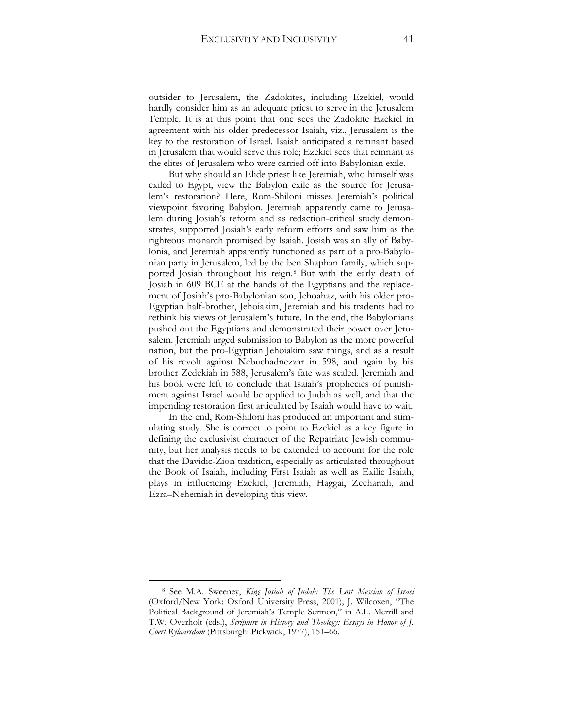outsider to Jerusalem, the Zadokites, including Ezekiel, would hardly consider him as an adequate priest to serve in the Jerusalem Temple. It is at this point that one sees the Zadokite Ezekiel in agreement with his older predecessor Isaiah, viz., Jerusalem is the key to the restoration of Israel. Isaiah anticipated a remnant based in Jerusalem that would serve this role; Ezekiel sees that remnant as the elites of Jerusalem who were carried off into Babylonian exile.

But why should an Elide priest like Jeremiah, who himself was exiled to Egypt, view the Babylon exile as the source for Jerusalem's restoration? Here, Rom-Shiloni misses Jeremiah's political viewpoint favoring Babylon. Jeremiah apparently came to Jerusalem during Josiah's reform and as redaction-critical study demonstrates, supported Josiah's early reform efforts and saw him as the righteous monarch promised by Isaiah. Josiah was an ally of Babylonia, and Jeremiah apparently functioned as part of a pro-Babylonian party in Jerusalem, led by the ben Shaphan family, which supported Josiah throughout his reign.[8] But with the early death of Josiah in 609 BCE at the hands of the Egyptians and the replacement of Josiah's pro-Babylonian son, Jehoahaz, with his older pro-Egyptian half-brother, Jehoiakim, Jeremiah and his tradents had to rethink his views of Jerusalem's future. In the end, the Babylonians pushed out the Egyptians and demonstrated their power over Jerusalem. Jeremiah urged submission to Babylon as the more powerful nation, but the pro-Egyptian Jehoiakim saw things, and as a result of his revolt against Nebuchadnezzar in 598, and again by his brother Zedekiah in 588, Jerusalem's fate was sealed. Jeremiah and his book were left to conclude that Isaiah's prophecies of punishment against Israel would be applied to Judah as well, and that the impending restoration first articulated by Isaiah would have to wait.

In the end, Rom-Shiloni has produced an important and stimulating study. She is correct to point to Ezekiel as a key figure in defining the exclusivist character of the Repatriate Jewish community, but her analysis needs to be extended to account for the role that the Davidic-Zion tradition, especially as articulated throughout the Book of Isaiah, including First Isaiah as well as Exilic Isaiah, plays in influencing Ezekiel, Jeremiah, Haggai, Zechariah, and Ezra–Nehemiah in developing this view.

---

[8] See M.A. Sweeney, *King Josiah of Judah: The Lost Messiah of Israel* (Oxford/New York: Oxford University Press, 2001); J. Wilcoxen, "The Political Background of Jeremiah's Temple Sermon," in A.L. Merrill and T.W. Overholt (eds.), *Scripture in History and Theology: Essays in Honor of J. Coert Rylaarsdam* (Pittsburgh: Pickwick, 1977), 151–66.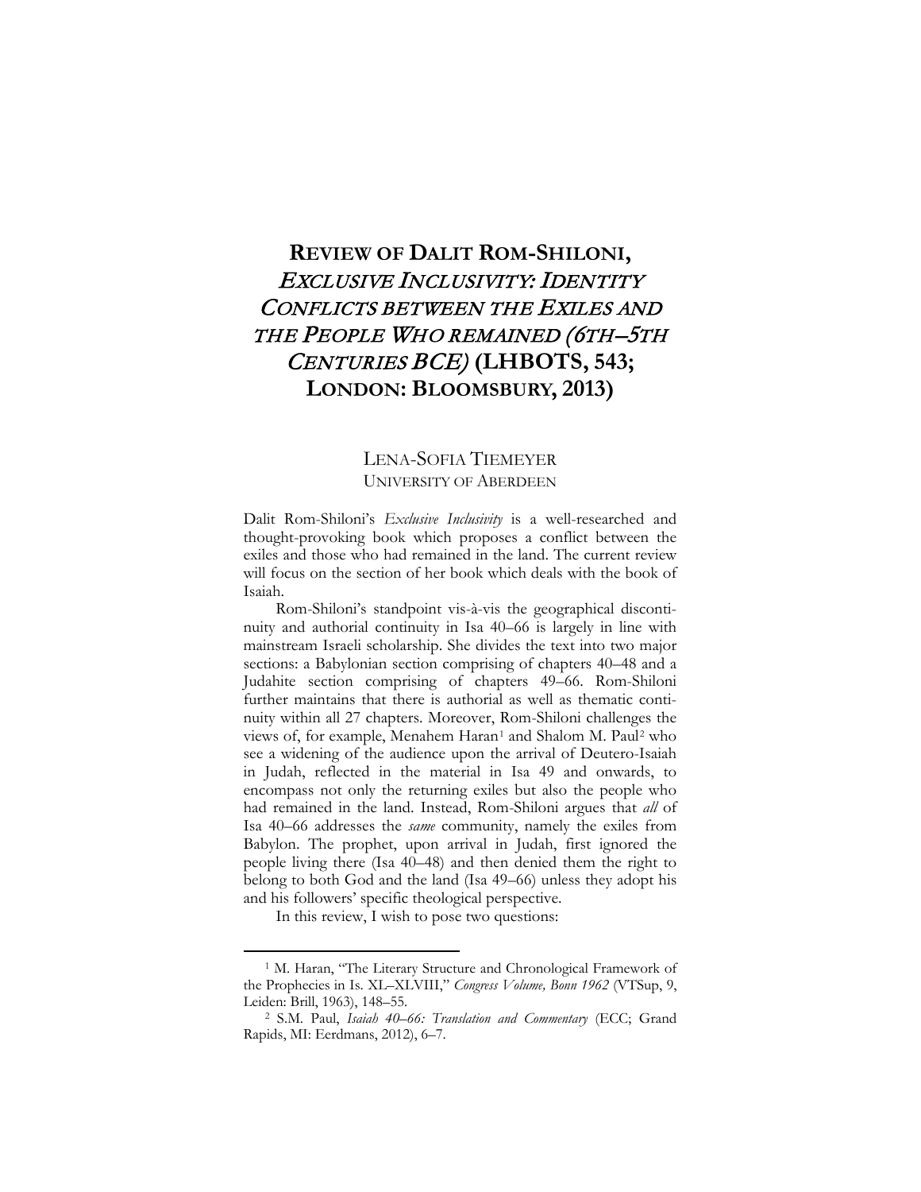# REVIEW OF DALIT ROM-SHILONI, *EXCLUSIVE INCLUSIVITY: IDENTITY CONFLICTS BETWEEN THE EXILES AND THE PEOPLE WHO REMAINED (6TH–5TH CENTURIES BCE)* (LHBOTS, 543; LONDON: BLOOMSBURY, 2013)

LENA-SOFIA TIEMEYER
UNIVERSITY OF ABERDEEN

Dalit Rom-Shiloni's *Exclusive Inclusivity* is a well-researched and thought-provoking book which proposes a conflict between the exiles and those who had remained in the land. The current review will focus on the section of her book which deals with the book of Isaiah.

Rom-Shiloni's standpoint vis-à-vis the geographical discontinuity and authorial continuity in Isa 40–66 is largely in line with mainstream Israeli scholarship. She divides the text into two major sections: a Babylonian section comprising of chapters 40–48 and a Judahite section comprising of chapters 49–66. Rom-Shiloni further maintains that there is authorial as well as thematic continuity within all 27 chapters. Moreover, Rom-Shiloni challenges the views of, for example, Menahem Haran[1] and Shalom M. Paul[2] who see a widening of the audience upon the arrival of Deutero-Isaiah in Judah, reflected in the material in Isa 49 and onwards, to encompass not only the returning exiles but also the people who had remained in the land. Instead, Rom-Shiloni argues that *all* of Isa 40–66 addresses the *same* community, namely the exiles from Babylon. The prophet, upon arrival in Judah, first ignored the people living there (Isa 40–48) and then denied them the right to belong to both God and the land (Isa 49–66) unless they adopt his and his followers' specific theological perspective.

In this review, I wish to pose two questions:

---

[1] M. Haran, "The Literary Structure and Chronological Framework of the Prophecies in Is. XL–XLVIII," *Congress Volume, Bonn 1962* (VTSup, 9, Leiden: Brill, 1963), 148–55.

[2] S.M. Paul, *Isaiah 40–66: Translation and Commentary* (ECC; Grand Rapids, MI: Eerdmans, 2012), 6–7.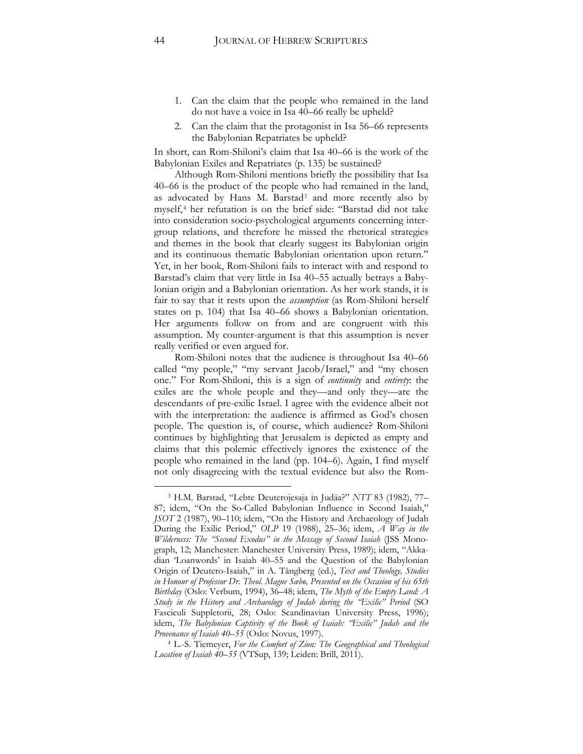1. Can the claim that the people who remained in the land do not have a voice in Isa 40–66 really be upheld?
2. Can the claim that the protagonist in Isa 56–66 represents the Babylonian Repatriates be upheld?

In short, can Rom-Shiloni's claim that Isa 40–66 is the work of the Babylonian Exiles and Repatriates (p. 135) be sustained?

Although Rom-Shiloni mentions briefly the possibility that Isa 40–66 is the product of the people who had remained in the land, as advocated by Hans M. Barstad[3] and more recently also by myself,[4] her refutation is on the brief side: "Barstad did not take into consideration socio-psychological arguments concerning inter-group relations, and therefore he missed the rhetorical strategies and themes in the book that clearly suggest its Babylonian origin and its continuous thematic Babylonian orientation upon return." Yet, in her book, Rom-Shiloni fails to interact with and respond to Barstad's claim that very little in Isa 40–55 actually betrays a Babylonian origin and a Babylonian orientation. As her work stands, it is fair to say that it rests upon the *assumption* (as Rom-Shiloni herself states on p. 104) that Isa 40–66 shows a Babylonian orientation. Her arguments follow on from and are congruent with this assumption. My counter-argument is that this assumption is never really verified or even argued for.

Rom-Shiloni notes that the audience is throughout Isa 40–66 called "my people," "my servant Jacob/Israel," and "my chosen one." For Rom-Shiloni, this is a sign of *continuity* and *entirety*: the exiles are the whole people and they—and only they—are the descendants of pre-exilic Israel. I agree with the evidence albeit not with the interpretation: the audience is affirmed as God's chosen people. The question is, of course, which audience? Rom-Shiloni continues by highlighting that Jerusalem is depicted as empty and claims that this polemic effectively ignores the existence of the people who remained in the land (pp. 104–6). Again, I find myself not only disagreeing with the textual evidence but also the Rom-

---

[3] H.M. Barstad, "Lebte Deuterojesaja in Judäa?" *NTT* 83 (1982), 77–87; idem, "On the So-Called Babylonian Influence in Second Isaiah," *JSOT* 2 (1987), 90–110; idem, "On the History and Archaeology of Judah During the Exilic Period," *OLP* 19 (1988), 25–36; idem, *A Way in the Wilderness: The "Second Exodus" in the Message of Second Isaiah* (JSS Monograph, 12; Manchester: Manchester University Press, 1989); idem, "Akkadian 'Loanwords' in Isaiah 40–55 and the Question of the Babylonian Origin of Deutero-Isaiah," in A. Tångberg (ed.), *Text and Theology, Studies in Honour of Professor Dr. Theol. Magne Sæbø, Presented on the Occasion of his 65th Birthday* (Oslo: Verbum, 1994), 36–48; idem, *The Myth of the Empty Land: A Study in the History and Archaeology of Judah during the "Exilic" Period* (SO Fasciculi Suppletorii, 28; Oslo: Scandinavian University Press, 1996); idem, *The Babylonian Captivity of the Book of Isaiah: "Exilic" Judah and the Provenance of Isaiah 40–55* (Oslo: Novus, 1997).

[4] L.-S. Tiemeyer, *For the Comfort of Zion: The Geographical and Theological Location of Isaiah 40–55* (VTSup, 139; Leiden: Brill, 2011).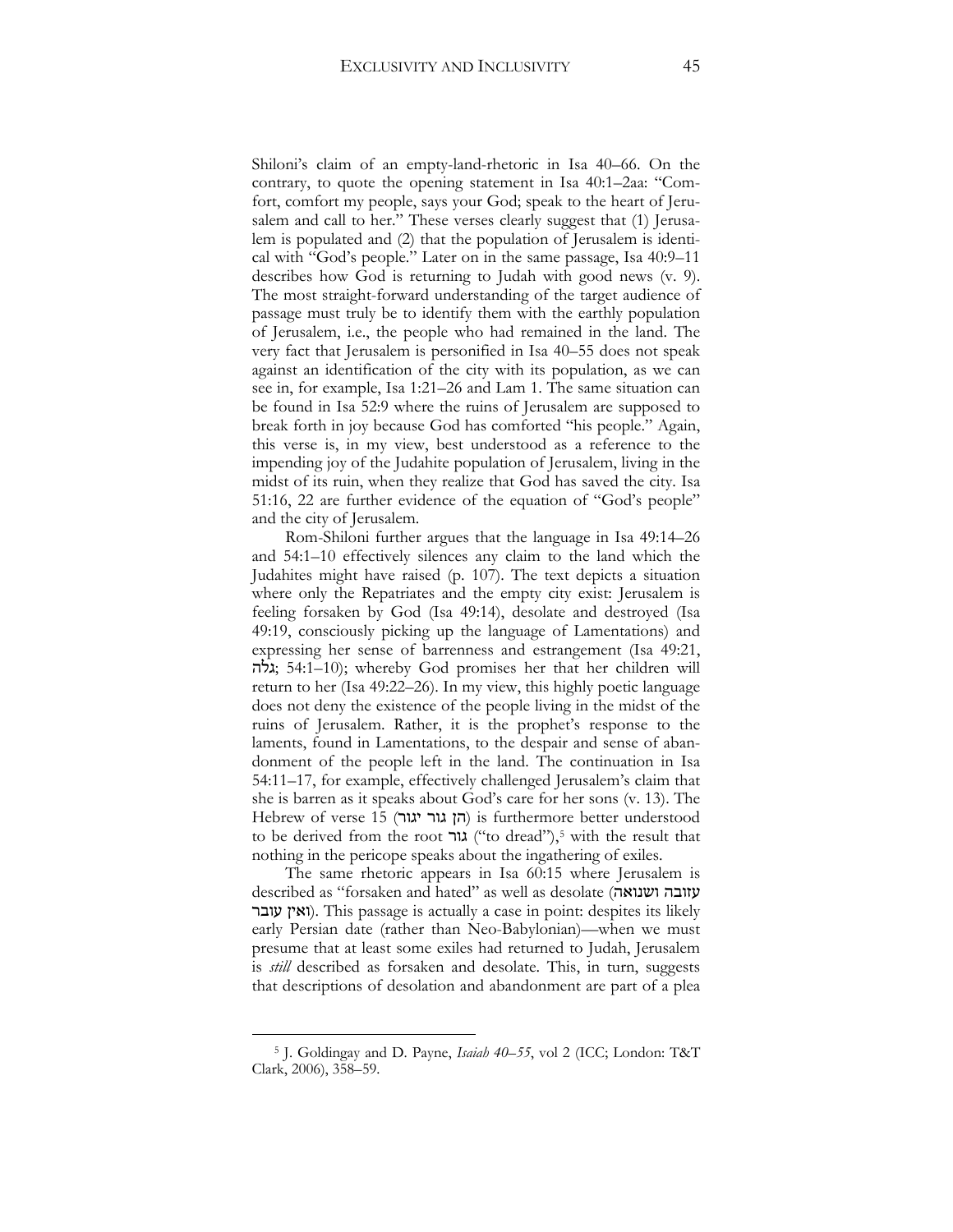Shiloni's claim of an empty-land-rhetoric in Isa 40–66. On the contrary, to quote the opening statement in Isa 40:1–2aa: "Comfort, comfort my people, says your God; speak to the heart of Jerusalem and call to her." These verses clearly suggest that (1) Jerusalem is populated and (2) that the population of Jerusalem is identical with "God's people." Later on in the same passage, Isa 40:9–11 describes how God is returning to Judah with good news (v. 9). The most straight-forward understanding of the target audience of passage must truly be to identify them with the earthly population of Jerusalem, i.e., the people who had remained in the land. The very fact that Jerusalem is personified in Isa 40–55 does not speak against an identification of the city with its population, as we can see in, for example, Isa 1:21–26 and Lam 1. The same situation can be found in Isa 52:9 where the ruins of Jerusalem are supposed to break forth in joy because God has comforted "his people." Again, this verse is, in my view, best understood as a reference to the impending joy of the Judahite population of Jerusalem, living in the midst of its ruin, when they realize that God has saved the city. Isa 51:16, 22 are further evidence of the equation of "God's people" and the city of Jerusalem.

Rom-Shiloni further argues that the language in Isa 49:14–26 and 54:1–10 effectively silences any claim to the land which the Judahites might have raised (p. 107). The text depicts a situation where only the Repatriates and the empty city exist: Jerusalem is feeling forsaken by God (Isa 49:14), desolate and destroyed (Isa 49:19, consciously picking up the language of Lamentations) and expressing her sense of barrenness and estrangement (Isa 49:21, גלה; 54:1–10); whereby God promises her that her children will return to her (Isa 49:22–26). In my view, this highly poetic language does not deny the existence of the people living in the midst of the ruins of Jerusalem. Rather, it is the prophet's response to the laments, found in Lamentations, to the despair and sense of abandonment of the people left in the land. The continuation in Isa 54:11–17, for example, effectively challenged Jerusalem's claim that she is barren as it speaks about God's care for her sons (v. 13). The Hebrew of verse 15 (הן גור יגור) is furthermore better understood to be derived from the root גור ("to dread"),[5] with the result that nothing in the pericope speaks about the ingathering of exiles.

The same rhetoric appears in Isa 60:15 where Jerusalem is described as "forsaken and hated" as well as desolate (עזובה ושנואה ואין עובר). This passage is actually a case in point: despites its likely early Persian date (rather than Neo-Babylonian)—when we must presume that at least some exiles had returned to Judah, Jerusalem is *still* described as forsaken and desolate. This, in turn, suggests that descriptions of desolation and abandonment are part of a plea

---

[5] J. Goldingay and D. Payne, *Isaiah 40–55*, vol 2 (ICC; London: T&T Clark, 2006), 358–59.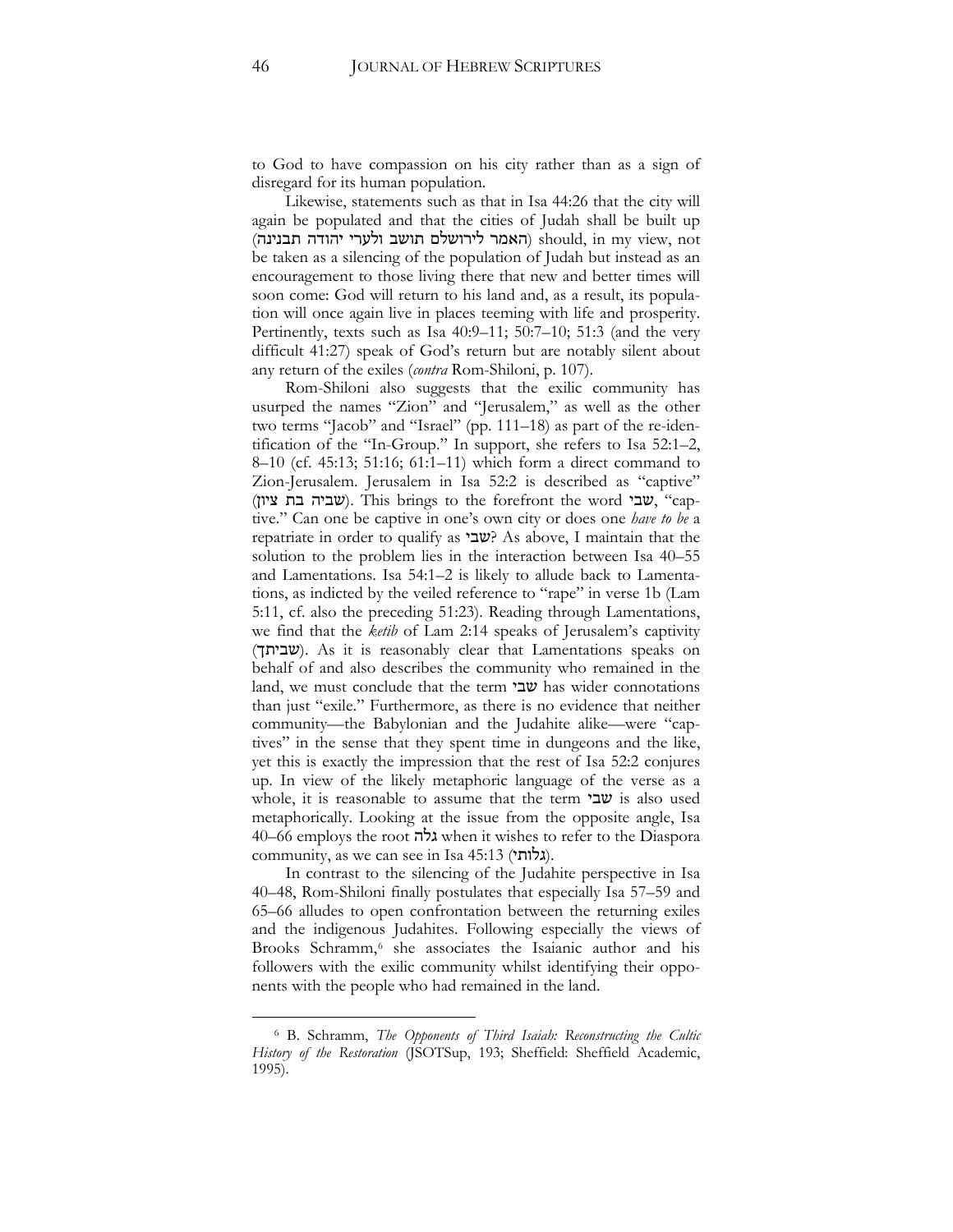to God to have compassion on his city rather than as a sign of disregard for its human population.

Likewise, statements such as that in Isa 44:26 that the city will again be populated and that the cities of Judah shall be built up (האמר לירושלם תושב ולערי יהודה תבנינה) should, in my view, not be taken as a silencing of the population of Judah but instead as an encouragement to those living there that new and better times will soon come: God will return to his land and, as a result, its population will once again live in places teeming with life and prosperity. Pertinently, texts such as Isa 40:9–11; 50:7–10; 51:3 (and the very difficult 41:27) speak of God's return but are notably silent about any return of the exiles (*contra* Rom-Shiloni, p. 107).

Rom-Shiloni also suggests that the exilic community has usurped the names "Zion" and "Jerusalem," as well as the other two terms "Jacob" and "Israel" (pp. 111–18) as part of the re-identification of the "In-Group." In support, she refers to Isa 52:1–2, 8–10 (cf. 45:13; 51:16; 61:1–11) which form a direct command to Zion-Jerusalem. Jerusalem in Isa 52:2 is described as "captive" (שביה בת ציון). This brings to the forefront the word שבי, "captive." Can one be captive in one's own city or does one *have to be* a repatriate in order to qualify as שבי? As above, I maintain that the solution to the problem lies in the interaction between Isa 40–55 and Lamentations. Isa 54:1–2 is likely to allude back to Lamentations, as indicted by the veiled reference to "rape" in verse 1b (Lam 5:11, cf. also the preceding 51:23). Reading through Lamentations, we find that the *ketib* of Lam 2:14 speaks of Jerusalem's captivity (שביתך). As it is reasonably clear that Lamentations speaks on behalf of and also describes the community who remained in the land, we must conclude that the term שבי has wider connotations than just "exile." Furthermore, as there is no evidence that neither community—the Babylonian and the Judahite alike—were "captives" in the sense that they spent time in dungeons and the like, yet this is exactly the impression that the rest of Isa 52:2 conjures up. In view of the likely metaphoric language of the verse as a whole, it is reasonable to assume that the term שבי is also used metaphorically. Looking at the issue from the opposite angle, Isa 40–66 employs the root גלה when it wishes to refer to the Diaspora community, as we can see in Isa 45:13 (גלותי).

In contrast to the silencing of the Judahite perspective in Isa 40–48, Rom-Shiloni finally postulates that especially Isa 57–59 and 65–66 alludes to open confrontation between the returning exiles and the indigenous Judahites. Following especially the views of Brooks Schramm,[6] she associates the Isaianic author and his followers with the exilic community whilst identifying their opponents with the people who had remained in the land.

[6] B. Schramm, *The Opponents of Third Isaiah: Reconstructing the Cultic History of the Restoration* (JSOTSup, 193; Sheffield: Sheffield Academic, 1995).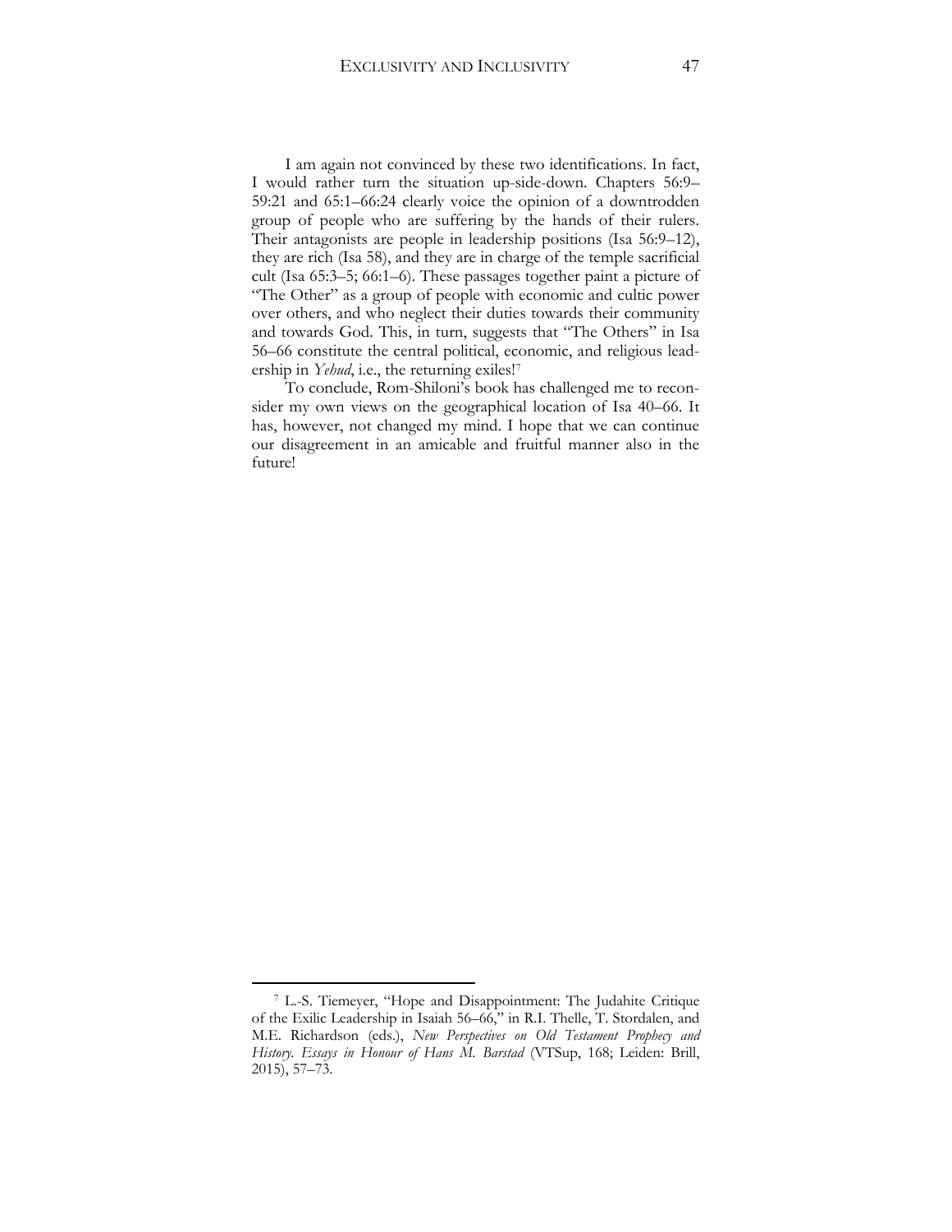I am again not convinced by these two identifications. In fact, I would rather turn the situation up-side-down. Chapters 56:9–59:21 and 65:1–66:24 clearly voice the opinion of a downtrodden group of people who are suffering by the hands of their rulers. Their antagonists are people in leadership positions (Isa 56:9–12), they are rich (Isa 58), and they are in charge of the temple sacrificial cult (Isa 65:3–5; 66:1–6). These passages together paint a picture of "The Other" as a group of people with economic and cultic power over others, and who neglect their duties towards their community and towards God. This, in turn, suggests that "The Others" in Isa 56–66 constitute the central political, economic, and religious leadership in *Yehud*, i.e., the returning exiles![7]

To conclude, Rom-Shiloni's book has challenged me to reconsider my own views on the geographical location of Isa 40–66. It has, however, not changed my mind. I hope that we can continue our disagreement in an amicable and fruitful manner also in the future!

---

[7] L.-S. Tiemeyer, "Hope and Disappointment: The Judahite Critique of the Exilic Leadership in Isaiah 56–66," in R.I. Thelle, T. Stordalen, and M.E. Richardson (eds.), *New Perspectives on Old Testament Prophecy and History. Essays in Honour of Hans M. Barstad* (VTSup, 168; Leiden: Brill, 2015), 57–73.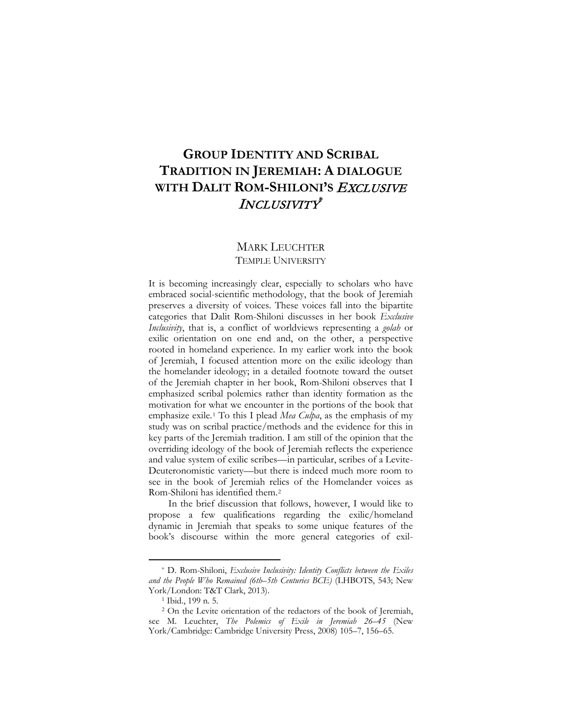# GROUP IDENTITY AND SCRIBAL TRADITION IN JEREMIAH: A DIALOGUE WITH DALIT ROM-SHILONI'S *EXCLUSIVE INCLUSIVITY*[*]

MARK LEUCHTER
TEMPLE UNIVERSITY

It is becoming increasingly clear, especially to scholars who have embraced social-scientific methodology, that the book of Jeremiah preserves a diversity of voices. These voices fall into the bipartite categories that Dalit Rom-Shiloni discusses in her book *Exclusive Inclusivity*, that is, a conflict of worldviews representing a *golah* or exilic orientation on one end and, on the other, a perspective rooted in homeland experience. In my earlier work into the book of Jeremiah, I focused attention more on the exilic ideology than the homelander ideology; in a detailed footnote toward the outset of the Jeremiah chapter in her book, Rom-Shiloni observes that I emphasized scribal polemics rather than identity formation as the motivation for what we encounter in the portions of the book that emphasize exile.[1] To this I plead *Mea Culpa*, as the emphasis of my study was on scribal practice/methods and the evidence for this in key parts of the Jeremiah tradition. I am still of the opinion that the overriding ideology of the book of Jeremiah reflects the experience and value system of exilic scribes—in particular, scribes of a Levite-Deuteronomistic variety—but there is indeed much more room to see in the book of Jeremiah relics of the Homelander voices as Rom-Shiloni has identified them.[2]

In the brief discussion that follows, however, I would like to propose a few qualifications regarding the exilic/homeland dynamic in Jeremiah that speaks to some unique features of the book's discourse within the more general categories of exil-

---

[*] D. Rom-Shiloni, *Exclusive Inclusivity: Identity Conflicts between the Exiles and the People Who Remained (6th–5th Centuries BCE)* (LHBOTS, 543; New York/London: T&T Clark, 2013).

[1] Ibid., 199 n. 5.

[2] On the Levite orientation of the redactors of the book of Jeremiah, see M. Leuchter, *The Polemics of Exile in Jeremiah 26–45* (New York/Cambridge: Cambridge University Press, 2008) 105–7, 156–65.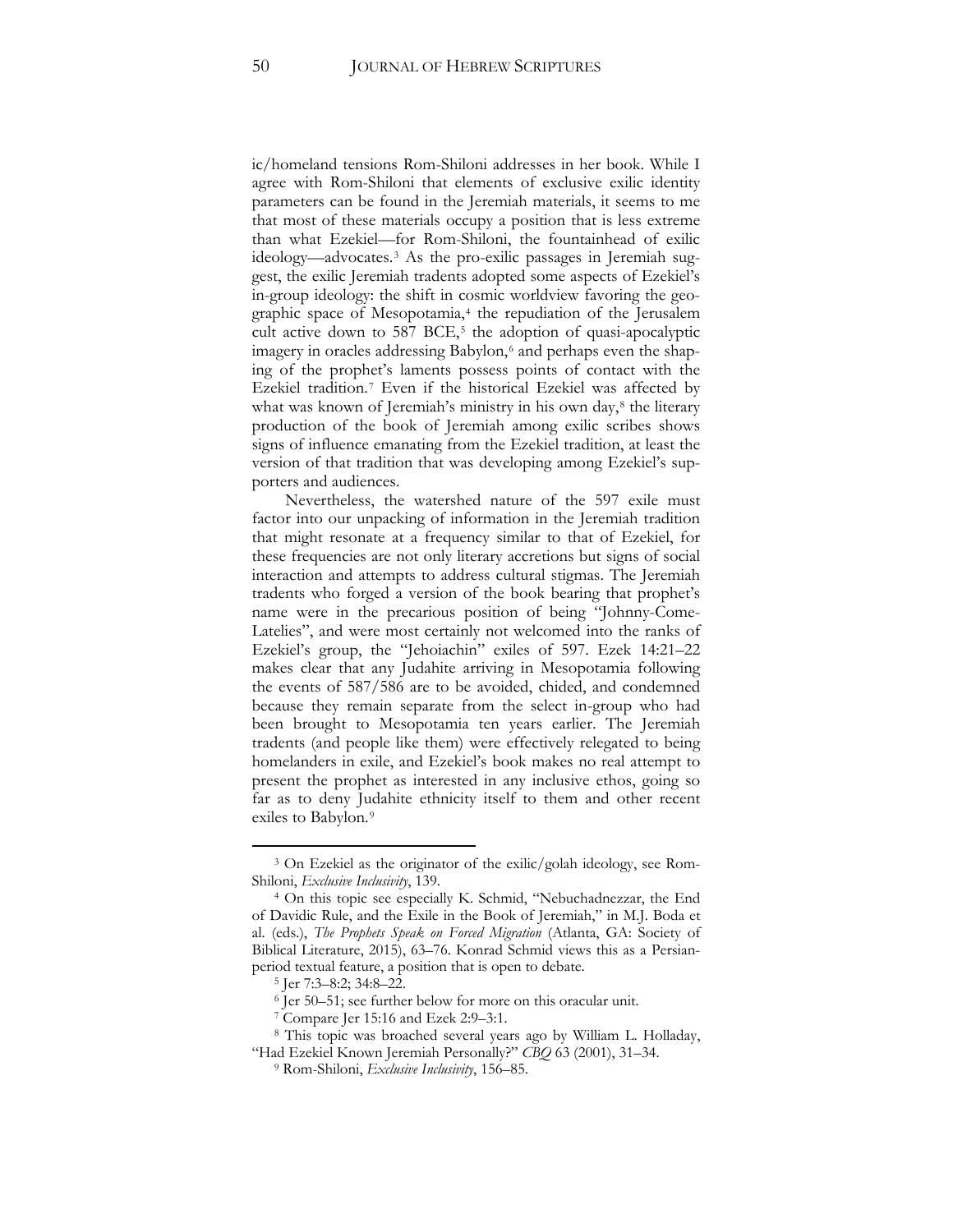ic/homeland tensions Rom-Shiloni addresses in her book. While I agree with Rom-Shiloni that elements of exclusive exilic identity parameters can be found in the Jeremiah materials, it seems to me that most of these materials occupy a position that is less extreme than what Ezekiel—for Rom-Shiloni, the fountainhead of exilic ideology—advocates.[3] As the pro-exilic passages in Jeremiah suggest, the exilic Jeremiah tradents adopted some aspects of Ezekiel's in-group ideology: the shift in cosmic worldview favoring the geographic space of Mesopotamia,[4] the repudiation of the Jerusalem cult active down to 587 BCE,[5] the adoption of quasi-apocalyptic imagery in oracles addressing Babylon,[6] and perhaps even the shaping of the prophet's laments possess points of contact with the Ezekiel tradition.[7] Even if the historical Ezekiel was affected by what was known of Jeremiah's ministry in his own day,[8] the literary production of the book of Jeremiah among exilic scribes shows signs of influence emanating from the Ezekiel tradition, at least the version of that tradition that was developing among Ezekiel's supporters and audiences.

Nevertheless, the watershed nature of the 597 exile must factor into our unpacking of information in the Jeremiah tradition that might resonate at a frequency similar to that of Ezekiel, for these frequencies are not only literary accretions but signs of social interaction and attempts to address cultural stigmas. The Jeremiah tradents who forged a version of the book bearing that prophet's name were in the precarious position of being "Johnny-Come-Latelies", and were most certainly not welcomed into the ranks of Ezekiel's group, the "Jehoiachin" exiles of 597. Ezek 14:21–22 makes clear that any Judahite arriving in Mesopotamia following the events of 587/586 are to be avoided, chided, and condemned because they remain separate from the select in-group who had been brought to Mesopotamia ten years earlier. The Jeremiah tradents (and people like them) were effectively relegated to being homelanders in exile, and Ezekiel's book makes no real attempt to present the prophet as interested in any inclusive ethos, going so far as to deny Judahite ethnicity itself to them and other recent exiles to Babylon.[9]

---

[3] On Ezekiel as the originator of the exilic/golah ideology, see Rom-Shiloni, *Exclusive Inclusivity*, 139.

[4] On this topic see especially K. Schmid, "Nebuchadnezzar, the End of Davidic Rule, and the Exile in the Book of Jeremiah," in M.J. Boda et al. (eds.), *The Prophets Speak on Forced Migration* (Atlanta, GA: Society of Biblical Literature, 2015), 63–76. Konrad Schmid views this as a Persian-period textual feature, a position that is open to debate.

[5] Jer 7:3–8:2; 34:8–22.

[6] Jer 50–51; see further below for more on this oracular unit.

[7] Compare Jer 15:16 and Ezek 2:9–3:1.

[8] This topic was broached several years ago by William L. Holladay, "Had Ezekiel Known Jeremiah Personally?" *CBQ* 63 (2001), 31–34.

[9] Rom-Shiloni, *Exclusive Inclusivity*, 156–85.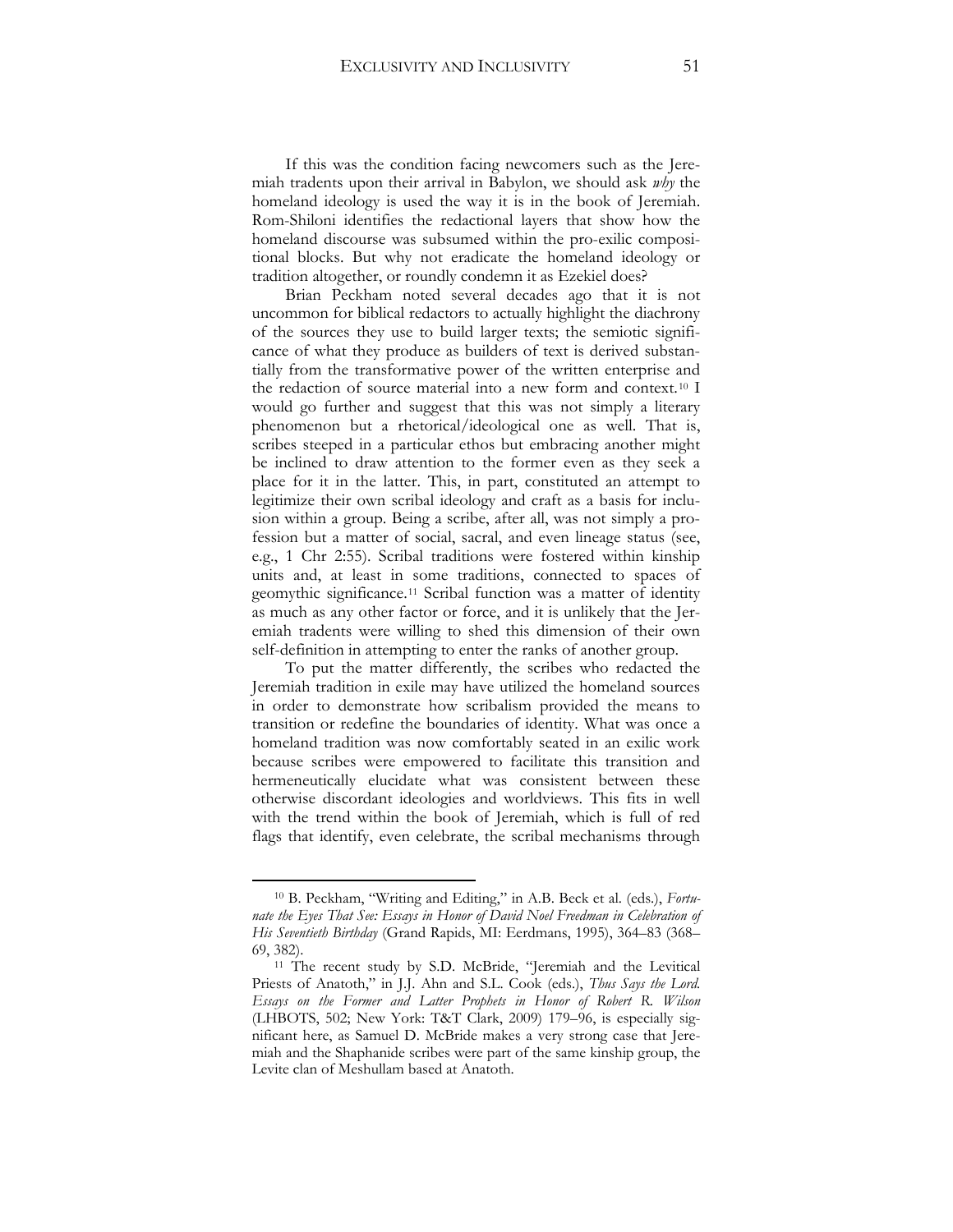If this was the condition facing newcomers such as the Jeremiah tradents upon their arrival in Babylon, we should ask *why* the homeland ideology is used the way it is in the book of Jeremiah. Rom-Shiloni identifies the redactional layers that show how the homeland discourse was subsumed within the pro-exilic compositional blocks. But why not eradicate the homeland ideology or tradition altogether, or roundly condemn it as Ezekiel does?

Brian Peckham noted several decades ago that it is not uncommon for biblical redactors to actually highlight the diachrony of the sources they use to build larger texts; the semiotic significance of what they produce as builders of text is derived substantially from the transformative power of the written enterprise and the redaction of source material into a new form and context.[10] I would go further and suggest that this was not simply a literary phenomenon but a rhetorical/ideological one as well. That is, scribes steeped in a particular ethos but embracing another might be inclined to draw attention to the former even as they seek a place for it in the latter. This, in part, constituted an attempt to legitimize their own scribal ideology and craft as a basis for inclusion within a group. Being a scribe, after all, was not simply a profession but a matter of social, sacral, and even lineage status (see, e.g., 1 Chr 2:55). Scribal traditions were fostered within kinship units and, at least in some traditions, connected to spaces of geomythic significance.[11] Scribal function was a matter of identity as much as any other factor or force, and it is unlikely that the Jeremiah tradents were willing to shed this dimension of their own self-definition in attempting to enter the ranks of another group.

To put the matter differently, the scribes who redacted the Jeremiah tradition in exile may have utilized the homeland sources in order to demonstrate how scribalism provided the means to transition or redefine the boundaries of identity. What was once a homeland tradition was now comfortably seated in an exilic work because scribes were empowered to facilitate this transition and hermeneutically elucidate what was consistent between these otherwise discordant ideologies and worldviews. This fits in well with the trend within the book of Jeremiah, which is full of red flags that identify, even celebrate, the scribal mechanisms through

---

[10] B. Peckham, "Writing and Editing," in A.B. Beck et al. (eds.), *Fortunate the Eyes That See: Essays in Honor of David Noel Freedman in Celebration of His Seventieth Birthday* (Grand Rapids, MI: Eerdmans, 1995), 364–83 (368–69, 382).

[11] The recent study by S.D. McBride, "Jeremiah and the Levitical Priests of Anatoth," in J.J. Ahn and S.L. Cook (eds.), *Thus Says the Lord. Essays on the Former and Latter Prophets in Honor of Robert R. Wilson* (LHBOTS, 502; New York: T&T Clark, 2009) 179–96, is especially significant here, as Samuel D. McBride makes a very strong case that Jeremiah and the Shaphanide scribes were part of the same kinship group, the Levite clan of Meshullam based at Anatoth.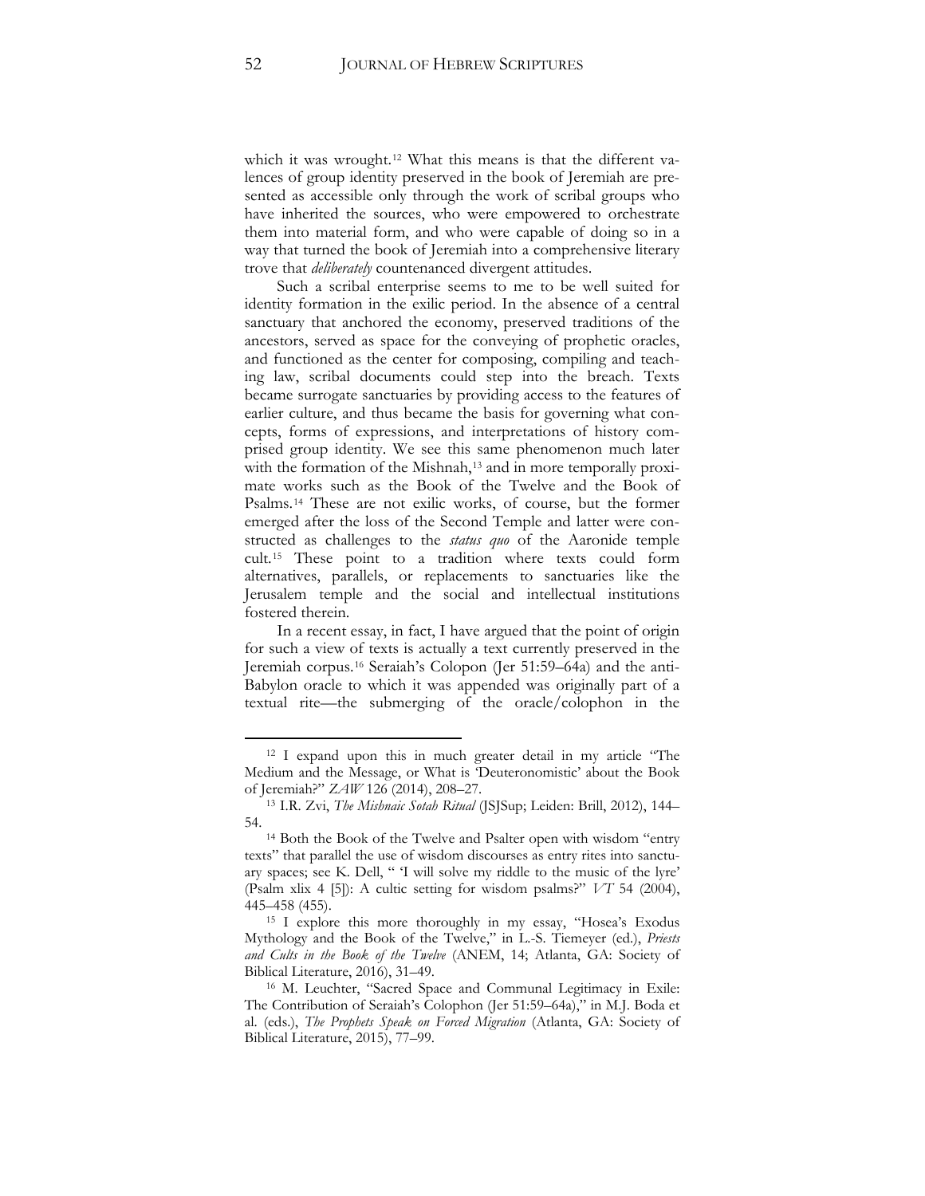which it was wrought.[12] What this means is that the different valences of group identity preserved in the book of Jeremiah are presented as accessible only through the work of scribal groups who have inherited the sources, who were empowered to orchestrate them into material form, and who were capable of doing so in a way that turned the book of Jeremiah into a comprehensive literary trove that *deliberately* countenanced divergent attitudes.

Such a scribal enterprise seems to me to be well suited for identity formation in the exilic period. In the absence of a central sanctuary that anchored the economy, preserved traditions of the ancestors, served as space for the conveying of prophetic oracles, and functioned as the center for composing, compiling and teaching law, scribal documents could step into the breach. Texts became surrogate sanctuaries by providing access to the features of earlier culture, and thus became the basis for governing what concepts, forms of expressions, and interpretations of history comprised group identity. We see this same phenomenon much later with the formation of the Mishnah,[13] and in more temporally proximate works such as the Book of the Twelve and the Book of Psalms.[14] These are not exilic works, of course, but the former emerged after the loss of the Second Temple and latter were constructed as challenges to the *status quo* of the Aaronide temple cult.[15] These point to a tradition where texts could form alternatives, parallels, or replacements to sanctuaries like the Jerusalem temple and the social and intellectual institutions fostered therein.

In a recent essay, in fact, I have argued that the point of origin for such a view of texts is actually a text currently preserved in the Jeremiah corpus.[16] Seraiah's Colopon (Jer 51:59–64a) and the anti-Babylon oracle to which it was appended was originally part of a textual rite—the submerging of the oracle/colophon in the

---

[12] I expand upon this in much greater detail in my article "The Medium and the Message, or What is 'Deuteronomistic' about the Book of Jeremiah?" *ZAW* 126 (2014), 208–27.

[13] I.R. Zvi, *The Mishnaic Sotah Ritual* (JSJSup; Leiden: Brill, 2012), 144–54.

[14] Both the Book of the Twelve and Psalter open with wisdom "entry texts" that parallel the use of wisdom discourses as entry rites into sanctuary spaces; see K. Dell, " 'I will solve my riddle to the music of the lyre' (Psalm xlix 4 [5]): A cultic setting for wisdom psalms?" *VT* 54 (2004), 445–458 (455).

[15] I explore this more thoroughly in my essay, "Hosea's Exodus Mythology and the Book of the Twelve," in L.-S. Tiemeyer (ed.), *Priests and Cults in the Book of the Twelve* (ANEM, 14; Atlanta, GA: Society of Biblical Literature, 2016), 31–49.

[16] M. Leuchter, "Sacred Space and Communal Legitimacy in Exile: The Contribution of Seraiah's Colophon (Jer 51:59–64a)," in M.J. Boda et al. (eds.), *The Prophets Speak on Forced Migration* (Atlanta, GA: Society of Biblical Literature, 2015), 77–99.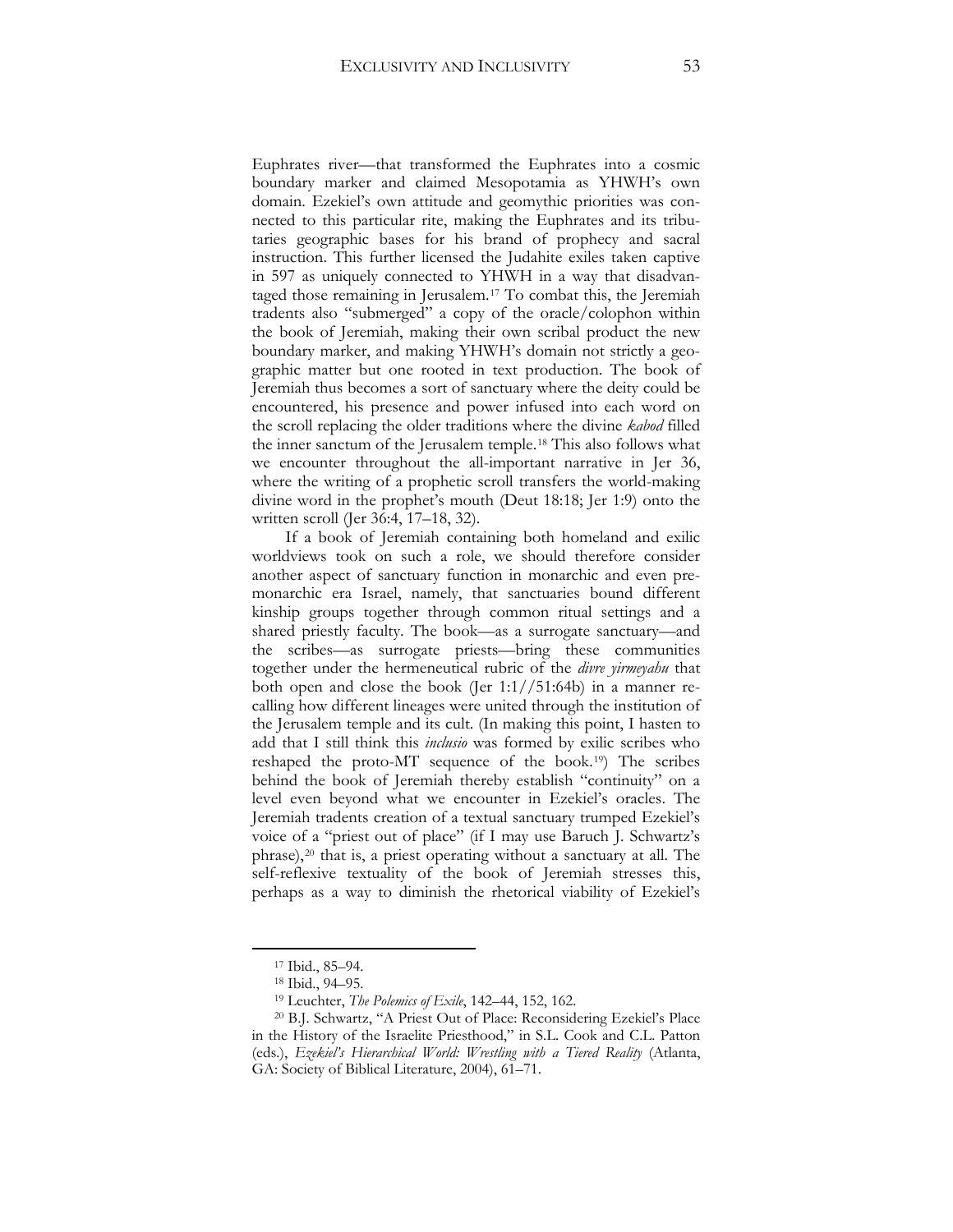Euphrates river—that transformed the Euphrates into a cosmic boundary marker and claimed Mesopotamia as YHWH's own domain. Ezekiel's own attitude and geomythic priorities was connected to this particular rite, making the Euphrates and its tributaries geographic bases for his brand of prophecy and sacral instruction. This further licensed the Judahite exiles taken captive in 597 as uniquely connected to YHWH in a way that disadvantaged those remaining in Jerusalem.[17] To combat this, the Jeremiah tradents also "submerged" a copy of the oracle/colophon within the book of Jeremiah, making their own scribal product the new boundary marker, and making YHWH's domain not strictly a geographic matter but one rooted in text production. The book of Jeremiah thus becomes a sort of sanctuary where the deity could be encountered, his presence and power infused into each word on the scroll replacing the older traditions where the divine *kabod* filled the inner sanctum of the Jerusalem temple.[18] This also follows what we encounter throughout the all-important narrative in Jer 36, where the writing of a prophetic scroll transfers the world-making divine word in the prophet's mouth (Deut 18:18; Jer 1:9) onto the written scroll (Jer 36:4, 17–18, 32).

If a book of Jeremiah containing both homeland and exilic worldviews took on such a role, we should therefore consider another aspect of sanctuary function in monarchic and even premonarchic era Israel, namely, that sanctuaries bound different kinship groups together through common ritual settings and a shared priestly faculty. The book—as a surrogate sanctuary—and the scribes—as surrogate priests—bring these communities together under the hermeneutical rubric of the *divre yirmeyahu* that both open and close the book (Jer 1:1//51:64b) in a manner recalling how different lineages were united through the institution of the Jerusalem temple and its cult. (In making this point, I hasten to add that I still think this *inclusio* was formed by exilic scribes who reshaped the proto-MT sequence of the book.[19]) The scribes behind the book of Jeremiah thereby establish "continuity" on a level even beyond what we encounter in Ezekiel's oracles. The Jeremiah tradents creation of a textual sanctuary trumped Ezekiel's voice of a "priest out of place" (if I may use Baruch J. Schwartz's phrase),[20] that is, a priest operating without a sanctuary at all. The self-reflexive textuality of the book of Jeremiah stresses this, perhaps as a way to diminish the rhetorical viability of Ezekiel's

---

[17] Ibid., 85–94.

[18] Ibid., 94–95.

[19] Leuchter, *The Polemics of Exile*, 142–44, 152, 162.

[20] B.J. Schwartz, "A Priest Out of Place: Reconsidering Ezekiel's Place in the History of the Israelite Priesthood," in S.L. Cook and C.L. Patton (eds.), *Ezekiel's Hierarchical World: Wrestling with a Tiered Reality* (Atlanta, GA: Society of Biblical Literature, 2004), 61–71.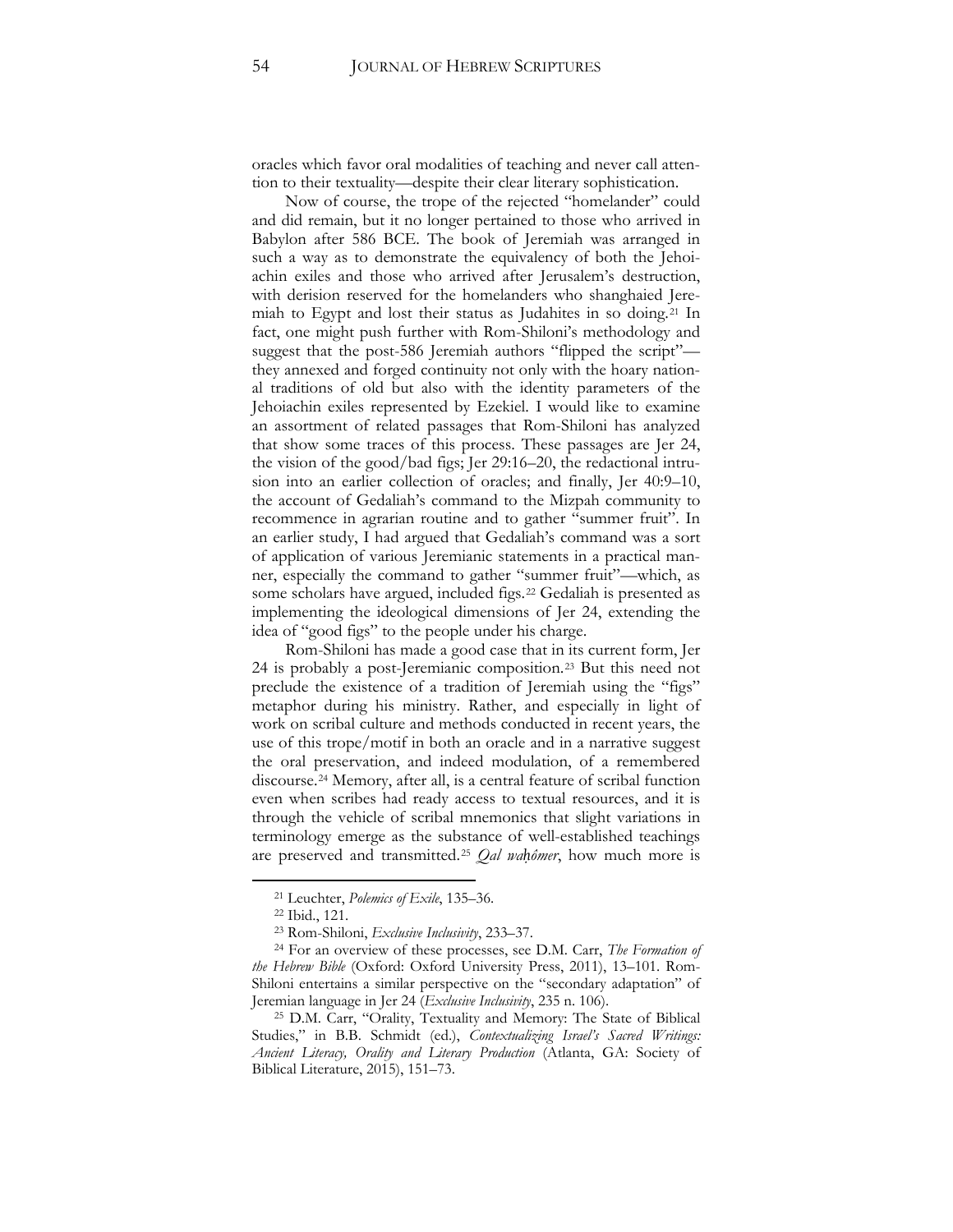oracles which favor oral modalities of teaching and never call attention to their textuality—despite their clear literary sophistication.

Now of course, the trope of the rejected "homelander" could and did remain, but it no longer pertained to those who arrived in Babylon after 586 BCE. The book of Jeremiah was arranged in such a way as to demonstrate the equivalency of both the Jehoiachin exiles and those who arrived after Jerusalem's destruction, with derision reserved for the homelanders who shanghaied Jeremiah to Egypt and lost their status as Judahites in so doing.[21] In fact, one might push further with Rom-Shiloni's methodology and suggest that the post-586 Jeremiah authors "flipped the script"—they annexed and forged continuity not only with the hoary national traditions of old but also with the identity parameters of the Jehoiachin exiles represented by Ezekiel. I would like to examine an assortment of related passages that Rom-Shiloni has analyzed that show some traces of this process. These passages are Jer 24, the vision of the good/bad figs; Jer 29:16–20, the redactional intrusion into an earlier collection of oracles; and finally, Jer 40:9–10, the account of Gedaliah's command to the Mizpah community to recommence in agrarian routine and to gather "summer fruit". In an earlier study, I had argued that Gedaliah's command was a sort of application of various Jeremianic statements in a practical manner, especially the command to gather "summer fruit"—which, as some scholars have argued, included figs.[22] Gedaliah is presented as implementing the ideological dimensions of Jer 24, extending the idea of "good figs" to the people under his charge.

Rom-Shiloni has made a good case that in its current form, Jer 24 is probably a post-Jeremianic composition.[23] But this need not preclude the existence of a tradition of Jeremiah using the "figs" metaphor during his ministry. Rather, and especially in light of work on scribal culture and methods conducted in recent years, the use of this trope/motif in both an oracle and in a narrative suggest the oral preservation, and indeed modulation, of a remembered discourse.[24] Memory, after all, is a central feature of scribal function even when scribes had ready access to textual resources, and it is through the vehicle of scribal mnemonics that slight variations in terminology emerge as the substance of well-established teachings are preserved and transmitted.[25] *Qal waḥômer*, how much more is

---

[21] Leuchter, *Polemics of Exile*, 135–36.

[22] Ibid., 121.

[23] Rom-Shiloni, *Exclusive Inclusivity*, 233–37.

[24] For an overview of these processes, see D.M. Carr, *The Formation of the Hebrew Bible* (Oxford: Oxford University Press, 2011), 13–101. Rom-Shiloni entertains a similar perspective on the "secondary adaptation" of Jeremian language in Jer 24 (*Exclusive Inclusivity*, 235 n. 106).

[25] D.M. Carr, "Orality, Textuality and Memory: The State of Biblical Studies," in B.B. Schmidt (ed.), *Contextualizing Israel's Sacred Writings: Ancient Literacy, Orality and Literary Production* (Atlanta, GA: Society of Biblical Literature, 2015), 151–73.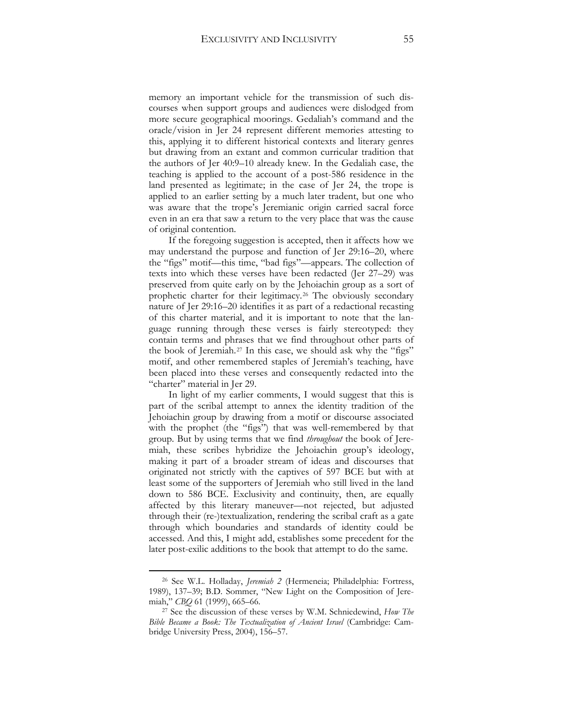memory an important vehicle for the transmission of such discourses when support groups and audiences were dislodged from more secure geographical moorings. Gedaliah's command and the oracle/vision in Jer 24 represent different memories attesting to this, applying it to different historical contexts and literary genres but drawing from an extant and common curricular tradition that the authors of Jer 40:9–10 already knew. In the Gedaliah case, the teaching is applied to the account of a post-586 residence in the land presented as legitimate; in the case of Jer 24, the trope is applied to an earlier setting by a much later tradent, but one who was aware that the trope's Jeremianic origin carried sacral force even in an era that saw a return to the very place that was the cause of original contention.

If the foregoing suggestion is accepted, then it affects how we may understand the purpose and function of Jer 29:16–20, where the "figs" motif—this time, "bad figs"—appears. The collection of texts into which these verses have been redacted (Jer 27–29) was preserved from quite early on by the Jehoiachin group as a sort of prophetic charter for their legitimacy.[26] The obviously secondary nature of Jer 29:16–20 identifies it as part of a redactional recasting of this charter material, and it is important to note that the language running through these verses is fairly stereotyped: they contain terms and phrases that we find throughout other parts of the book of Jeremiah.[27] In this case, we should ask why the "figs" motif, and other remembered staples of Jeremiah's teaching, have been placed into these verses and consequently redacted into the "charter" material in Jer 29.

In light of my earlier comments, I would suggest that this is part of the scribal attempt to annex the identity tradition of the Jehoiachin group by drawing from a motif or discourse associated with the prophet (the "figs") that was well-remembered by that group. But by using terms that we find *throughout* the book of Jeremiah, these scribes hybridize the Jehoiachin group's ideology, making it part of a broader stream of ideas and discourses that originated not strictly with the captives of 597 BCE but with at least some of the supporters of Jeremiah who still lived in the land down to 586 BCE. Exclusivity and continuity, then, are equally affected by this literary maneuver—not rejected, but adjusted through their (re-)textualization, rendering the scribal craft as a gate through which boundaries and standards of identity could be accessed. And this, I might add, establishes some precedent for the later post-exilic additions to the book that attempt to do the same.

---

[26] See W.L. Holladay, *Jeremiah 2* (Hermeneia; Philadelphia: Fortress, 1989), 137–39; B.D. Sommer, "New Light on the Composition of Jeremiah," *CBQ* 61 (1999), 665–66.

[27] See the discussion of these verses by W.M. Schniedewind, *How The Bible Became a Book: The Textualization of Ancient Israel* (Cambridge: Cambridge University Press, 2004), 156–57.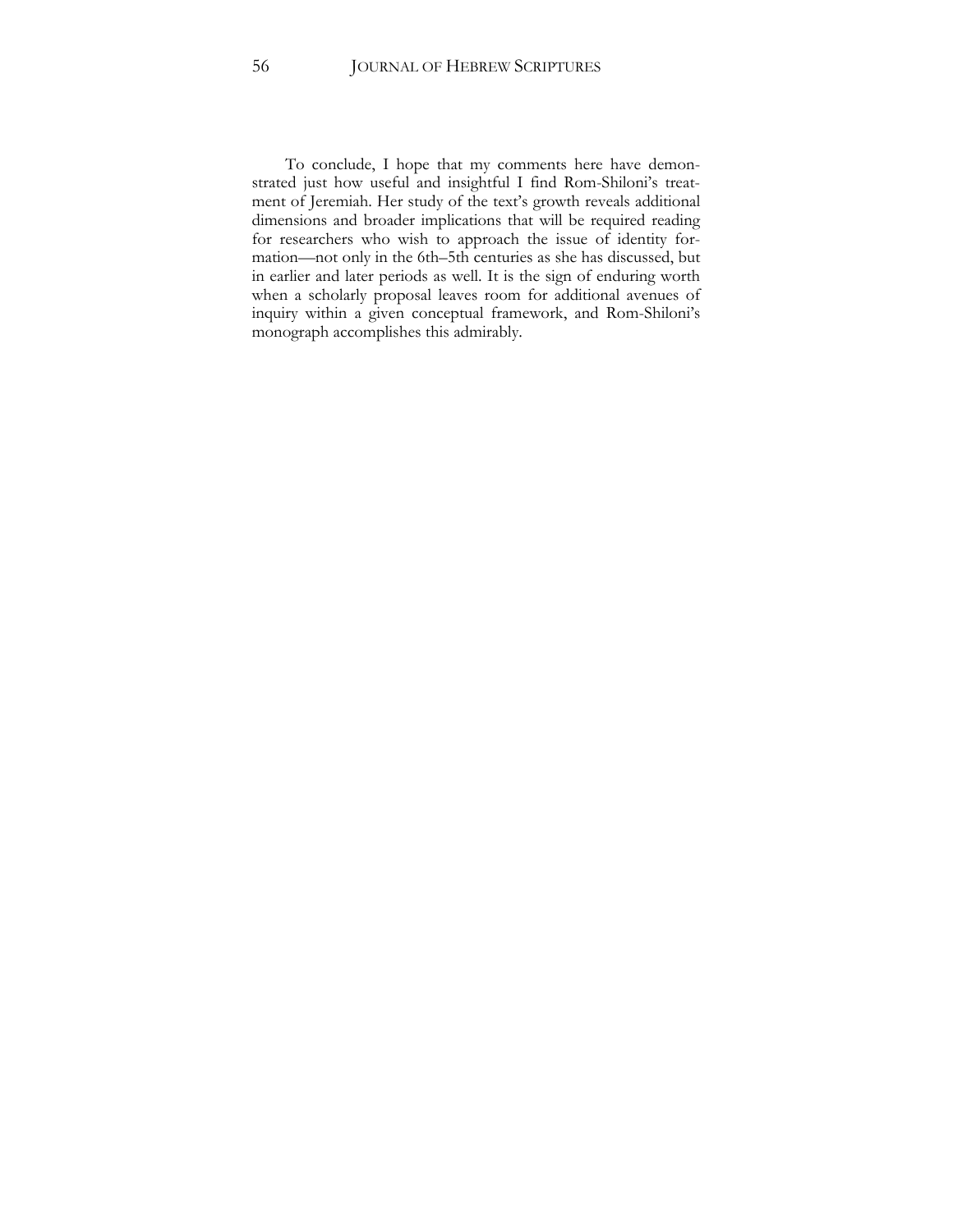To conclude, I hope that my comments here have demonstrated just how useful and insightful I find Rom-Shiloni's treatment of Jeremiah. Her study of the text's growth reveals additional dimensions and broader implications that will be required reading for researchers who wish to approach the issue of identity formation—not only in the 6th–5th centuries as she has discussed, but in earlier and later periods as well. It is the sign of enduring worth when a scholarly proposal leaves room for additional avenues of inquiry within a given conceptual framework, and Rom-Shiloni's monograph accomplishes this admirably.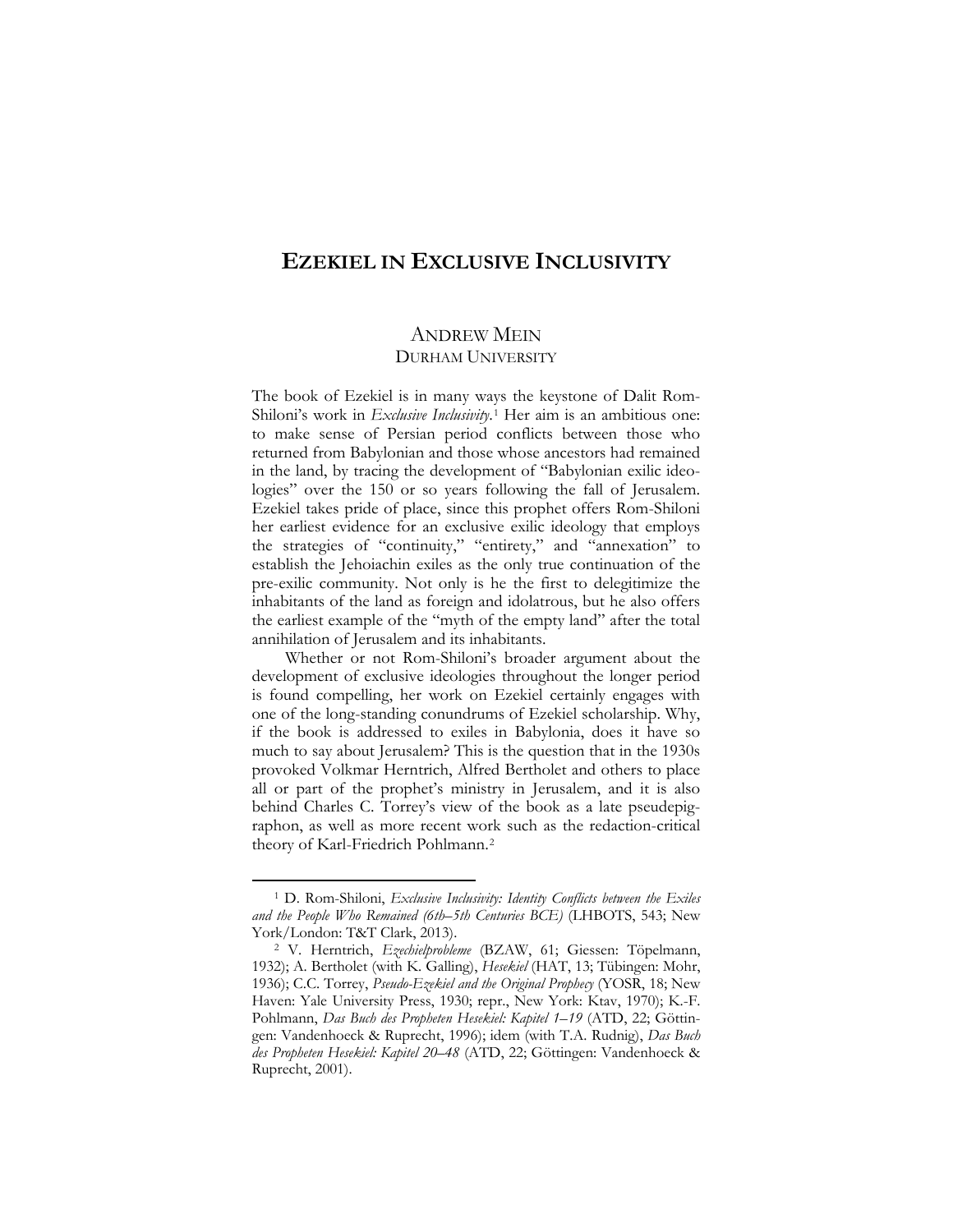# EZEKIEL IN EXCLUSIVE INCLUSIVITY

ANDREW MEIN
DURHAM UNIVERSITY

The book of Ezekiel is in many ways the keystone of Dalit Rom-Shiloni's work in *Exclusive Inclusivity*.[1] Her aim is an ambitious one: to make sense of Persian period conflicts between those who returned from Babylonian and those whose ancestors had remained in the land, by tracing the development of "Babylonian exilic ideologies" over the 150 or so years following the fall of Jerusalem. Ezekiel takes pride of place, since this prophet offers Rom-Shiloni her earliest evidence for an exclusive exilic ideology that employs the strategies of "continuity," "entirety," and "annexation" to establish the Jehoiachin exiles as the only true continuation of the pre-exilic community. Not only is he the first to delegitimize the inhabitants of the land as foreign and idolatrous, but he also offers the earliest example of the "myth of the empty land" after the total annihilation of Jerusalem and its inhabitants.

Whether or not Rom-Shiloni's broader argument about the development of exclusive ideologies throughout the longer period is found compelling, her work on Ezekiel certainly engages with one of the long-standing conundrums of Ezekiel scholarship. Why, if the book is addressed to exiles in Babylonia, does it have so much to say about Jerusalem? This is the question that in the 1930s provoked Volkmar Herntrich, Alfred Bertholet and others to place all or part of the prophet's ministry in Jerusalem, and it is also behind Charles C. Torrey's view of the book as a late pseudepigraphon, as well as more recent work such as the redaction-critical theory of Karl-Friedrich Pohlmann.[2]

---

[1] D. Rom-Shiloni, *Exclusive Inclusivity: Identity Conflicts between the Exiles and the People Who Remained (6th–5th Centuries BCE)* (LHBOTS, 543; New York/London: T&T Clark, 2013).

[2] V. Herntrich, *Ezechielprobleme* (BZAW, 61; Giessen: Töpelmann, 1932); A. Bertholet (with K. Galling), *Hesekiel* (HAT, 13; Tübingen: Mohr, 1936); C.C. Torrey, *Pseudo-Ezekiel and the Original Prophecy* (YOSR, 18; New Haven: Yale University Press, 1930; repr., New York: Ktav, 1970); K.-F. Pohlmann, *Das Buch des Propheten Hesekiel: Kapitel 1–19* (ATD, 22; Göttingen: Vandenhoeck & Ruprecht, 1996); idem (with T.A. Rudnig), *Das Buch des Propheten Hesekiel: Kapitel 20–48* (ATD, 22; Göttingen: Vandenhoeck & Ruprecht, 2001).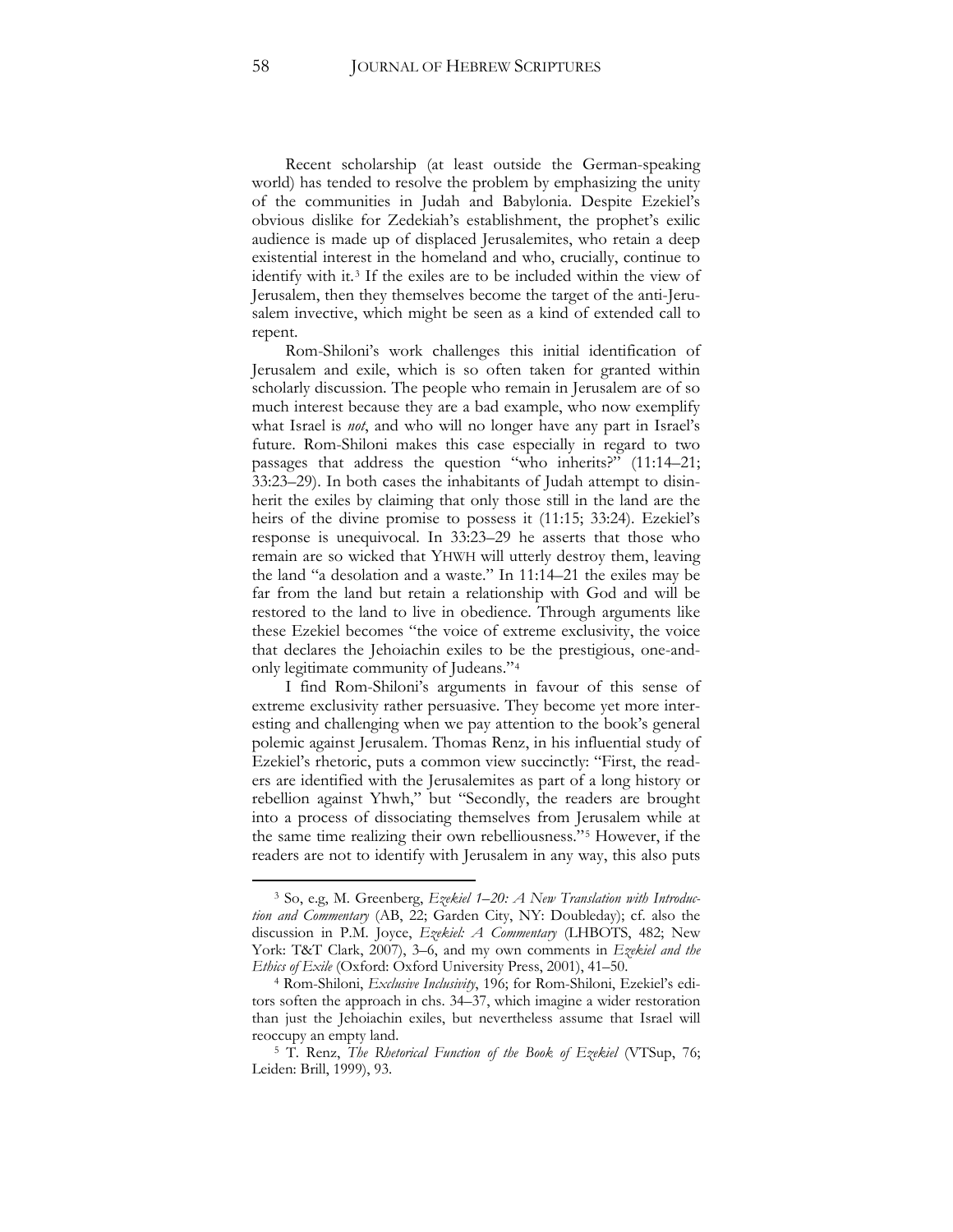Recent scholarship (at least outside the German-speaking world) has tended to resolve the problem by emphasizing the unity of the communities in Judah and Babylonia. Despite Ezekiel's obvious dislike for Zedekiah's establishment, the prophet's exilic audience is made up of displaced Jerusalemites, who retain a deep existential interest in the homeland and who, crucially, continue to identify with it.[3] If the exiles are to be included within the view of Jerusalem, then they themselves become the target of the anti-Jerusalem invective, which might be seen as a kind of extended call to repent.

Rom-Shiloni's work challenges this initial identification of Jerusalem and exile, which is so often taken for granted within scholarly discussion. The people who remain in Jerusalem are of so much interest because they are a bad example, who now exemplify what Israel is *not*, and who will no longer have any part in Israel's future. Rom-Shiloni makes this case especially in regard to two passages that address the question "who inherits?" (11:14–21; 33:23–29). In both cases the inhabitants of Judah attempt to disinherit the exiles by claiming that only those still in the land are the heirs of the divine promise to possess it (11:15; 33:24). Ezekiel's response is unequivocal. In 33:23–29 he asserts that those who remain are so wicked that YHWH will utterly destroy them, leaving the land "a desolation and a waste." In 11:14–21 the exiles may be far from the land but retain a relationship with God and will be restored to the land to live in obedience. Through arguments like these Ezekiel becomes "the voice of extreme exclusivity, the voice that declares the Jehoiachin exiles to be the prestigious, one-and-only legitimate community of Judeans."[4]

I find Rom-Shiloni's arguments in favour of this sense of extreme exclusivity rather persuasive. They become yet more interesting and challenging when we pay attention to the book's general polemic against Jerusalem. Thomas Renz, in his influential study of Ezekiel's rhetoric, puts a common view succinctly: "First, the readers are identified with the Jerusalemites as part of a long history or rebellion against Yhwh," but "Secondly, the readers are brought into a process of dissociating themselves from Jerusalem while at the same time realizing their own rebelliousness."[5] However, if the readers are not to identify with Jerusalem in any way, this also puts

---

[3] So, e.g, M. Greenberg, *Ezekiel 1–20: A New Translation with Introduction and Commentary* (AB, 22; Garden City, NY: Doubleday); cf. also the discussion in P.M. Joyce, *Ezekiel: A Commentary* (LHBOTS, 482; New York: T&T Clark, 2007), 3–6, and my own comments in *Ezekiel and the Ethics of Exile* (Oxford: Oxford University Press, 2001), 41–50.

[4] Rom-Shiloni, *Exclusive Inclusivity*, 196; for Rom-Shiloni, Ezekiel's editors soften the approach in chs. 34–37, which imagine a wider restoration than just the Jehoiachin exiles, but nevertheless assume that Israel will reoccupy an empty land.

[5] T. Renz, *The Rhetorical Function of the Book of Ezekiel* (VTSup, 76; Leiden: Brill, 1999), 93.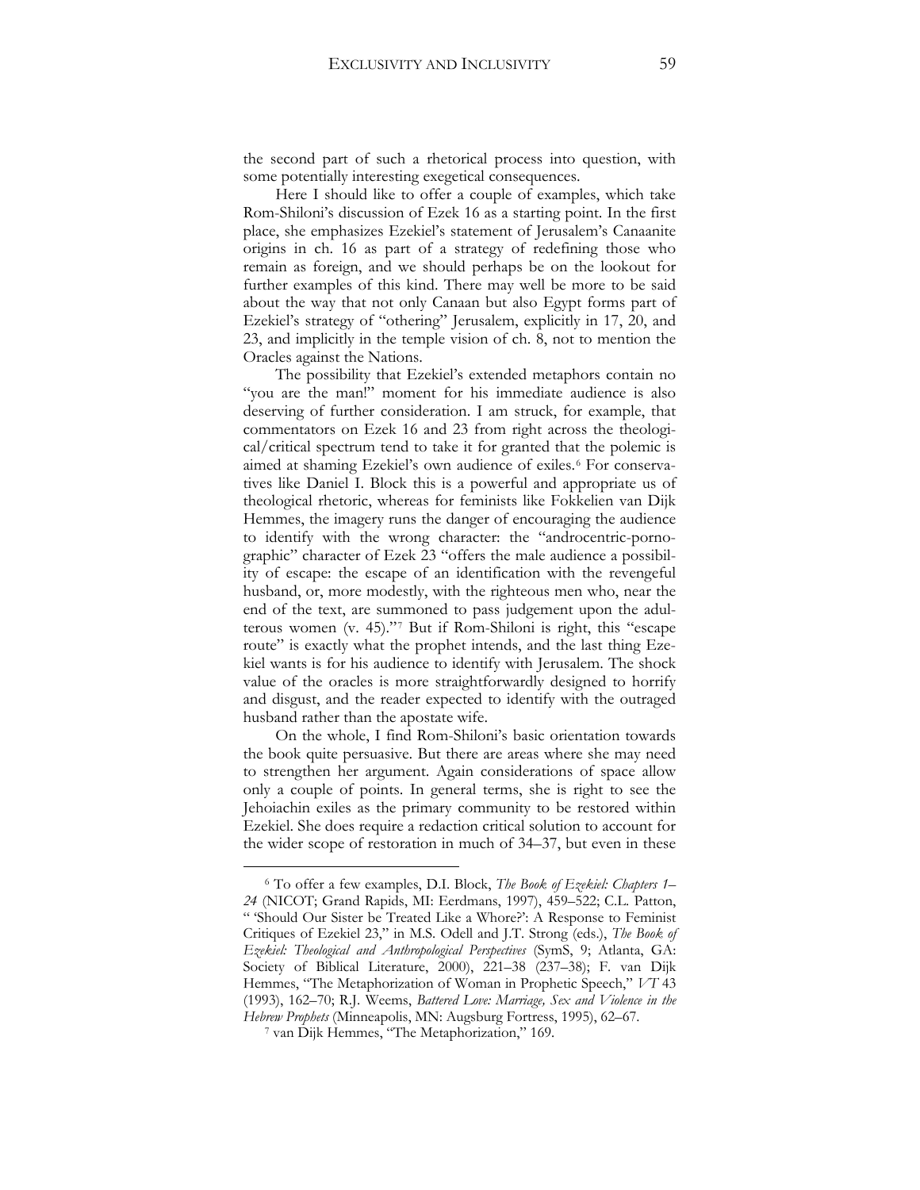the second part of such a rhetorical process into question, with some potentially interesting exegetical consequences.

Here I should like to offer a couple of examples, which take Rom-Shiloni's discussion of Ezek 16 as a starting point. In the first place, she emphasizes Ezekiel's statement of Jerusalem's Canaanite origins in ch. 16 as part of a strategy of redefining those who remain as foreign, and we should perhaps be on the lookout for further examples of this kind. There may well be more to be said about the way that not only Canaan but also Egypt forms part of Ezekiel's strategy of "othering" Jerusalem, explicitly in 17, 20, and 23, and implicitly in the temple vision of ch. 8, not to mention the Oracles against the Nations.

The possibility that Ezekiel's extended metaphors contain no "you are the man!" moment for his immediate audience is also deserving of further consideration. I am struck, for example, that commentators on Ezek 16 and 23 from right across the theological/critical spectrum tend to take it for granted that the polemic is aimed at shaming Ezekiel's own audience of exiles.[6] For conservatives like Daniel I. Block this is a powerful and appropriate us of theological rhetoric, whereas for feminists like Fokkelien van Dijk Hemmes, the imagery runs the danger of encouraging the audience to identify with the wrong character: the "androcentric-pornographic" character of Ezek 23 "offers the male audience a possibility of escape: the escape of an identification with the revengeful husband, or, more modestly, with the righteous men who, near the end of the text, are summoned to pass judgement upon the adulterous women (v. 45)."[7] But if Rom-Shiloni is right, this "escape route" is exactly what the prophet intends, and the last thing Ezekiel wants is for his audience to identify with Jerusalem. The shock value of the oracles is more straightforwardly designed to horrify and disgust, and the reader expected to identify with the outraged husband rather than the apostate wife.

On the whole, I find Rom-Shiloni's basic orientation towards the book quite persuasive. But there are areas where she may need to strengthen her argument. Again considerations of space allow only a couple of points. In general terms, she is right to see the Jehoiachin exiles as the primary community to be restored within Ezekiel. She does require a redaction critical solution to account for the wider scope of restoration in much of 34–37, but even in these

---

[6] To offer a few examples, D.I. Block, *The Book of Ezekiel: Chapters 1–24* (NICOT; Grand Rapids, MI: Eerdmans, 1997), 459–522; C.L. Patton, "'Should Our Sister be Treated Like a Whore?': A Response to Feminist Critiques of Ezekiel 23," in M.S. Odell and J.T. Strong (eds.), *The Book of Ezekiel: Theological and Anthropological Perspectives* (SymS, 9; Atlanta, GA: Society of Biblical Literature, 2000), 221–38 (237–38); F. van Dijk Hemmes, "The Metaphorization of Woman in Prophetic Speech," *VT* 43 (1993), 162–70; R.J. Weems, *Battered Love: Marriage, Sex and Violence in the Hebrew Prophets* (Minneapolis, MN: Augsburg Fortress, 1995), 62–67.

[7] van Dijk Hemmes, "The Metaphorization," 169.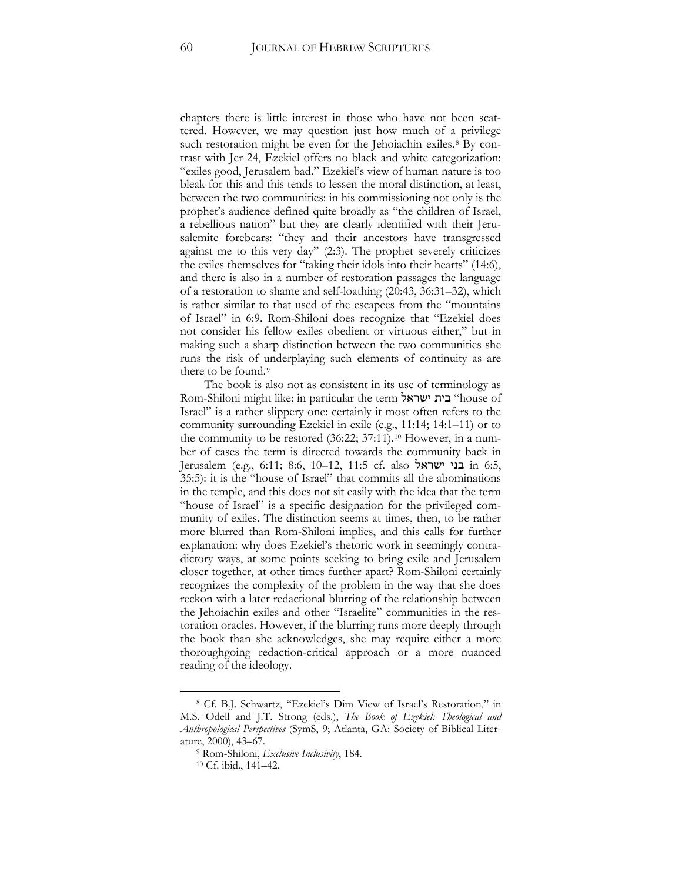chapters there is little interest in those who have not been scattered. However, we may question just how much of a privilege such restoration might be even for the Jehoiachin exiles.[8] By contrast with Jer 24, Ezekiel offers no black and white categorization: "exiles good, Jerusalem bad." Ezekiel's view of human nature is too bleak for this and this tends to lessen the moral distinction, at least, between the two communities: in his commissioning not only is the prophet's audience defined quite broadly as "the children of Israel, a rebellious nation" but they are clearly identified with their Jerusalemite forebears: "they and their ancestors have transgressed against me to this very day" (2:3). The prophet severely criticizes the exiles themselves for "taking their idols into their hearts" (14:6), and there is also in a number of restoration passages the language of a restoration to shame and self-loathing (20:43, 36:31–32), which is rather similar to that used of the escapees from the "mountains of Israel" in 6:9. Rom-Shiloni does recognize that "Ezekiel does not consider his fellow exiles obedient or virtuous either," but in making such a sharp distinction between the two communities she runs the risk of underplaying such elements of continuity as are there to be found.[9]

The book is also not as consistent in its use of terminology as Rom-Shiloni might like: in particular the term בית ישראל "house of Israel" is a rather slippery one: certainly it most often refers to the community surrounding Ezekiel in exile (e.g., 11:14; 14:1–11) or to the community to be restored (36:22; 37:11).[10] However, in a number of cases the term is directed towards the community back in Jerusalem (e.g., 6:11; 8:6, 10–12, 11:5 cf. also בני ישראל in 6:5, 35:5): it is the "house of Israel" that commits all the abominations in the temple, and this does not sit easily with the idea that the term "house of Israel" is a specific designation for the privileged community of exiles. The distinction seems at times, then, to be rather more blurred than Rom-Shiloni implies, and this calls for further explanation: why does Ezekiel's rhetoric work in seemingly contradictory ways, at some points seeking to bring exile and Jerusalem closer together, at other times further apart? Rom-Shiloni certainly recognizes the complexity of the problem in the way that she does reckon with a later redactional blurring of the relationship between the Jehoiachin exiles and other "Israelite" communities in the restoration oracles. However, if the blurring runs more deeply through the book than she acknowledges, she may require either a more thoroughgoing redaction-critical approach or a more nuanced reading of the ideology.

---

[8] Cf. B.J. Schwartz, "Ezekiel's Dim View of Israel's Restoration," in M.S. Odell and J.T. Strong (eds.), *The Book of Ezekiel: Theological and Anthropological Perspectives* (SymS, 9; Atlanta, GA: Society of Biblical Literature, 2000), 43–67.

[9] Rom-Shiloni, *Exclusive Inclusivity*, 184.

[10] Cf. ibid., 141–42.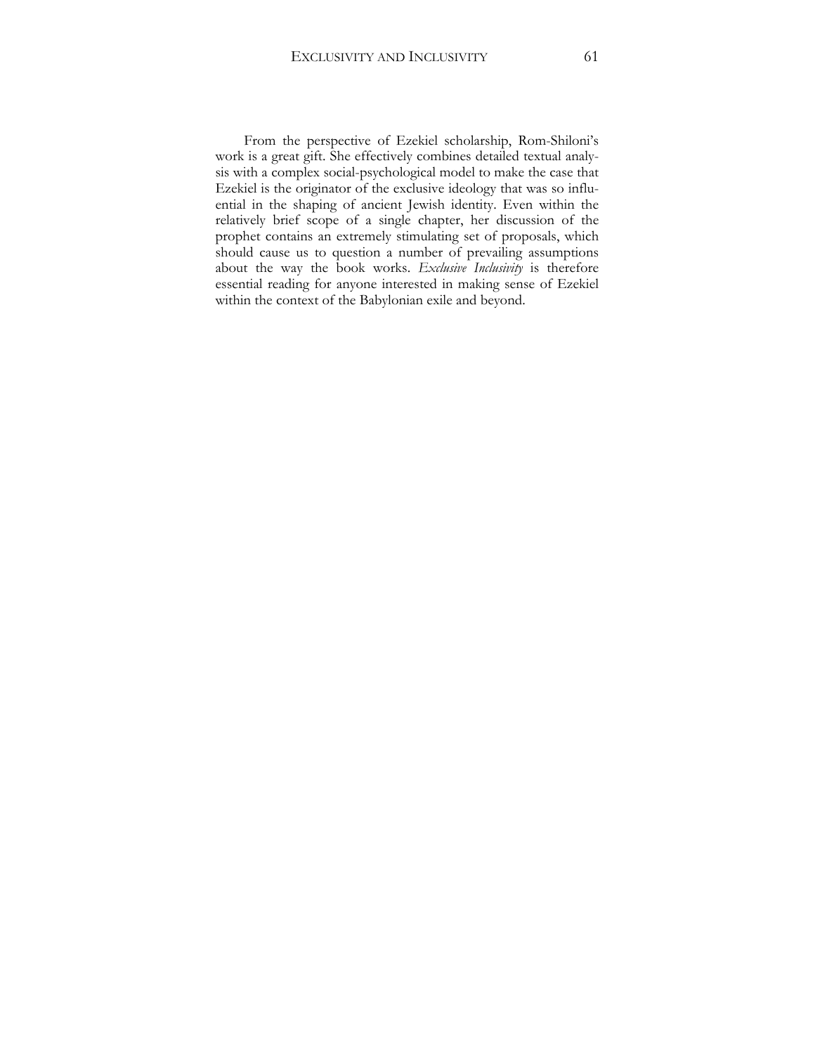From the perspective of Ezekiel scholarship, Rom-Shiloni's work is a great gift. She effectively combines detailed textual analysis with a complex social-psychological model to make the case that Ezekiel is the originator of the exclusive ideology that was so influential in the shaping of ancient Jewish identity. Even within the relatively brief scope of a single chapter, her discussion of the prophet contains an extremely stimulating set of proposals, which should cause us to question a number of prevailing assumptions about the way the book works. *Exclusive Inclusivity* is therefore essential reading for anyone interested in making sense of Ezekiel within the context of the Babylonian exile and beyond.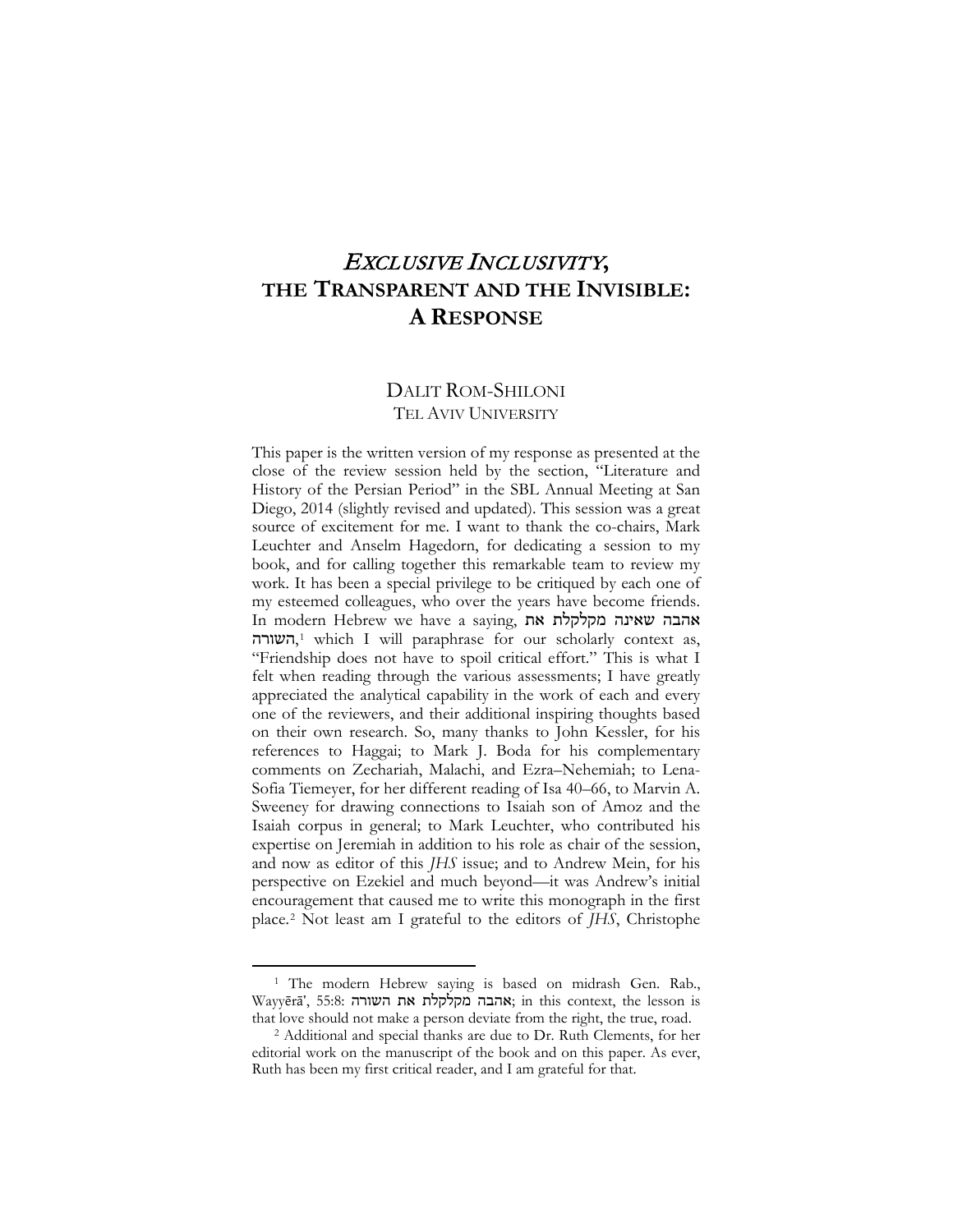# *EXCLUSIVE INCLUSIVITY*, THE TRANSPARENT AND THE INVISIBLE: A RESPONSE

DALIT ROM-SHILONI
TEL AVIV UNIVERSITY

This paper is the written version of my response as presented at the close of the review session held by the section, "Literature and History of the Persian Period" in the SBL Annual Meeting at San Diego, 2014 (slightly revised and updated). This session was a great source of excitement for me. I want to thank the co-chairs, Mark Leuchter and Anselm Hagedorn, for dedicating a session to my book, and for calling together this remarkable team to review my work. It has been a special privilege to be critiqued by each one of my esteemed colleagues, who over the years have become friends. In modern Hebrew we have a saying, אהבה שאינה מקלקלת את השורה,[1] which I will paraphrase for our scholarly context as, "Friendship does not have to spoil critical effort." This is what I felt when reading through the various assessments; I have greatly appreciated the analytical capability in the work of each and every one of the reviewers, and their additional inspiring thoughts based on their own research. So, many thanks to John Kessler, for his references to Haggai; to Mark J. Boda for his complementary comments on Zechariah, Malachi, and Ezra–Nehemiah; to Lena-Sofia Tiemeyer, for her different reading of Isa 40–66, to Marvin A. Sweeney for drawing connections to Isaiah son of Amoz and the Isaiah corpus in general; to Mark Leuchter, who contributed his expertise on Jeremiah in addition to his role as chair of the session, and now as editor of this *JHS* issue; and to Andrew Mein, for his perspective on Ezekiel and much beyond—it was Andrew's initial encouragement that caused me to write this monograph in the first place.[2] Not least am I grateful to the editors of *JHS*, Christophe

---

[1] The modern Hebrew saying is based on midrash Gen. Rab., Wayyērā', 55:8: אהבה מקלקלת את השורה; in this context, the lesson is that love should not make a person deviate from the right, the true, road.

[2] Additional and special thanks are due to Dr. Ruth Clements, for her editorial work on the manuscript of the book and on this paper. As ever, Ruth has been my first critical reader, and I am grateful for that.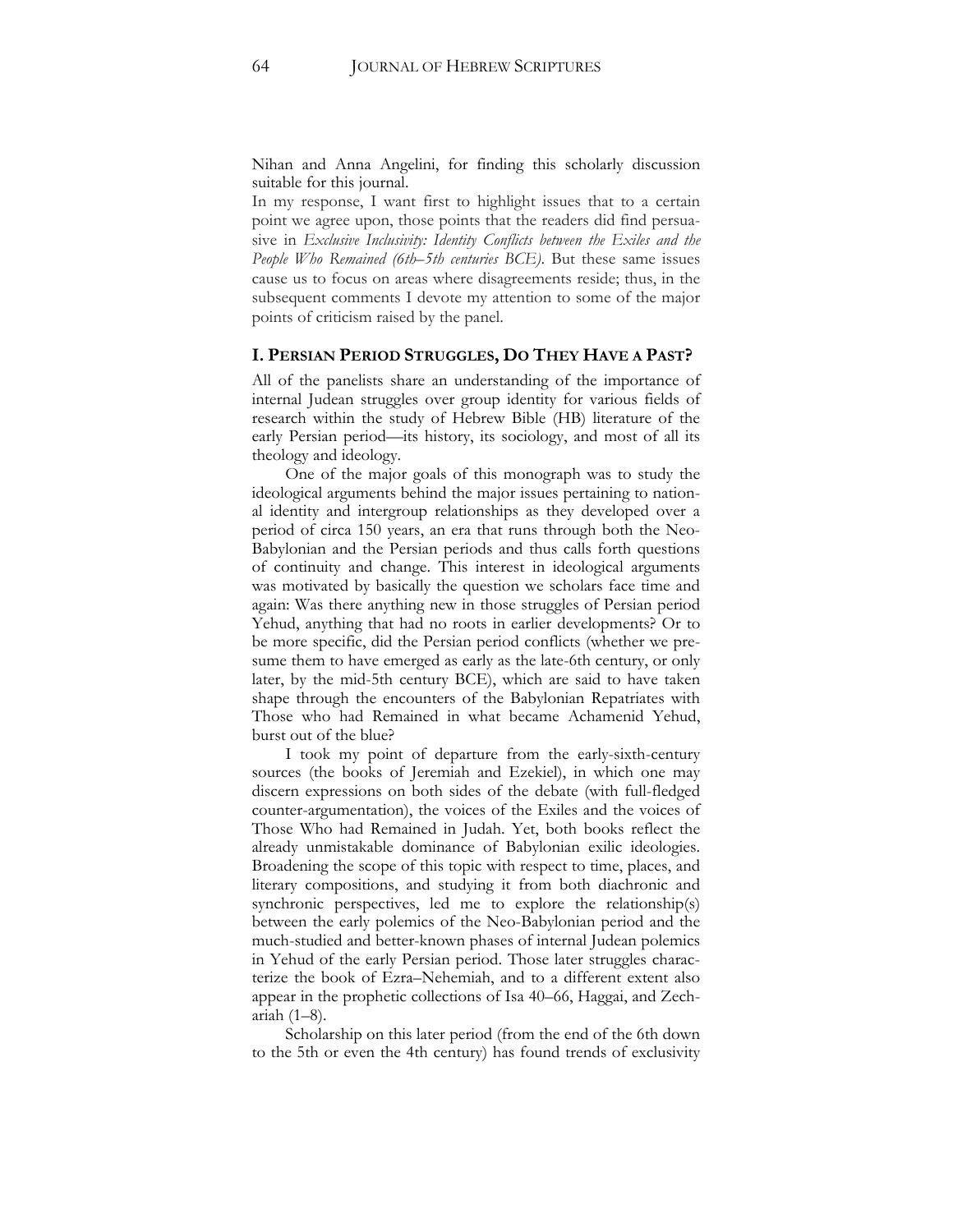Nihan and Anna Angelini, for finding this scholarly discussion suitable for this journal.

In my response, I want first to highlight issues that to a certain point we agree upon, those points that the readers did find persuasive in *Exclusive Inclusivity: Identity Conflicts between the Exiles and the People Who Remained (6th–5th centuries BCE)*. But these same issues cause us to focus on areas where disagreements reside; thus, in the subsequent comments I devote my attention to some of the major points of criticism raised by the panel.

## I. Persian Period Struggles, Do They Have a Past?

All of the panelists share an understanding of the importance of internal Judean struggles over group identity for various fields of research within the study of Hebrew Bible (HB) literature of the early Persian period—its history, its sociology, and most of all its theology and ideology.

One of the major goals of this monograph was to study the ideological arguments behind the major issues pertaining to national identity and intergroup relationships as they developed over a period of circa 150 years, an era that runs through both the Neo-Babylonian and the Persian periods and thus calls forth questions of continuity and change. This interest in ideological arguments was motivated by basically the question we scholars face time and again: Was there anything new in those struggles of Persian period Yehud, anything that had no roots in earlier developments? Or to be more specific, did the Persian period conflicts (whether we presume them to have emerged as early as the late-6th century, or only later, by the mid-5th century BCE), which are said to have taken shape through the encounters of the Babylonian Repatriates with Those who had Remained in what became Achamenid Yehud, burst out of the blue?

I took my point of departure from the early-sixth-century sources (the books of Jeremiah and Ezekiel), in which one may discern expressions on both sides of the debate (with full-fledged counter-argumentation), the voices of the Exiles and the voices of Those Who had Remained in Judah. Yet, both books reflect the already unmistakable dominance of Babylonian exilic ideologies. Broadening the scope of this topic with respect to time, places, and literary compositions, and studying it from both diachronic and synchronic perspectives, led me to explore the relationship(s) between the early polemics of the Neo-Babylonian period and the much-studied and better-known phases of internal Judean polemics in Yehud of the early Persian period. Those later struggles characterize the book of Ezra–Nehemiah, and to a different extent also appear in the prophetic collections of Isa 40–66, Haggai, and Zechariah (1–8).

Scholarship on this later period (from the end of the 6th down to the 5th or even the 4th century) has found trends of exclusivity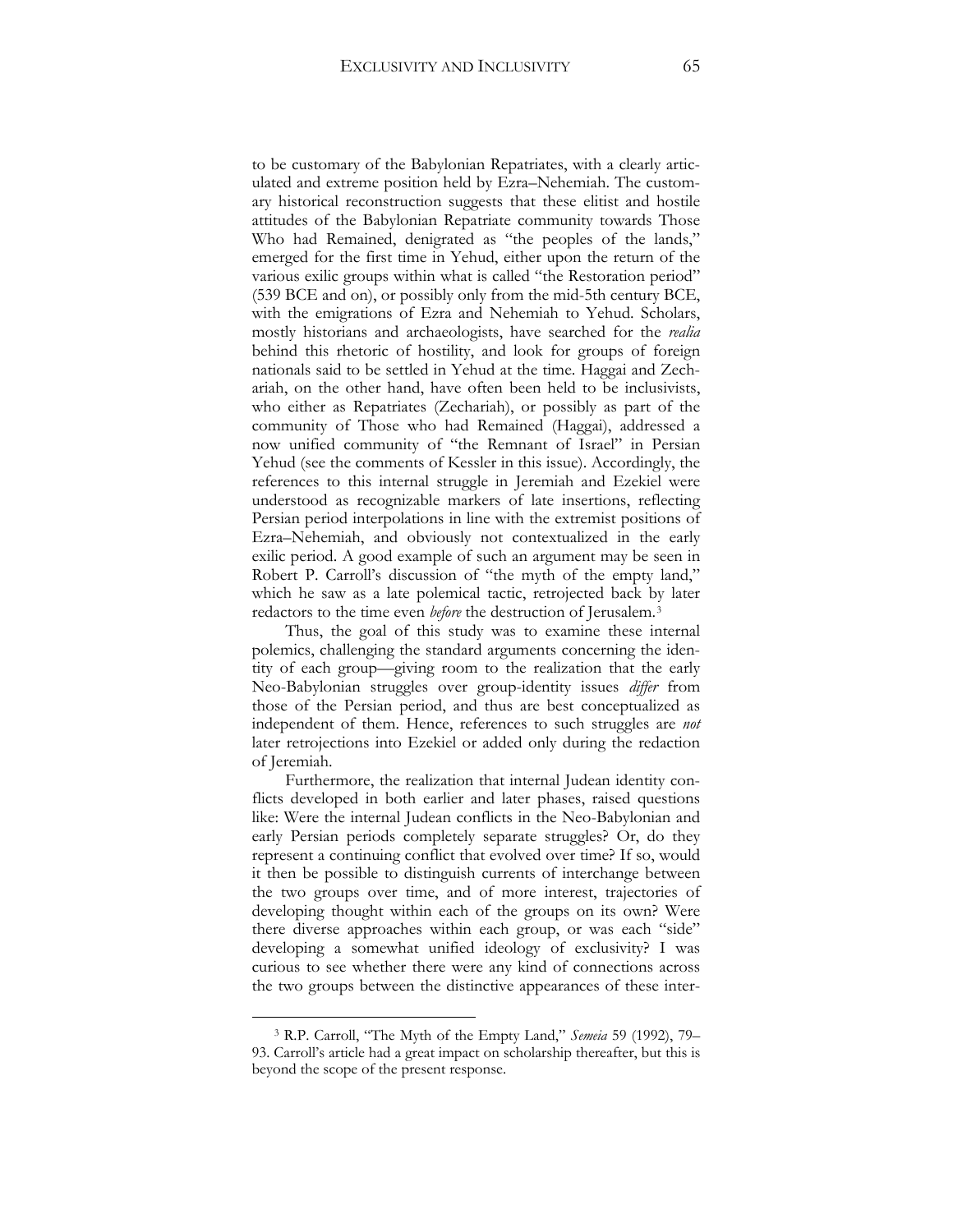to be customary of the Babylonian Repatriates, with a clearly articulated and extreme position held by Ezra–Nehemiah. The customary historical reconstruction suggests that these elitist and hostile attitudes of the Babylonian Repatriate community towards Those Who had Remained, denigrated as "the peoples of the lands," emerged for the first time in Yehud, either upon the return of the various exilic groups within what is called "the Restoration period" (539 BCE and on), or possibly only from the mid-5th century BCE, with the emigrations of Ezra and Nehemiah to Yehud. Scholars, mostly historians and archaeologists, have searched for the *realia* behind this rhetoric of hostility, and look for groups of foreign nationals said to be settled in Yehud at the time. Haggai and Zechariah, on the other hand, have often been held to be inclusivists, who either as Repatriates (Zechariah), or possibly as part of the community of Those who had Remained (Haggai), addressed a now unified community of "the Remnant of Israel" in Persian Yehud (see the comments of Kessler in this issue). Accordingly, the references to this internal struggle in Jeremiah and Ezekiel were understood as recognizable markers of late insertions, reflecting Persian period interpolations in line with the extremist positions of Ezra–Nehemiah, and obviously not contextualized in the early exilic period. A good example of such an argument may be seen in Robert P. Carroll's discussion of "the myth of the empty land," which he saw as a late polemical tactic, retrojected back by later redactors to the time even *before* the destruction of Jerusalem.[3]

Thus, the goal of this study was to examine these internal polemics, challenging the standard arguments concerning the identity of each group—giving room to the realization that the early Neo-Babylonian struggles over group-identity issues *differ* from those of the Persian period, and thus are best conceptualized as independent of them. Hence, references to such struggles are *not* later retrojections into Ezekiel or added only during the redaction of Jeremiah.

Furthermore, the realization that internal Judean identity conflicts developed in both earlier and later phases, raised questions like: Were the internal Judean conflicts in the Neo-Babylonian and early Persian periods completely separate struggles? Or, do they represent a continuing conflict that evolved over time? If so, would it then be possible to distinguish currents of interchange between the two groups over time, and of more interest, trajectories of developing thought within each of the groups on its own? Were there diverse approaches within each group, or was each "side" developing a somewhat unified ideology of exclusivity? I was curious to see whether there were any kind of connections across the two groups between the distinctive appearances of these inter-

[3] R.P. Carroll, "The Myth of the Empty Land," *Semeia* 59 (1992), 79–93. Carroll's article had a great impact on scholarship thereafter, but this is beyond the scope of the present response.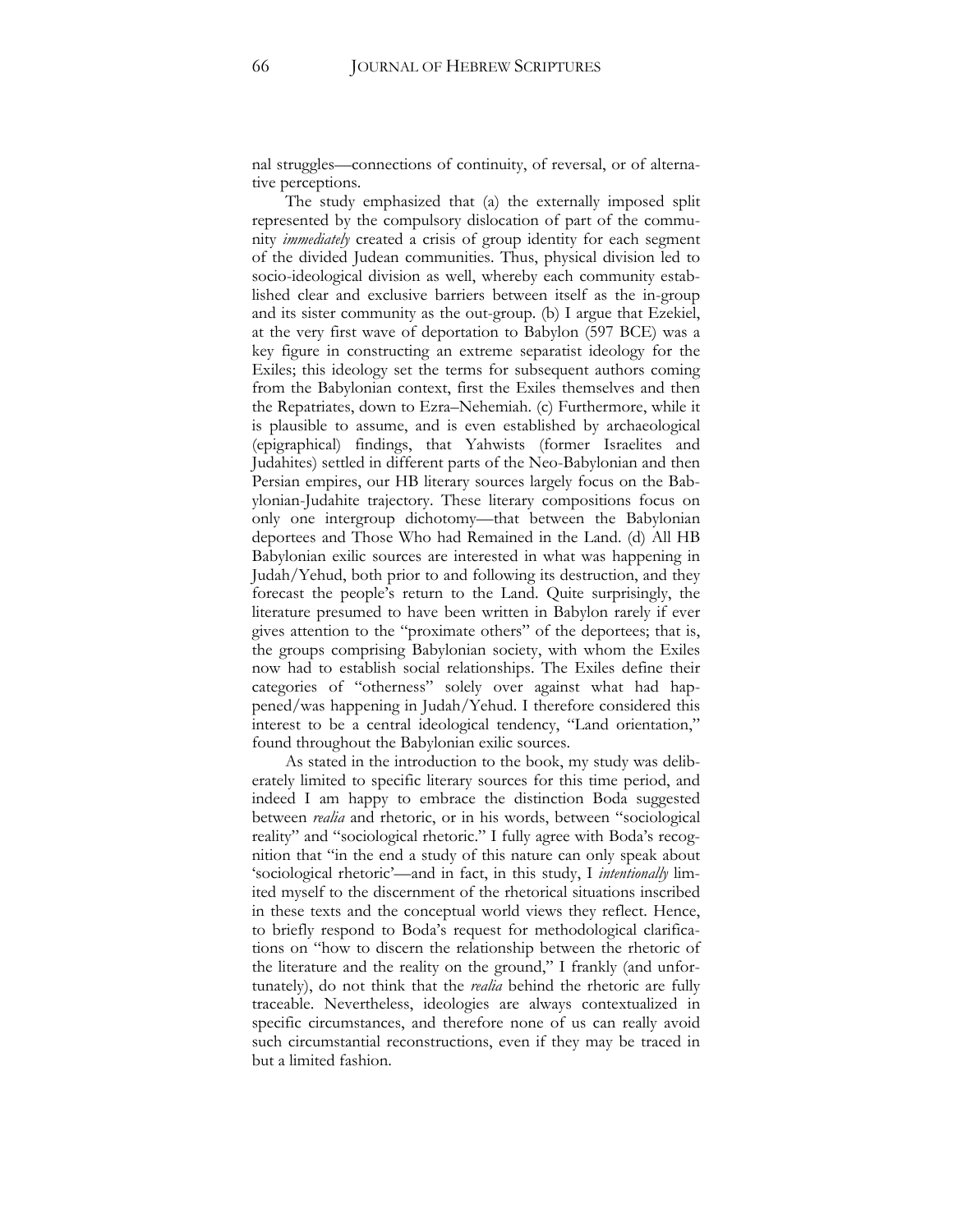nal struggles—connections of continuity, of reversal, or of alternative perceptions.

The study emphasized that (a) the externally imposed split represented by the compulsory dislocation of part of the community *immediately* created a crisis of group identity for each segment of the divided Judean communities. Thus, physical division led to socio-ideological division as well, whereby each community established clear and exclusive barriers between itself as the in-group and its sister community as the out-group. (b) I argue that Ezekiel, at the very first wave of deportation to Babylon (597 BCE) was a key figure in constructing an extreme separatist ideology for the Exiles; this ideology set the terms for subsequent authors coming from the Babylonian context, first the Exiles themselves and then the Repatriates, down to Ezra–Nehemiah. (c) Furthermore, while it is plausible to assume, and is even established by archaeological (epigraphical) findings, that Yahwists (former Israelites and Judahites) settled in different parts of the Neo-Babylonian and then Persian empires, our HB literary sources largely focus on the Babylonian-Judahite trajectory. These literary compositions focus on only one intergroup dichotomy—that between the Babylonian deportees and Those Who had Remained in the Land. (d) All HB Babylonian exilic sources are interested in what was happening in Judah/Yehud, both prior to and following its destruction, and they forecast the people's return to the Land. Quite surprisingly, the literature presumed to have been written in Babylon rarely if ever gives attention to the "proximate others" of the deportees; that is, the groups comprising Babylonian society, with whom the Exiles now had to establish social relationships. The Exiles define their categories of "otherness" solely over against what had happened/was happening in Judah/Yehud. I therefore considered this interest to be a central ideological tendency, "Land orientation," found throughout the Babylonian exilic sources.

As stated in the introduction to the book, my study was deliberately limited to specific literary sources for this time period, and indeed I am happy to embrace the distinction Boda suggested between *realia* and rhetoric, or in his words, between "sociological reality" and "sociological rhetoric." I fully agree with Boda's recognition that "in the end a study of this nature can only speak about 'sociological rhetoric'—and in fact, in this study, I *intentionally* limited myself to the discernment of the rhetorical situations inscribed in these texts and the conceptual world views they reflect. Hence, to briefly respond to Boda's request for methodological clarifications on "how to discern the relationship between the rhetoric of the literature and the reality on the ground," I frankly (and unfortunately), do not think that the *realia* behind the rhetoric are fully traceable. Nevertheless, ideologies are always contextualized in specific circumstances, and therefore none of us can really avoid such circumstantial reconstructions, even if they may be traced in but a limited fashion.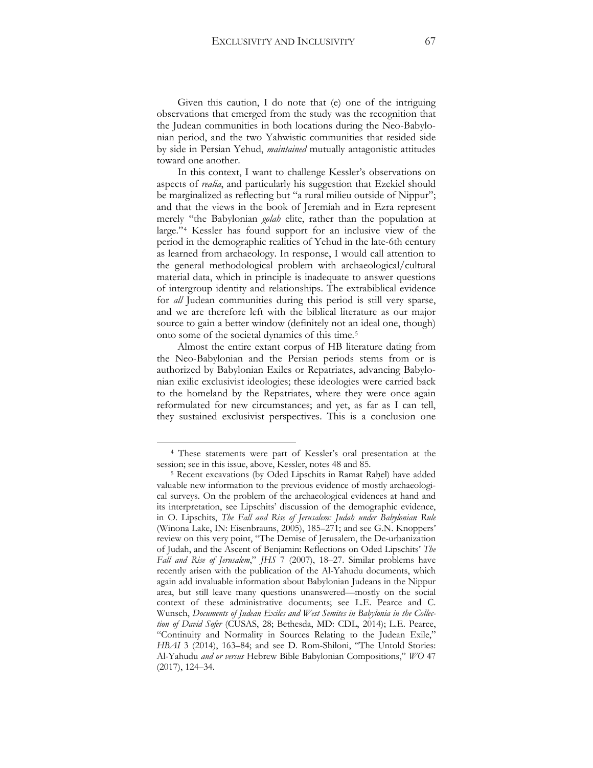Given this caution, I do note that (e) one of the intriguing observations that emerged from the study was the recognition that the Judean communities in both locations during the Neo-Babylonian period, and the two Yahwistic communities that resided side by side in Persian Yehud, *maintained* mutually antagonistic attitudes toward one another.

In this context, I want to challenge Kessler's observations on aspects of *realia*, and particularly his suggestion that Ezekiel should be marginalized as reflecting but "a rural milieu outside of Nippur"; and that the views in the book of Jeremiah and in Ezra represent merely "the Babylonian *golah* elite, rather than the population at large."[4] Kessler has found support for an inclusive view of the period in the demographic realities of Yehud in the late-6th century as learned from archaeology. In response, I would call attention to the general methodological problem with archaeological/cultural material data, which in principle is inadequate to answer questions of intergroup identity and relationships. The extrabiblical evidence for *all* Judean communities during this period is still very sparse, and we are therefore left with the biblical literature as our major source to gain a better window (definitely not an ideal one, though) onto some of the societal dynamics of this time.[5]

Almost the entire extant corpus of HB literature dating from the Neo-Babylonian and the Persian periods stems from or is authorized by Babylonian Exiles or Repatriates, advancing Babylonian exilic exclusivist ideologies; these ideologies were carried back to the homeland by the Repatriates, where they were once again reformulated for new circumstances; and yet, as far as I can tell, they sustained exclusivist perspectives. This is a conclusion one

---

[4] These statements were part of Kessler's oral presentation at the session; see in this issue, above, Kessler, notes 48 and 85.

[5] Recent excavations (by Oded Lipschits in Ramat Raḥel) have added valuable new information to the previous evidence of mostly archaeological surveys. On the problem of the archaeological evidences at hand and its interpretation, see Lipschits' discussion of the demographic evidence, in O. Lipschits, *The Fall and Rise of Jerusalem: Judah under Babylonian Rule* (Winona Lake, IN: Eisenbrauns, 2005), 185–271; and see G.N. Knoppers' review on this very point, "The Demise of Jerusalem, the De-urbanization of Judah, and the Ascent of Benjamin: Reflections on Oded Lipschits' *The Fall and Rise of Jerusalem*," *JHS* 7 (2007), 18–27. Similar problems have recently arisen with the publication of the Al-Yahudu documents, which again add invaluable information about Babylonian Judeans in the Nippur area, but still leave many questions unanswered—mostly on the social context of these administrative documents; see L.E. Pearce and C. Wunsch, *Documents of Judean Exiles and West Semites in Babylonia in the Collection of David Sofer* (CUSAS, 28; Bethesda, MD: CDL, 2014); L.E. Pearce, "Continuity and Normality in Sources Relating to the Judean Exile," *HBAI* 3 (2014), 163–84; and see D. Rom-Shiloni, "The Untold Stories: Al-Yahudu *and or versus* Hebrew Bible Babylonian Compositions," *WO* 47 (2017), 124–34.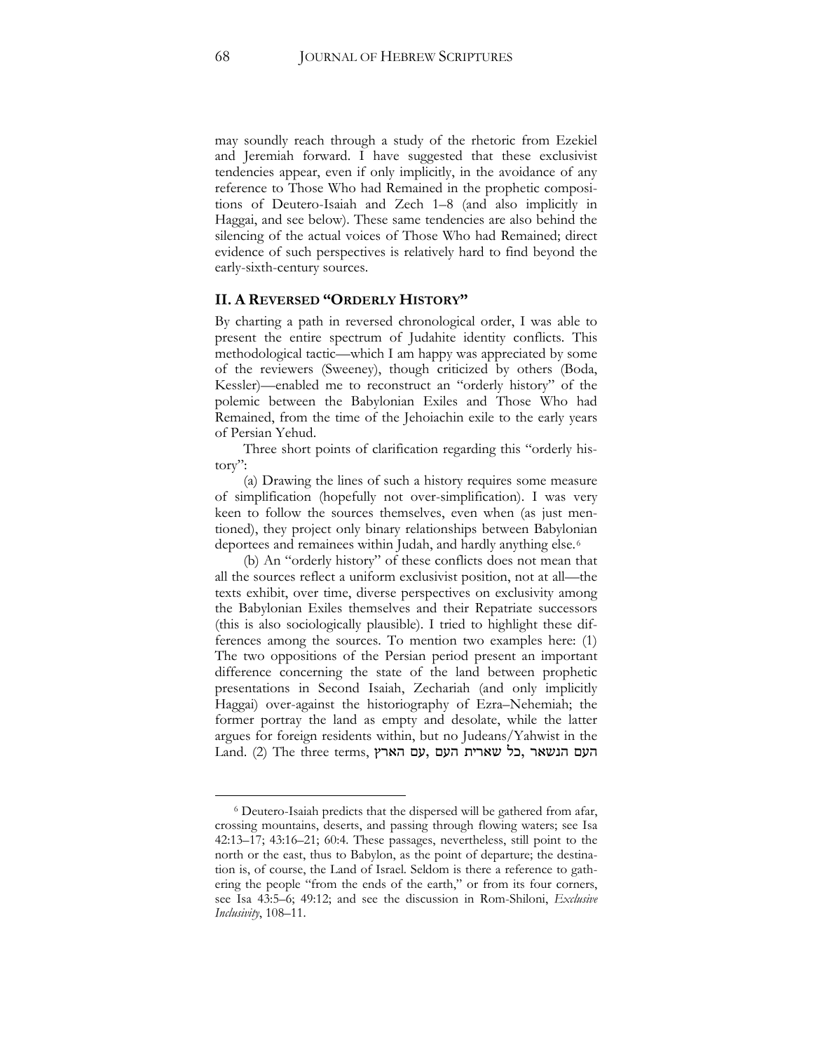may soundly reach through a study of the rhetoric from Ezekiel and Jeremiah forward. I have suggested that these exclusivist tendencies appear, even if only implicitly, in the avoidance of any reference to Those Who had Remained in the prophetic compositions of Deutero-Isaiah and Zech 1–8 (and also implicitly in Haggai, and see below). These same tendencies are also behind the silencing of the actual voices of Those Who had Remained; direct evidence of such perspectives is relatively hard to find beyond the early-sixth-century sources.

## II. A Reversed "Orderly History"

By charting a path in reversed chronological order, I was able to present the entire spectrum of Judahite identity conflicts. This methodological tactic—which I am happy was appreciated by some of the reviewers (Sweeney), though criticized by others (Boda, Kessler)—enabled me to reconstruct an "orderly history" of the polemic between the Babylonian Exiles and Those Who had Remained, from the time of the Jehoiachin exile to the early years of Persian Yehud.

Three short points of clarification regarding this "orderly history":

(a) Drawing the lines of such a history requires some measure of simplification (hopefully not over-simplification). I was very keen to follow the sources themselves, even when (as just mentioned), they project only binary relationships between Babylonian deportees and remainees within Judah, and hardly anything else.[6]

(b) An "orderly history" of these conflicts does not mean that all the sources reflect a uniform exclusivist position, not at all—the texts exhibit, over time, diverse perspectives on exclusivity among the Babylonian Exiles themselves and their Repatriate successors (this is also sociologically plausible). I tried to highlight these differences among the sources. To mention two examples here: (1) The two oppositions of the Persian period present an important difference concerning the state of the land between prophetic presentations in Second Isaiah, Zechariah (and only implicitly Haggai) over-against the historiography of Ezra–Nehemiah; the former portray the land as empty and desolate, while the latter argues for foreign residents within, but no Judeans/Yahwist in the Land. (2) The three terms, העם הנשאר ,כל שארית העם ,עם הארץ

[6] Deutero-Isaiah predicts that the dispersed will be gathered from afar, crossing mountains, deserts, and passing through flowing waters; see Isa 42:13–17; 43:16–21; 60:4. These passages, nevertheless, still point to the north or the east, thus to Babylon, as the point of departure; the destination is, of course, the Land of Israel. Seldom is there a reference to gathering the people "from the ends of the earth," or from its four corners, see Isa 43:5–6; 49:12; and see the discussion in Rom-Shiloni, *Exclusive Inclusivity*, 108–11.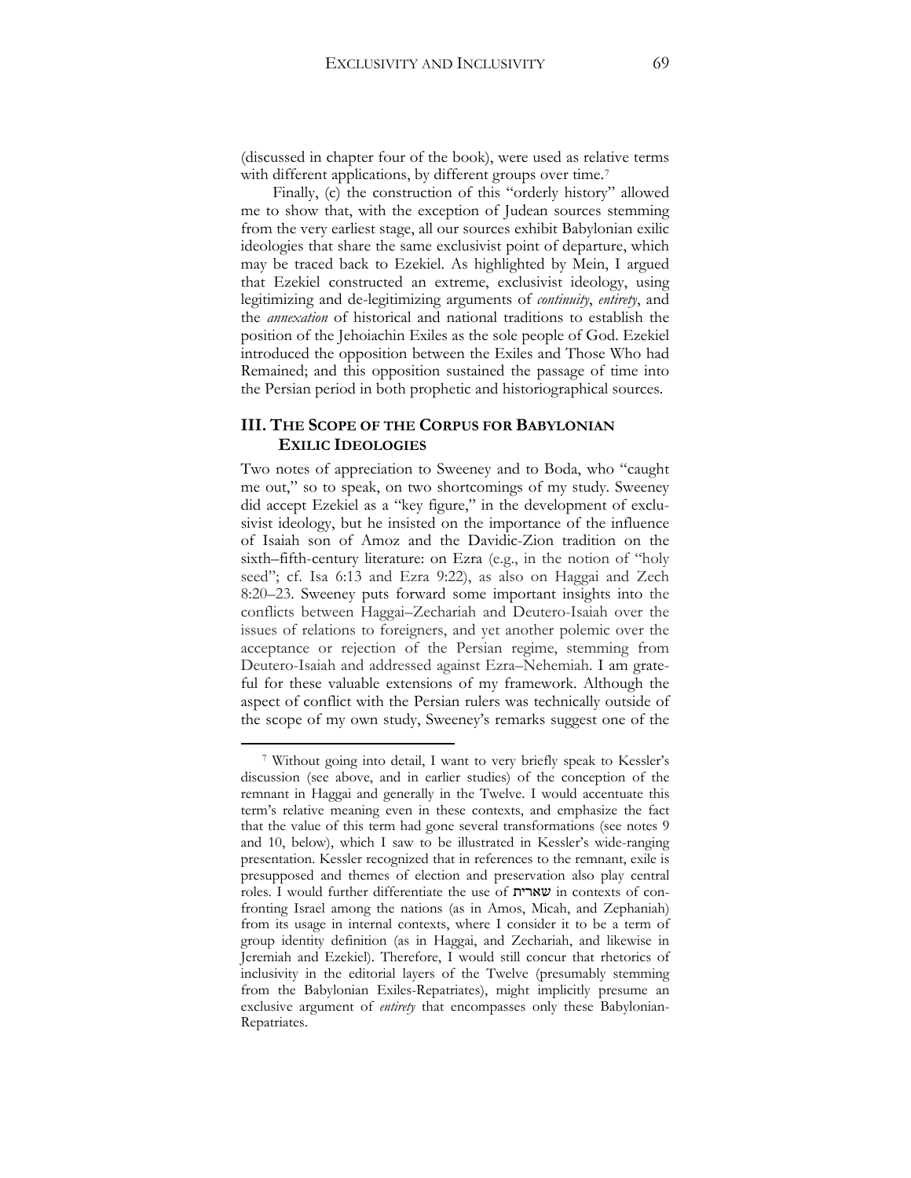(discussed in chapter four of the book), were used as relative terms with different applications, by different groups over time.[7]

Finally, (c) the construction of this "orderly history" allowed me to show that, with the exception of Judean sources stemming from the very earliest stage, all our sources exhibit Babylonian exilic ideologies that share the same exclusivist point of departure, which may be traced back to Ezekiel. As highlighted by Mein, I argued that Ezekiel constructed an extreme, exclusivist ideology, using legitimizing and de-legitimizing arguments of *continuity*, *entirety*, and the *annexation* of historical and national traditions to establish the position of the Jehoiachin Exiles as the sole people of God. Ezekiel introduced the opposition between the Exiles and Those Who had Remained; and this opposition sustained the passage of time into the Persian period in both prophetic and historiographical sources.

## III. The Scope of the Corpus for Babylonian Exilic Ideologies

Two notes of appreciation to Sweeney and to Boda, who "caught me out," so to speak, on two shortcomings of my study. Sweeney did accept Ezekiel as a "key figure," in the development of exclusivist ideology, but he insisted on the importance of the influence of Isaiah son of Amoz and the Davidic-Zion tradition on the sixth–fifth-century literature: on Ezra (e.g., in the notion of "holy seed"; cf. Isa 6:13 and Ezra 9:22), as also on Haggai and Zech 8:20–23. Sweeney puts forward some important insights into the conflicts between Haggai–Zechariah and Deutero-Isaiah over the issues of relations to foreigners, and yet another polemic over the acceptance or rejection of the Persian regime, stemming from Deutero-Isaiah and addressed against Ezra–Nehemiah. I am grateful for these valuable extensions of my framework. Although the aspect of conflict with the Persian rulers was technically outside of the scope of my own study, Sweeney's remarks suggest one of the

---

[7] Without going into detail, I want to very briefly speak to Kessler's discussion (see above, and in earlier studies) of the conception of the remnant in Haggai and generally in the Twelve. I would accentuate this term's relative meaning even in these contexts, and emphasize the fact that the value of this term had gone several transformations (see notes 9 and 10, below), which I saw to be illustrated in Kessler's wide-ranging presentation. Kessler recognized that in references to the remnant, exile is presupposed and themes of election and preservation also play central roles. I would further differentiate the use of שארית in contexts of confronting Israel among the nations (as in Amos, Micah, and Zephaniah) from its usage in internal contexts, where I consider it to be a term of group identity definition (as in Haggai, and Zechariah, and likewise in Jeremiah and Ezekiel). Therefore, I would still concur that rhetorics of inclusivity in the editorial layers of the Twelve (presumably stemming from the Babylonian Exiles-Repatriates), might implicitly presume an exclusive argument of *entirety* that encompasses only these Babylonian-Repatriates.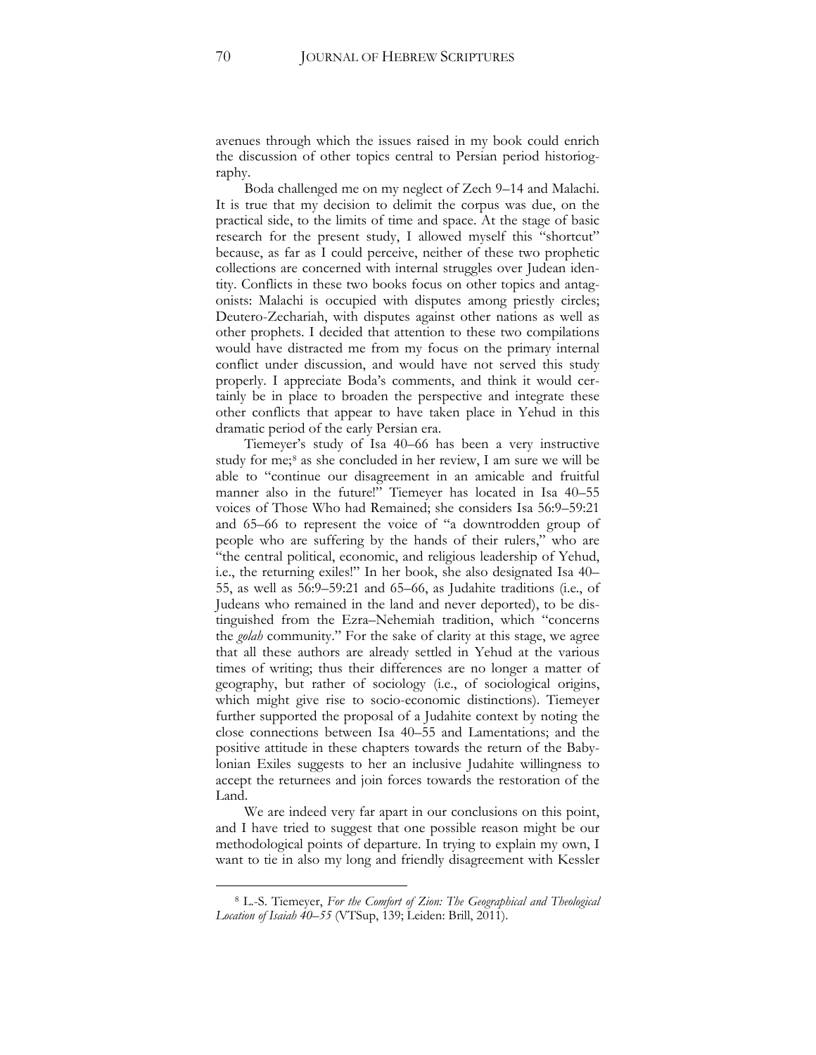avenues through which the issues raised in my book could enrich the discussion of other topics central to Persian period historiography.

Boda challenged me on my neglect of Zech 9–14 and Malachi. It is true that my decision to delimit the corpus was due, on the practical side, to the limits of time and space. At the stage of basic research for the present study, I allowed myself this "shortcut" because, as far as I could perceive, neither of these two prophetic collections are concerned with internal struggles over Judean identity. Conflicts in these two books focus on other topics and antagonists: Malachi is occupied with disputes among priestly circles; Deutero-Zechariah, with disputes against other nations as well as other prophets. I decided that attention to these two compilations would have distracted me from my focus on the primary internal conflict under discussion, and would have not served this study properly. I appreciate Boda's comments, and think it would certainly be in place to broaden the perspective and integrate these other conflicts that appear to have taken place in Yehud in this dramatic period of the early Persian era.

Tiemeyer's study of Isa 40–66 has been a very instructive study for me;[8] as she concluded in her review, I am sure we will be able to "continue our disagreement in an amicable and fruitful manner also in the future!" Tiemeyer has located in Isa 40–55 voices of Those Who had Remained; she considers Isa 56:9–59:21 and 65–66 to represent the voice of "a downtrodden group of people who are suffering by the hands of their rulers," who are "the central political, economic, and religious leadership of Yehud, i.e., the returning exiles!" In her book, she also designated Isa 40–55, as well as 56:9–59:21 and 65–66, as Judahite traditions (i.e., of Judeans who remained in the land and never deported), to be distinguished from the Ezra–Nehemiah tradition, which "concerns the *golah* community." For the sake of clarity at this stage, we agree that all these authors are already settled in Yehud at the various times of writing; thus their differences are no longer a matter of geography, but rather of sociology (i.e., of sociological origins, which might give rise to socio-economic distinctions). Tiemeyer further supported the proposal of a Judahite context by noting the close connections between Isa 40–55 and Lamentations; and the positive attitude in these chapters towards the return of the Babylonian Exiles suggests to her an inclusive Judahite willingness to accept the returnees and join forces towards the restoration of the Land.

We are indeed very far apart in our conclusions on this point, and I have tried to suggest that one possible reason might be our methodological points of departure. In trying to explain my own, I want to tie in also my long and friendly disagreement with Kessler

---

[8] L.-S. Tiemeyer, *For the Comfort of Zion: The Geographical and Theological Location of Isaiah 40–55* (VTSup, 139; Leiden: Brill, 2011).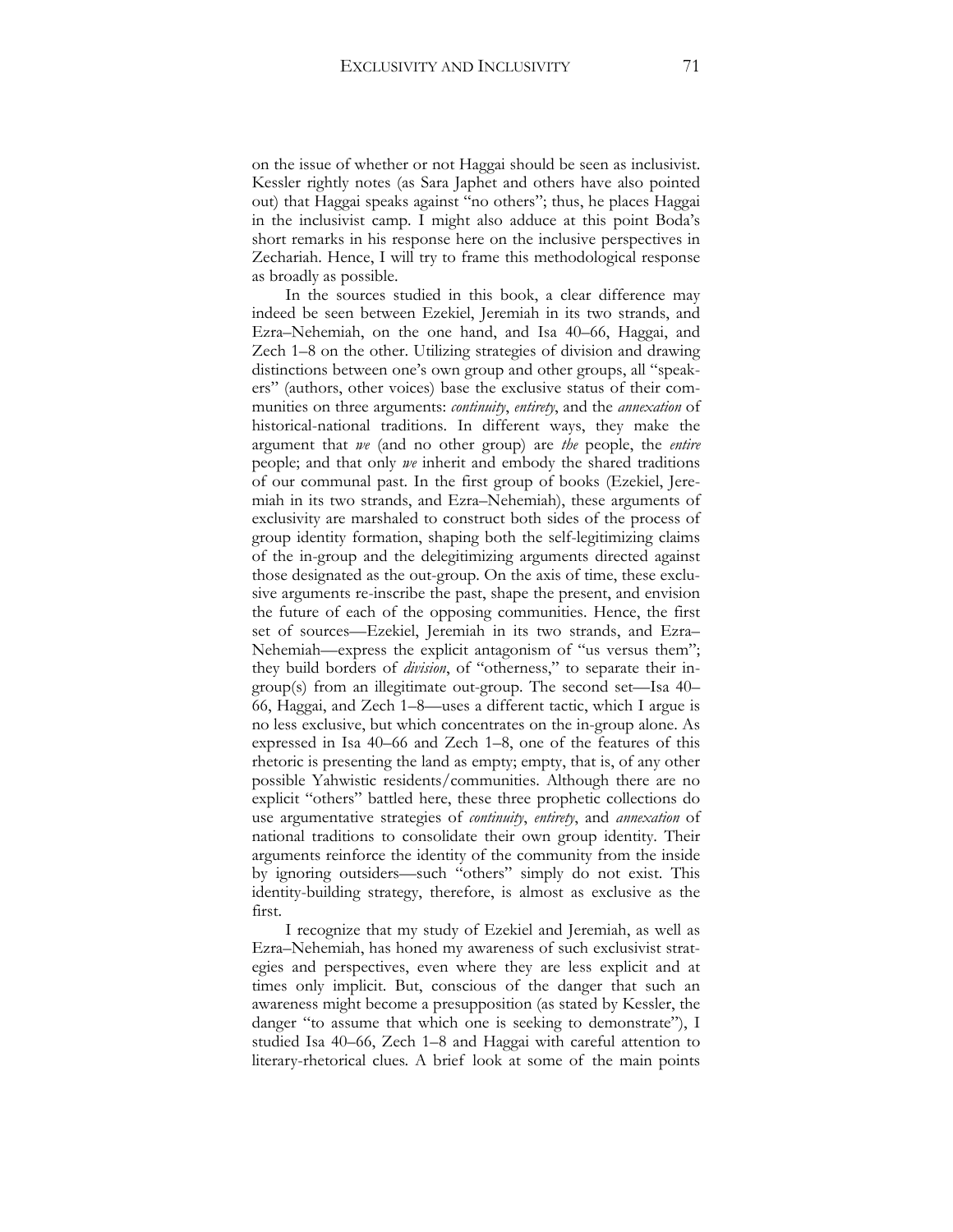on the issue of whether or not Haggai should be seen as inclusivist. Kessler rightly notes (as Sara Japhet and others have also pointed out) that Haggai speaks against "no others"; thus, he places Haggai in the inclusivist camp. I might also adduce at this point Boda's short remarks in his response here on the inclusive perspectives in Zechariah. Hence, I will try to frame this methodological response as broadly as possible.

In the sources studied in this book, a clear difference may indeed be seen between Ezekiel, Jeremiah in its two strands, and Ezra–Nehemiah, on the one hand, and Isa 40–66, Haggai, and Zech 1–8 on the other. Utilizing strategies of division and drawing distinctions between one's own group and other groups, all "speakers" (authors, other voices) base the exclusive status of their communities on three arguments: *continuity*, *entirety*, and the *annexation* of historical-national traditions. In different ways, they make the argument that *we* (and no other group) are *the* people, the *entire* people; and that only *we* inherit and embody the shared traditions of our communal past. In the first group of books (Ezekiel, Jeremiah in its two strands, and Ezra–Nehemiah), these arguments of exclusivity are marshaled to construct both sides of the process of group identity formation, shaping both the self-legitimizing claims of the in-group and the delegitimizing arguments directed against those designated as the out-group. On the axis of time, these exclusive arguments re-inscribe the past, shape the present, and envision the future of each of the opposing communities. Hence, the first set of sources—Ezekiel, Jeremiah in its two strands, and Ezra–Nehemiah—express the explicit antagonism of "us versus them"; they build borders of *division*, of "otherness," to separate their in-group(s) from an illegitimate out-group. The second set—Isa 40–66, Haggai, and Zech 1–8—uses a different tactic, which I argue is no less exclusive, but which concentrates on the in-group alone. As expressed in Isa 40–66 and Zech 1–8, one of the features of this rhetoric is presenting the land as empty; empty, that is, of any other possible Yahwistic residents/communities. Although there are no explicit "others" battled here, these three prophetic collections do use argumentative strategies of *continuity*, *entirety*, and *annexation* of national traditions to consolidate their own group identity. Their arguments reinforce the identity of the community from the inside by ignoring outsiders—such "others" simply do not exist. This identity-building strategy, therefore, is almost as exclusive as the first.

I recognize that my study of Ezekiel and Jeremiah, as well as Ezra–Nehemiah, has honed my awareness of such exclusivist strategies and perspectives, even where they are less explicit and at times only implicit. But, conscious of the danger that such an awareness might become a presupposition (as stated by Kessler, the danger "to assume that which one is seeking to demonstrate"), I studied Isa 40–66, Zech 1–8 and Haggai with careful attention to literary-rhetorical clues. A brief look at some of the main points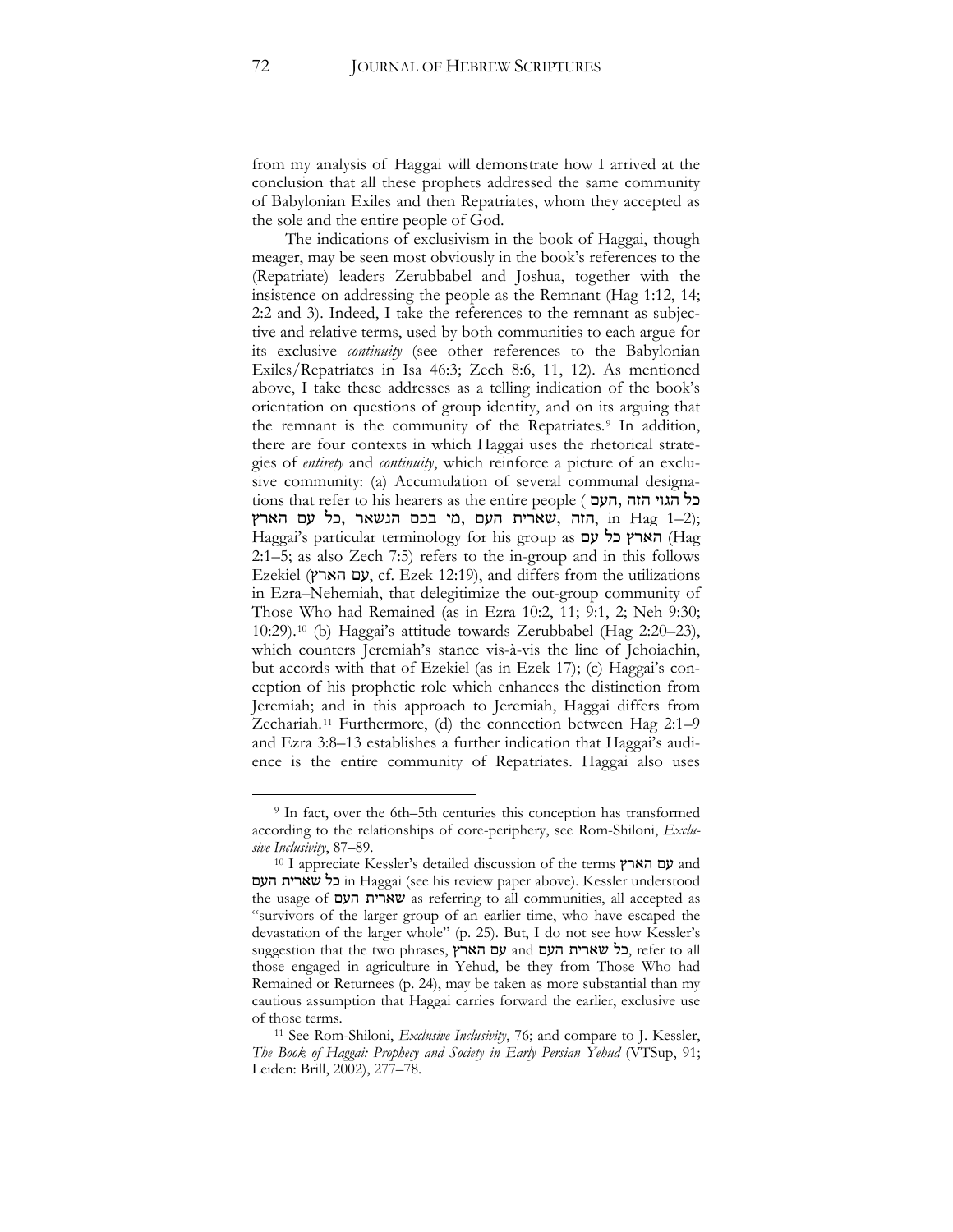from my analysis of Haggai will demonstrate how I arrived at the conclusion that all these prophets addressed the same community of Babylonian Exiles and then Repatriates, whom they accepted as the sole and the entire people of God.

The indications of exclusivism in the book of Haggai, though meager, may be seen most obviously in the book's references to the (Repatriate) leaders Zerubbabel and Joshua, together with the insistence on addressing the people as the Remnant (Hag 1:12, 14; 2:2 and 3). Indeed, I take the references to the remnant as subjective and relative terms, used by both communities to each argue for its exclusive *continuity* (see other references to the Babylonian Exiles/Repatriates in Isa 46:3; Zech 8:6, 11, 12). As mentioned above, I take these addresses as a telling indication of the book's orientation on questions of group identity, and on its arguing that the remnant is the community of the Repatriates.[9] In addition, there are four contexts in which Haggai uses the rhetorical strategies of *entirety* and *continuity*, which reinforce a picture of an exclusive community: (a) Accumulation of several communal designations that refer to his hearers as the entire people (העם, כל הגוי הזה, הזה, שארית העם, מי בכם הנשאר, כל עם הארץ, in Hag 1–2); Haggai's particular terminology for his group as כל עם הארץ (Hag 2:1–5; as also Zech 7:5) refers to the in-group and in this follows Ezekiel (עם הארץ, cf. Ezek 12:19), and differs from the utilizations in Ezra–Nehemiah, that delegitimize the out-group community of Those Who had Remained (as in Ezra 10:2, 11; 9:1, 2; Neh 9:30; 10:29).[10] (b) Haggai's attitude towards Zerubbabel (Hag 2:20–23), which counters Jeremiah's stance vis-à-vis the line of Jehoiachin, but accords with that of Ezekiel (as in Ezek 17); (c) Haggai's conception of his prophetic role which enhances the distinction from Jeremiah; and in this approach to Jeremiah, Haggai differs from Zechariah.[11] Furthermore, (d) the connection between Hag 2:1–9 and Ezra 3:8–13 establishes a further indication that Haggai's audience is the entire community of Repatriates. Haggai also uses

---

[9] In fact, over the 6th–5th centuries this conception has transformed according to the relationships of core-periphery, see Rom-Shiloni, *Exclusive Inclusivity*, 87–89.

[10] I appreciate Kessler's detailed discussion of the terms עם הארץ and כל שארית העם in Haggai (see his review paper above). Kessler understood the usage of שארית העם as referring to all communities, all accepted as "survivors of the larger group of an earlier time, who have escaped the devastation of the larger whole" (p. 25). But, I do not see how Kessler's suggestion that the two phrases, עם הארץ and כל שארית העם, refer to all those engaged in agriculture in Yehud, be they from Those Who had Remained or Returnees (p. 24), may be taken as more substantial than my cautious assumption that Haggai carries forward the earlier, exclusive use of those terms.

[11] See Rom-Shiloni, *Exclusive Inclusivity*, 76; and compare to J. Kessler, *The Book of Haggai: Prophecy and Society in Early Persian Yehud* (VTSup, 91; Leiden: Brill, 2002), 277–78.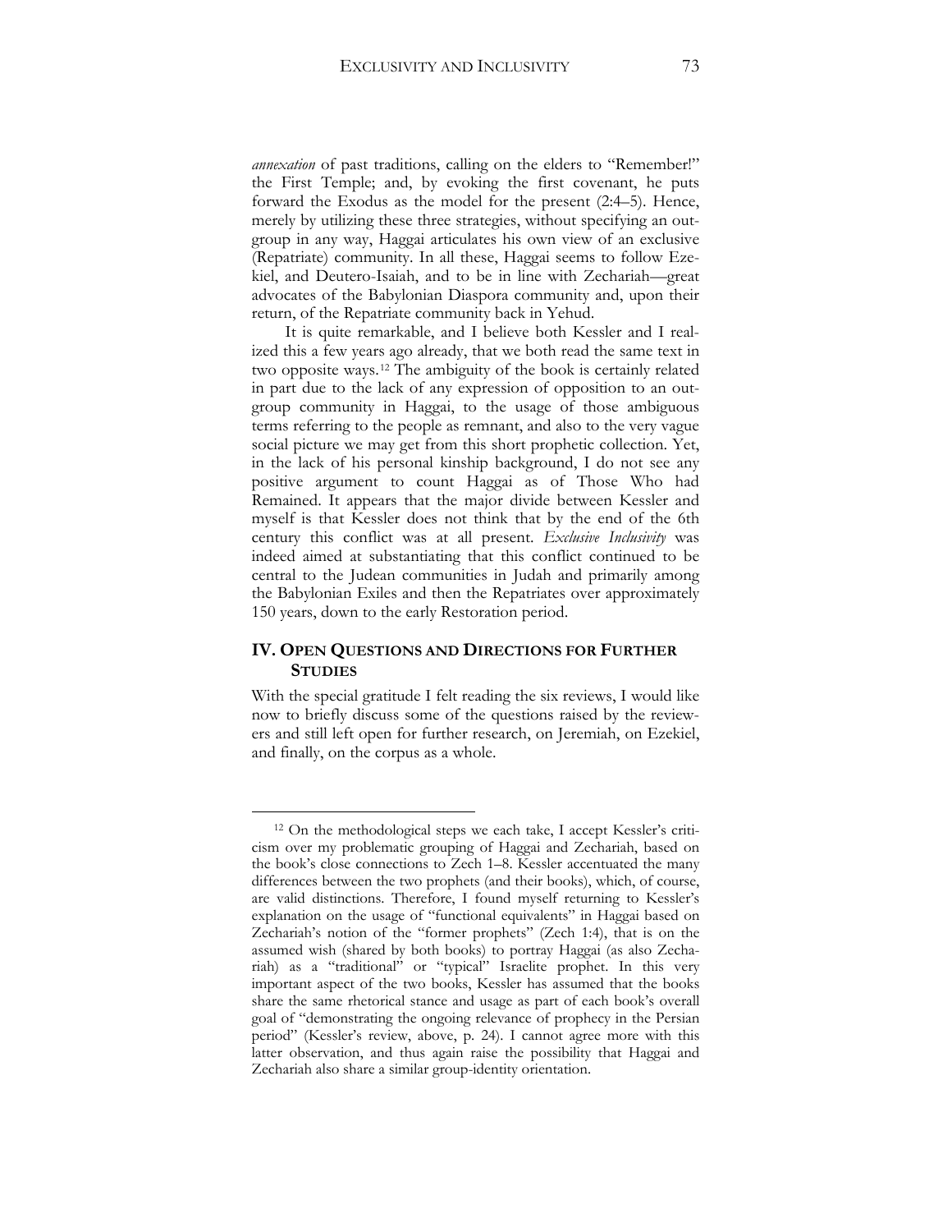*annexation* of past traditions, calling on the elders to "Remember!" the First Temple; and, by evoking the first covenant, he puts forward the Exodus as the model for the present (2:4–5). Hence, merely by utilizing these three strategies, without specifying an outgroup in any way, Haggai articulates his own view of an exclusive (Repatriate) community. In all these, Haggai seems to follow Ezekiel, and Deutero-Isaiah, and to be in line with Zechariah—great advocates of the Babylonian Diaspora community and, upon their return, of the Repatriate community back in Yehud.

It is quite remarkable, and I believe both Kessler and I realized this a few years ago already, that we both read the same text in two opposite ways.[12] The ambiguity of the book is certainly related in part due to the lack of any expression of opposition to an outgroup community in Haggai, to the usage of those ambiguous terms referring to the people as remnant, and also to the very vague social picture we may get from this short prophetic collection. Yet, in the lack of his personal kinship background, I do not see any positive argument to count Haggai as of Those Who had Remained. It appears that the major divide between Kessler and myself is that Kessler does not think that by the end of the 6th century this conflict was at all present. *Exclusive Inclusivity* was indeed aimed at substantiating that this conflict continued to be central to the Judean communities in Judah and primarily among the Babylonian Exiles and then the Repatriates over approximately 150 years, down to the early Restoration period.

## IV. Open Questions and Directions for Further Studies

With the special gratitude I felt reading the six reviews, I would like now to briefly discuss some of the questions raised by the reviewers and still left open for further research, on Jeremiah, on Ezekiel, and finally, on the corpus as a whole.

---

[12] On the methodological steps we each take, I accept Kessler's criticism over my problematic grouping of Haggai and Zechariah, based on the book's close connections to Zech 1–8. Kessler accentuated the many differences between the two prophets (and their books), which, of course, are valid distinctions. Therefore, I found myself returning to Kessler's explanation on the usage of "functional equivalents" in Haggai based on Zechariah's notion of the "former prophets" (Zech 1:4), that is on the assumed wish (shared by both books) to portray Haggai (as also Zechariah) as a "traditional" or "typical" Israelite prophet. In this very important aspect of the two books, Kessler has assumed that the books share the same rhetorical stance and usage as part of each book's overall goal of "demonstrating the ongoing relevance of prophecy in the Persian period" (Kessler's review, above, p. 24). I cannot agree more with this latter observation, and thus again raise the possibility that Haggai and Zechariah also share a similar group-identity orientation.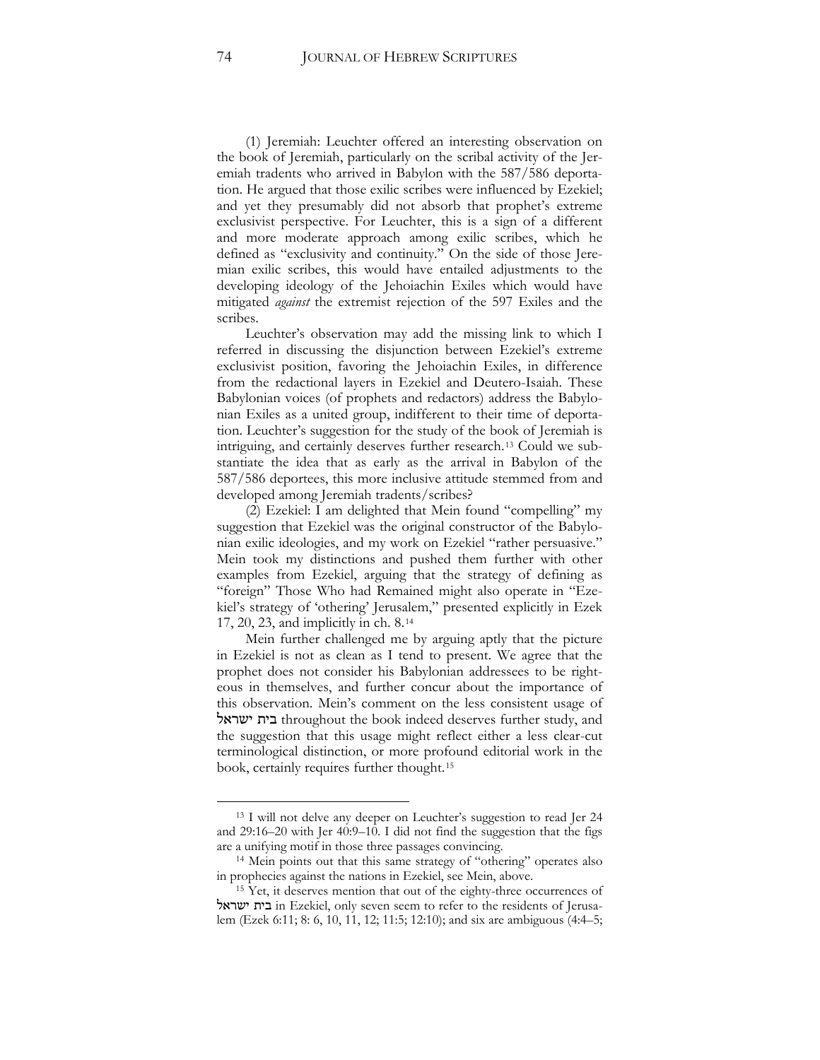(1) Jeremiah: Leuchter offered an interesting observation on the book of Jeremiah, particularly on the scribal activity of the Jeremiah tradents who arrived in Babylon with the 587/586 deportation. He argued that those exilic scribes were influenced by Ezekiel; and yet they presumably did not absorb that prophet's extreme exclusivist perspective. For Leuchter, this is a sign of a different and more moderate approach among exilic scribes, which he defined as "exclusivity and continuity." On the side of those Jeremian exilic scribes, this would have entailed adjustments to the developing ideology of the Jehoiachin Exiles which would have mitigated *against* the extremist rejection of the 597 Exiles and the scribes.

Leuchter's observation may add the missing link to which I referred in discussing the disjunction between Ezekiel's extreme exclusivist position, favoring the Jehoiachin Exiles, in difference from the redactional layers in Ezekiel and Deutero-Isaiah. These Babylonian voices (of prophets and redactors) address the Babylonian Exiles as a united group, indifferent to their time of deportation. Leuchter's suggestion for the study of the book of Jeremiah is intriguing, and certainly deserves further research.[13] Could we substantiate the idea that as early as the arrival in Babylon of the 587/586 deportees, this more inclusive attitude stemmed from and developed among Jeremiah tradents/scribes?

(2) Ezekiel: I am delighted that Mein found "compelling" my suggestion that Ezekiel was the original constructor of the Babylonian exilic ideologies, and my work on Ezekiel "rather persuasive." Mein took my distinctions and pushed them further with other examples from Ezekiel, arguing that the strategy of defining as "foreign" Those Who had Remained might also operate in "Ezekiel's strategy of 'othering' Jerusalem," presented explicitly in Ezek 17, 20, 23, and implicitly in ch. 8.[14]

Mein further challenged me by arguing aptly that the picture in Ezekiel is not as clean as I tend to present. We agree that the prophet does not consider his Babylonian addressees to be righteous in themselves, and further concur about the importance of this observation. Mein's comment on the less consistent usage of בית ישראל throughout the book indeed deserves further study, and the suggestion that this usage might reflect either a less clear-cut terminological distinction, or more profound editorial work in the book, certainly requires further thought.[15]

---

[13] I will not delve any deeper on Leuchter's suggestion to read Jer 24 and 29:16–20 with Jer 40:9–10. I did not find the suggestion that the figs are a unifying motif in those three passages convincing.

[14] Mein points out that this same strategy of "othering" operates also in prophecies against the nations in Ezekiel, see Mein, above.

[15] Yet, it deserves mention that out of the eighty-three occurrences of בית ישראל in Ezekiel, only seven seem to refer to the residents of Jerusalem (Ezek 6:11; 8: 6, 10, 11, 12; 11:5; 12:10); and six are ambiguous (4:4–5;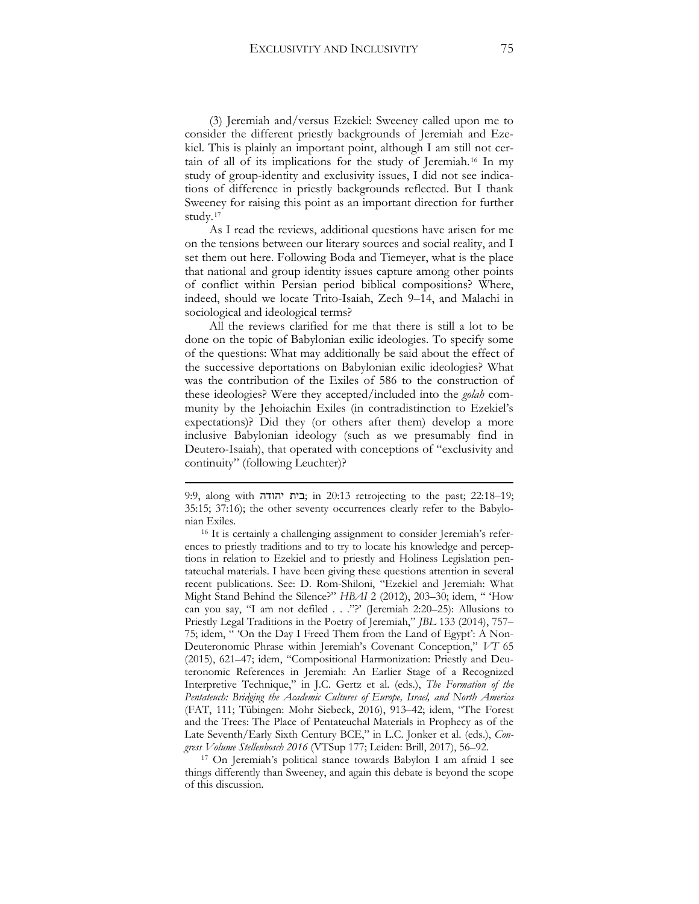(3) Jeremiah and/versus Ezekiel: Sweeney called upon me to consider the different priestly backgrounds of Jeremiah and Ezekiel. This is plainly an important point, although I am still not certain of all of its implications for the study of Jeremiah.[16] In my study of group-identity and exclusivity issues, I did not see indications of difference in priestly backgrounds reflected. But I thank Sweeney for raising this point as an important direction for further study.[17]

As I read the reviews, additional questions have arisen for me on the tensions between our literary sources and social reality, and I set them out here. Following Boda and Tiemeyer, what is the place that national and group identity issues capture among other points of conflict within Persian period biblical compositions? Where, indeed, should we locate Trito-Isaiah, Zech 9–14, and Malachi in sociological and ideological terms?

All the reviews clarified for me that there is still a lot to be done on the topic of Babylonian exilic ideologies. To specify some of the questions: What may additionally be said about the effect of the successive deportations on Babylonian exilic ideologies? What was the contribution of the Exiles of 586 to the construction of these ideologies? Were they accepted/included into the *golah* community by the Jehoiachin Exiles (in contradistinction to Ezekiel's expectations)? Did they (or others after them) develop a more inclusive Babylonian ideology (such as we presumably find in Deutero-Isaiah), that operated with conceptions of "exclusivity and continuity" (following Leuchter)?

---

9:9, along with בית יהודה; in 20:13 retrojecting to the past; 22:18–19; 35:15; 37:16); the other seventy occurrences clearly refer to the Babylonian Exiles.

[16] It is certainly a challenging assignment to consider Jeremiah's references to priestly traditions and to try to locate his knowledge and perceptions in relation to Ezekiel and to priestly and Holiness Legislation pentateuchal materials. I have been giving these questions attention in several recent publications. See: D. Rom-Shiloni, "Ezekiel and Jeremiah: What Might Stand Behind the Silence?" *HBAI* 2 (2012), 203–30; idem, " 'How can you say, "I am not defiled . . ."?' (Jeremiah 2:20–25): Allusions to Priestly Legal Traditions in the Poetry of Jeremiah," *JBL* 133 (2014), 757–75; idem, " 'On the Day I Freed Them from the Land of Egypt': A Non-Deuteronomic Phrase within Jeremiah's Covenant Conception," *VT* 65 (2015), 621–47; idem, "Compositional Harmonization: Priestly and Deuteronomic References in Jeremiah: An Earlier Stage of a Recognized Interpretive Technique," in J.C. Gertz et al. (eds.), *The Formation of the Pentateuch: Bridging the Academic Cultures of Europe, Israel, and North America* (FAT, 111; Tübingen: Mohr Siebeck, 2016), 913–42; idem, "The Forest and the Trees: The Place of Pentateuchal Materials in Prophecy as of the Late Seventh/Early Sixth Century BCE," in L.C. Jonker et al. (eds.), *Congress Volume Stellenbosch 2016* (VTSup 177; Leiden: Brill, 2017), 56–92.

[17] On Jeremiah's political stance towards Babylon I am afraid I see things differently than Sweeney, and again this debate is beyond the scope of this discussion.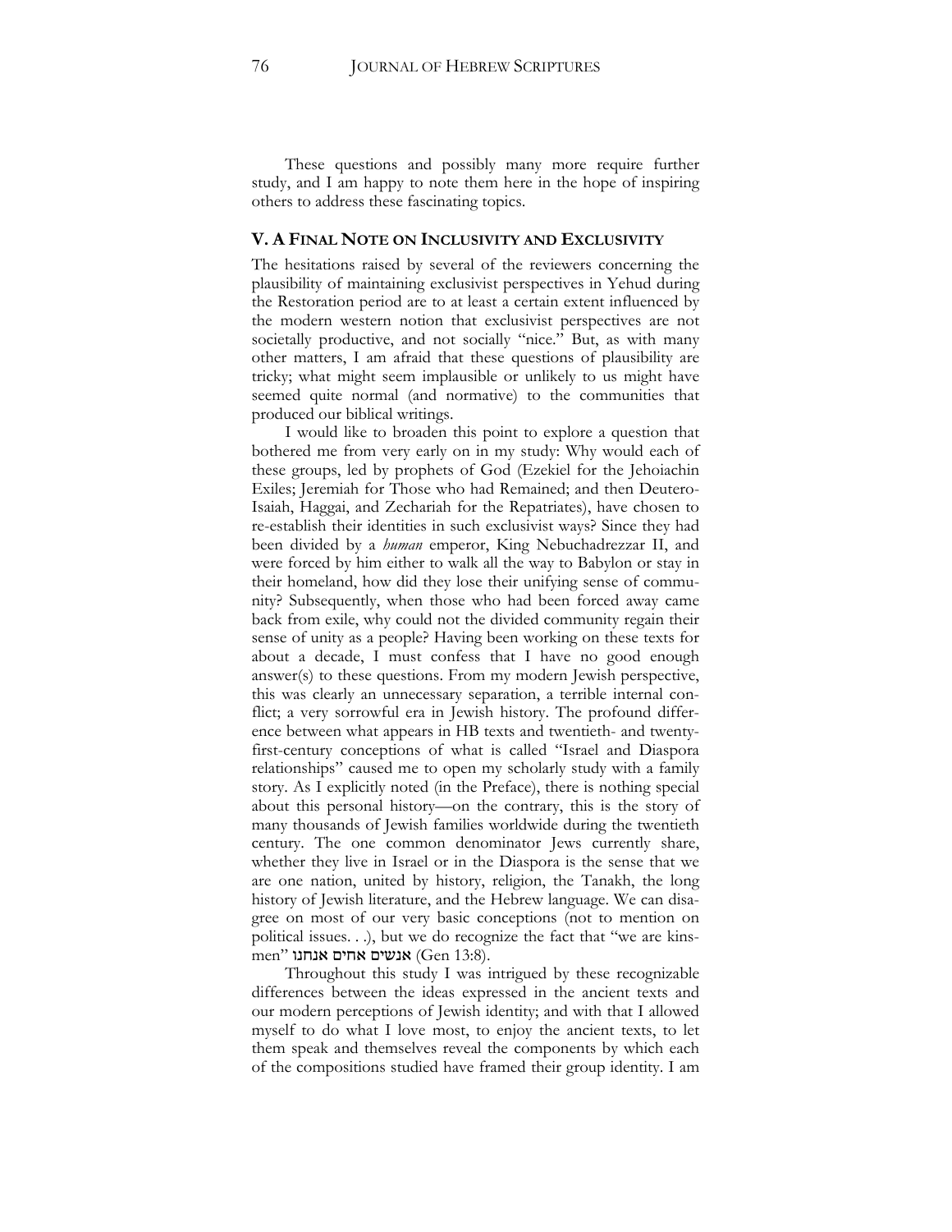These questions and possibly many more require further study, and I am happy to note them here in the hope of inspiring others to address these fascinating topics.

## V. A Final Note on Inclusivity and Exclusivity

The hesitations raised by several of the reviewers concerning the plausibility of maintaining exclusivist perspectives in Yehud during the Restoration period are to at least a certain extent influenced by the modern western notion that exclusivist perspectives are not societally productive, and not socially "nice." But, as with many other matters, I am afraid that these questions of plausibility are tricky; what might seem implausible or unlikely to us might have seemed quite normal (and normative) to the communities that produced our biblical writings.

I would like to broaden this point to explore a question that bothered me from very early on in my study: Why would each of these groups, led by prophets of God (Ezekiel for the Jehoiachin Exiles; Jeremiah for Those who had Remained; and then Deutero-Isaiah, Haggai, and Zechariah for the Repatriates), have chosen to re-establish their identities in such exclusivist ways? Since they had been divided by a *human* emperor, King Nebuchadrezzar II, and were forced by him either to walk all the way to Babylon or stay in their homeland, how did they lose their unifying sense of community? Subsequently, when those who had been forced away came back from exile, why could not the divided community regain their sense of unity as a people? Having been working on these texts for about a decade, I must confess that I have no good enough answer(s) to these questions. From my modern Jewish perspective, this was clearly an unnecessary separation, a terrible internal conflict; a very sorrowful era in Jewish history. The profound difference between what appears in HB texts and twentieth- and twenty-first-century conceptions of what is called "Israel and Diaspora relationships" caused me to open my scholarly study with a family story. As I explicitly noted (in the Preface), there is nothing special about this personal history—on the contrary, this is the story of many thousands of Jewish families worldwide during the twentieth century. The one common denominator Jews currently share, whether they live in Israel or in the Diaspora is the sense that we are one nation, united by history, religion, the Tanakh, the long history of Jewish literature, and the Hebrew language. We can disagree on most of our very basic conceptions (not to mention on political issues. . .), but we do recognize the fact that "we are kinsmen" אנשים אחים אנחנו (Gen 13:8).

Throughout this study I was intrigued by these recognizable differences between the ideas expressed in the ancient texts and our modern perceptions of Jewish identity; and with that I allowed myself to do what I love most, to enjoy the ancient texts, to let them speak and themselves reveal the components by which each of the compositions studied have framed their group identity. I am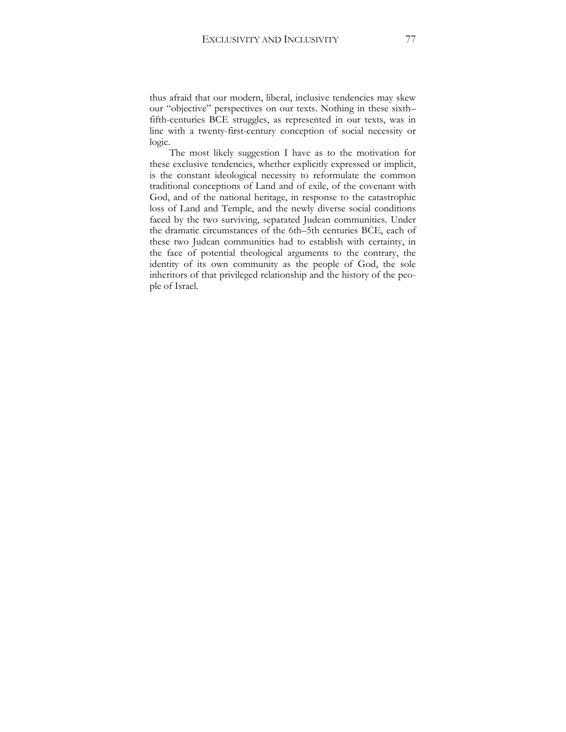thus afraid that our modern, liberal, inclusive tendencies may skew our "objective" perspectives on our texts. Nothing in these sixth–fifth-centuries BCE struggles, as represented in our texts, was in line with a twenty-first-century conception of social necessity or logic.

The most likely suggestion I have as to the motivation for these exclusive tendencies, whether explicitly expressed or implicit, is the constant ideological necessity to reformulate the common traditional conceptions of Land and of exile, of the covenant with God, and of the national heritage, in response to the catastrophic loss of Land and Temple, and the newly diverse social conditions faced by the two surviving, separated Judean communities. Under the dramatic circumstances of the 6th–5th centuries BCE, each of these two Judean communities had to establish with certainty, in the face of potential theological arguments to the contrary, the identity of its own community as the people of God, the sole inheritors of that privileged relationship and the history of the people of Israel.